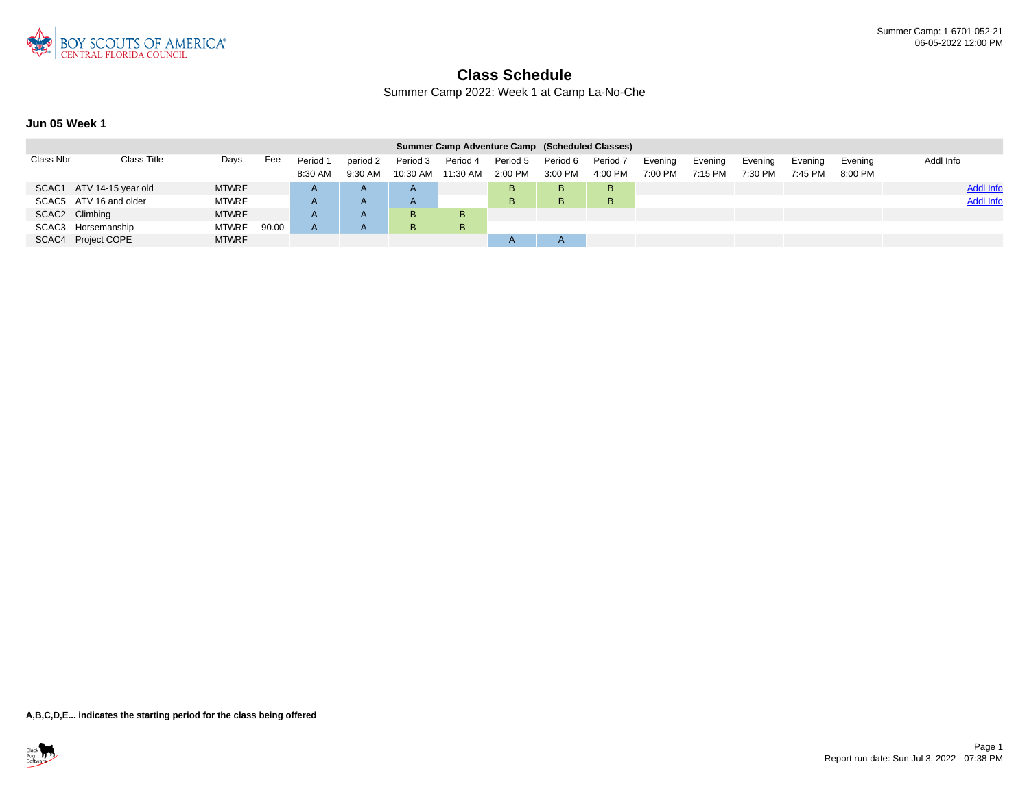# Class Schedule

Summer Camp 2022: Week 1 at Camp La-No-Che

## Jun 05 Week 1

| Summer Camp Adventure Camp (Scheduled Classes) | | | | | | | | | | | | | | | | | |
|---|---|---|---|---|---|---|---|---|---|---|---|---|---|---|---|---|---|
| Class Nbr | Class Title | Days | Fee | Period 1 8:30 AM | period 2 9:30 AM | Period 3 10:30 AM | Period 4 11:30 AM | Period 5 2:00 PM | Period 6 3:00 PM | Period 7 4:00 PM | Evening 7:00 PM | Evening 7:15 PM | Evening 7:30 PM | Evening 7:45 PM | Evening 8:00 PM | Addl Info |
| SCAC1 | ATV 14-15 year old | MTWRF | | A | A | A | | B | B | B | | | | | | Addl Info |
| SCAC5 | ATV 16 and older | MTWRF | | A | A | A | | B | B | B | | | | | | Addl Info |
| SCAC2 | Climbing | MTWRF | | A | A | B | B | | | | | | | | | |
| SCAC3 | Horsemanship | MTWRF | 90.00 | A | A | B | B | | | | | | | | | |
| SCAC4 | Project COPE | MTWRF | | | | | | A | A | | | | | | | |

**A,B,C,D,E... indicates the starting period for the class being offered**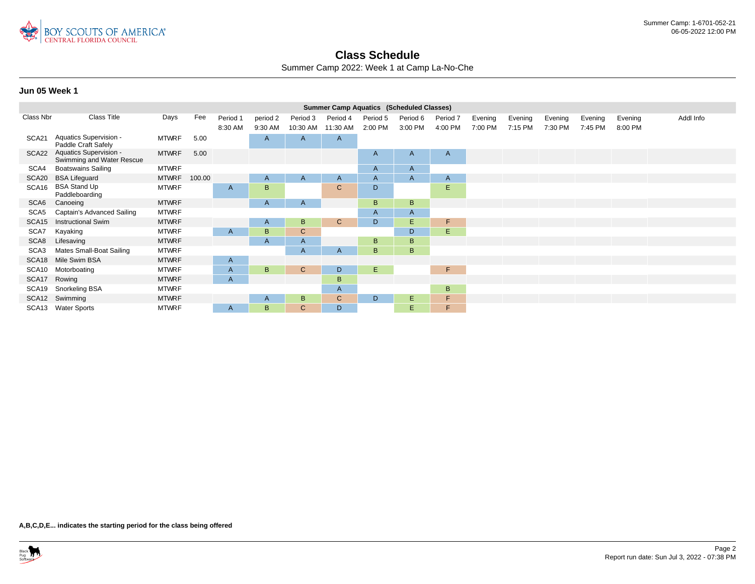# Class Schedule

Summer Camp 2022: Week 1 at Camp La-No-Che

## Jun 05 Week 1

| Summer Camp Aquatics (Scheduled Classes) | | | | | | | | | | | | | | | | |
|---|---|---|---|---|---|---|---|---|---|---|---|---|---|---|---|---|
| Class Nbr | Class Title | Days | Fee | Period 1 8:30 AM | period 2 9:30 AM | Period 3 10:30 AM | Period 4 11:30 AM | Period 5 2:00 PM | Period 6 3:00 PM | Period 7 4:00 PM | Evening 7:00 PM | Evening 7:15 PM | Evening 7:30 PM | Evening 7:45 PM | Evening 8:00 PM | Addl Info |
| SCA21 | Aquatics Supervision - Paddle Craft Safely | MTWRF | 5.00 | | A | A | A | | | | | | | | | |
| SCA22 | Aquatics Supervision - Swimming and Water Rescue | MTWRF | 5.00 | | | | | A | A | A | | | | | | |
| SCA4 | Boatswains Sailing | MTWRF | | | | | | A | A | | | | | | | |
| SCA20 | BSA Lifeguard | MTWRF | 100.00 | | A | A | A | A | A | A | | | | | | |
| SCA16 | BSA Stand Up Paddleboarding | MTWRF | | A | B | | C | D | | E | | | | | | |
| SCA6 | Canoeing | MTWRF | | | A | A | | B | B | | | | | | | |
| SCA5 | Captain's Advanced Sailing | MTWRF | | | | | | A | A | | | | | | | |
| SCA15 | Instructional Swim | MTWRF | | | A | B | C | D | E | F | | | | | | |
| SCA7 | Kayaking | MTWRF | | A | B | C | | | D | E | | | | | | |
| SCA8 | Lifesaving | MTWRF | | | A | A | | B | B | | | | | | | |
| SCA3 | Mates Small-Boat Sailing | MTWRF | | | | A | A | B | B | | | | | | | |
| SCA18 | Mile Swim BSA | MTWRF | | A | | | | | | | | | | | | |
| SCA10 | Motorboating | MTWRF | | A | B | C | D | E | | F | | | | | | |
| SCA17 | Rowing | MTWRF | | A | | | B | | | | | | | | | |
| SCA19 | Snorkeling BSA | MTWRF | | | | | A | | | B | | | | | | |
| SCA12 | Swimming | MTWRF | | | A | B | C | D | E | F | | | | | | |
| SCA13 | Water Sports | MTWRF | | A | B | C | D | | E | F | | | | | | |

**A,B,C,D,E... indicates the starting period for the class being offered**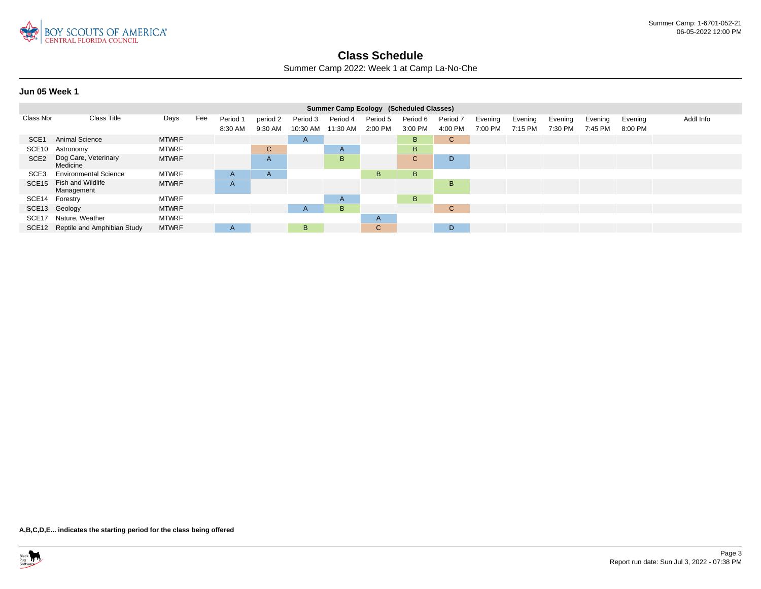# Class Schedule

Summer Camp 2022: Week 1 at Camp La-No-Che

## Jun 05 Week 1

| Summer Camp Ecology (Scheduled Classes) | | | | | | | | | | | | | | | | | |
|---|---|---|---|---|---|---|---|---|---|---|---|---|---|---|---|---|---|
| Class Nbr | Class Title | Days | Fee | Period 1 8:30 AM | period 2 9:30 AM | Period 3 10:30 AM | Period 4 11:30 AM | Period 5 2:00 PM | Period 6 3:00 PM | Period 7 4:00 PM | Evening 7:00 PM | Evening 7:15 PM | Evening 7:30 PM | Evening 7:45 PM | Evening 8:00 PM | Addl Info |
| SCE1 | Animal Science | MTWRF | | | | A | | | B | C | | | | | | |
| SCE10 | Astronomy | MTWRF | | | C | | A | | B | | | | | | | |
| SCE2 | Dog Care, Veterinary Medicine | MTWRF | | | A | | B | | C | D | | | | | | |
| SCE3 | Environmental Science | MTWRF | | A | A | | | B | B | | | | | | | |
| SCE15 | Fish and Wildlife Management | MTWRF | | A | | | | | | B | | | | | | |
| SCE14 | Forestry | MTWRF | | | | | A | | B | | | | | | | |
| SCE13 | Geology | MTWRF | | | | A | B | | | C | | | | | | |
| SCE17 | Nature, Weather | MTWRF | | | | | | A | | | | | | | | |
| SCE12 | Reptile and Amphibian Study | MTWRF | | A | | B | | C | | D | | | | | | |

**A,B,C,D,E... indicates the starting period for the class being offered**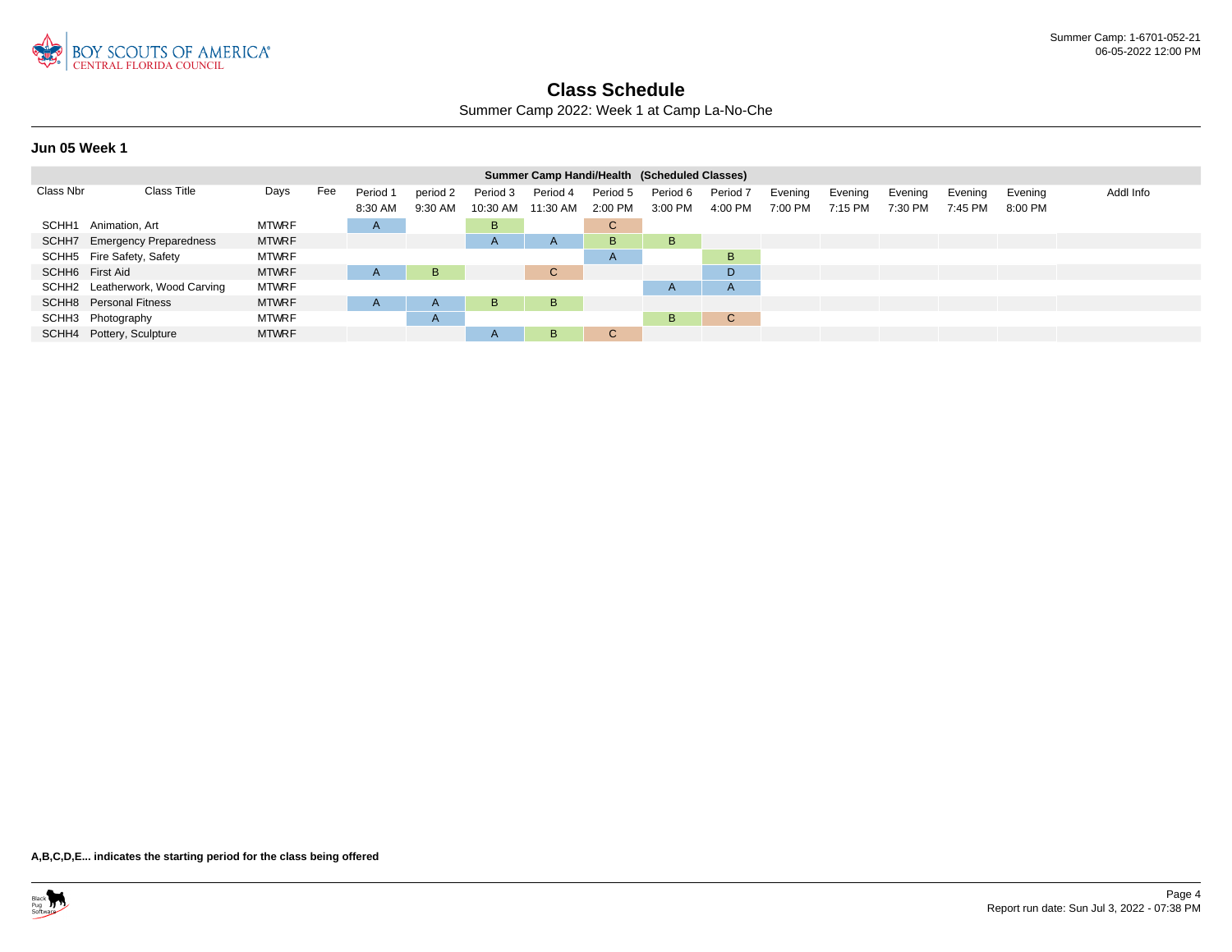# Class Schedule

Summer Camp 2022: Week 1 at Camp La-No-Che

Summer Camp: 1-6701-052-21
06-05-2022 12:00 PM

### Jun 05 Week 1

| Summer Camp Handi/Health (Scheduled Classes) | | | | | | | | | | | | | | | | | |
|---|---|---|---|---|---|---|---|---|---|---|---|---|---|---|---|---|---|
| Class Nbr | Class Title | Days | Fee | Period 1 8:30 AM | period 2 9:30 AM | Period 3 10:30 AM | Period 4 11:30 AM | Period 5 2:00 PM | Period 6 3:00 PM | Period 7 4:00 PM | Evening 7:00 PM | Evening 7:15 PM | Evening 7:30 PM | Evening 7:45 PM | Evening 8:00 PM | Addl Info |
| SCHH1 | Animation, Art | MTWRF | | A | | B | | C | | | | | | | | |
| SCHH7 | Emergency Preparedness | MTWRF | | | | A | A | B | B | | | | | | | |
| SCHH5 | Fire Safety, Safety | MTWRF | | | | | | A | | B | | | | | | |
| SCHH6 | First Aid | MTWRF | | A | B | | C | | | D | | | | | | |
| SCHH2 | Leatherwork, Wood Carving | MTWRF | | | | | | | A | A | | | | | | |
| SCHH8 | Personal Fitness | MTWRF | | A | A | B | B | | | | | | | | | |
| SCHH3 | Photography | MTWRF | | | A | | | | B | C | | | | | | |
| SCHH4 | Pottery, Sculpture | MTWRF | | | | A | B | C | | | | | | | | |

**A,B,C,D,E... indicates the starting period for the class being offered**

Report run date: Sun Jul 3, 2022 - 07:38 PM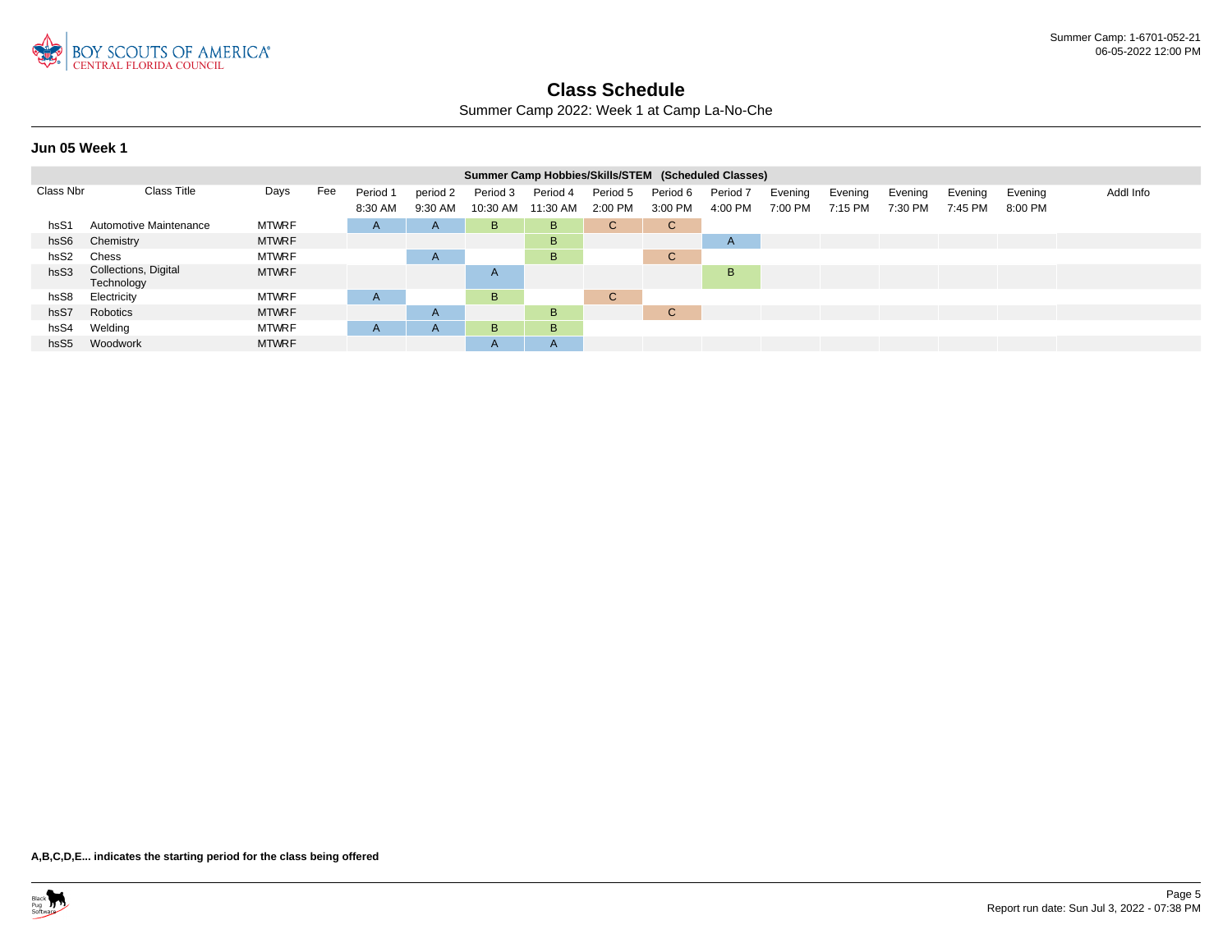# Class Schedule

Summer Camp 2022: Week 1 at Camp La-No-Che

## Jun 05 Week 1

| Summer Camp Hobbies/Skills/STEM (Scheduled Classes) | | | | | | | | | | | | | | | | | |
|---|---|---|---|---|---|---|---|---|---|---|---|---|---|---|---|---|---|
| Class Nbr | Class Title | Days | Fee | Period 1 8:30 AM | period 2 9:30 AM | Period 3 10:30 AM | Period 4 11:30 AM | Period 5 2:00 PM | Period 6 3:00 PM | Period 7 4:00 PM | Evening 7:00 PM | Evening 7:15 PM | Evening 7:30 PM | Evening 7:45 PM | Evening 8:00 PM | Addl Info |
| hsS1 | Automotive Maintenance | MTWRF | | A | A | B | B | C | C | | | | | | | |
| hsS6 | Chemistry | MTWRF | | | | | B | | | A | | | | | | |
| hsS2 | Chess | MTWRF | | | A | | B | | C | | | | | | | |
| hsS3 | Collections, Digital Technology | MTWRF | | | | A | | | | B | | | | | | |
| hsS8 | Electricity | MTWRF | | A | | B | | C | | | | | | | | |
| hsS7 | Robotics | MTWRF | | | A | | B | | C | | | | | | | |
| hsS4 | Welding | MTWRF | | A | A | B | B | | | | | | | | | |
| hsS5 | Woodwork | MTWRF | | | | A | A | | | | | | | | | |

**A,B,C,D,E... indicates the starting period for the class being offered**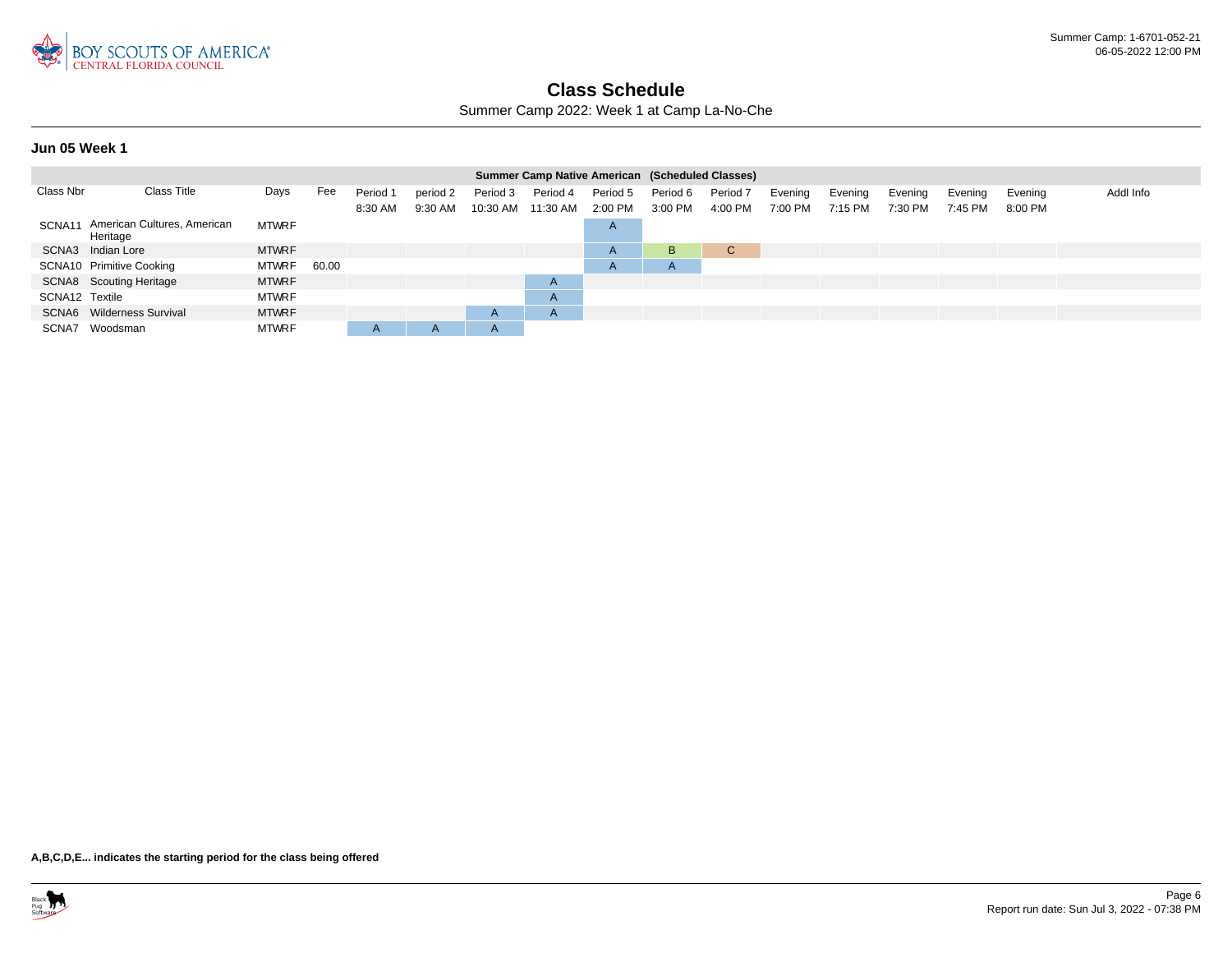# Class Schedule

Summer Camp 2022: Week 1 at Camp La-No-Che

## Jun 05 Week 1

| Summer Camp Native American (Scheduled Classes) | | | | | | | | | | | | | | | | | |
|---|---|---|---|---|---|---|---|---|---|---|---|---|---|---|---|---|---|
| Class Nbr | Class Title | Days | Fee | Period 1 8:30 AM | period 2 9:30 AM | Period 3 10:30 AM | Period 4 11:30 AM | Period 5 2:00 PM | Period 6 3:00 PM | Period 7 4:00 PM | Evening 7:00 PM | Evening 7:15 PM | Evening 7:30 PM | Evening 7:45 PM | Evening 8:00 PM | Addl Info |
| SCNA11 | American Cultures, American Heritage | MTWRF | | | | | | A | | | | | | | | |
| SCNA3 | Indian Lore | MTWRF | | | | | | A | B | C | | | | | | |
| SCNA10 | Primitive Cooking | MTWRF | 60.00 | | | | | A | A | | | | | | | |
| SCNA8 | Scouting Heritage | MTWRF | | | | | A | | | | | | | | | |
| SCNA12 | Textile | MTWRF | | | | | A | | | | | | | | | |
| SCNA6 | Wilderness Survival | MTWRF | | | | A | A | | | | | | | | | |
| SCNA7 | Woodsman | MTWRF | | A | A | A | | | | | | | | | | |

**A,B,C,D,E... indicates the starting period for the class being offered**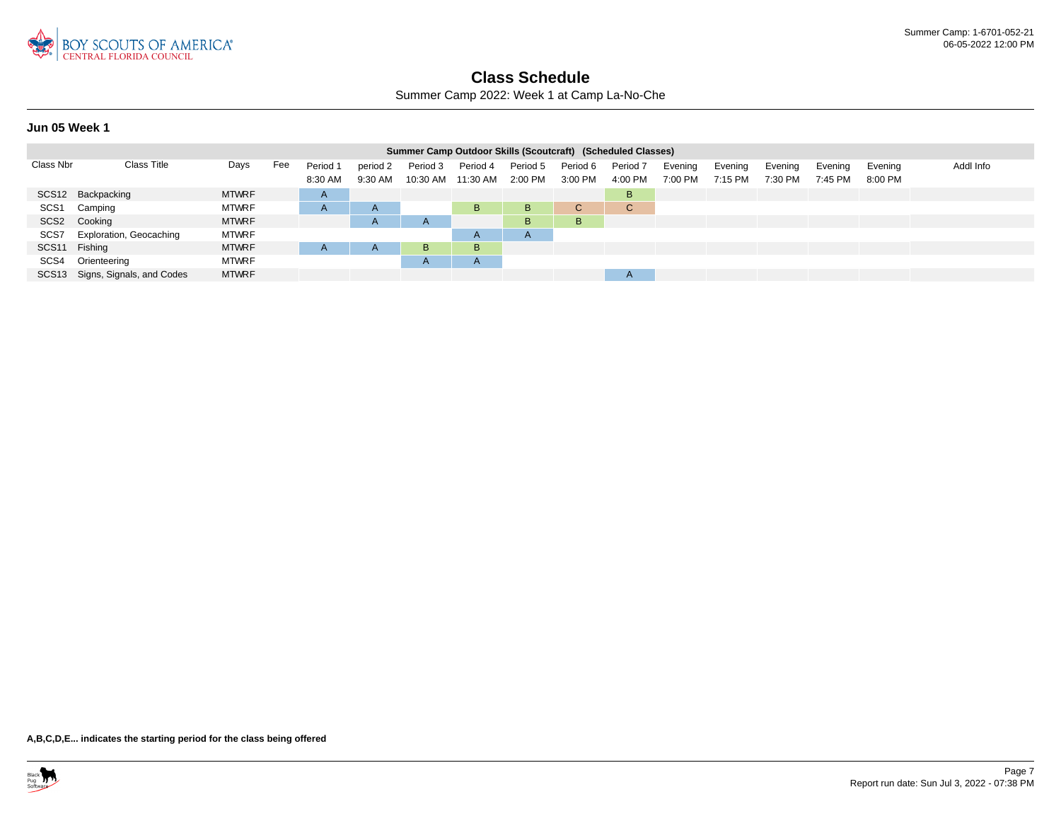# Class Schedule

Summer Camp 2022: Week 1 at Camp La-No-Che

## Jun 05 Week 1

| Summer Camp Outdoor Skills (Scoutcraft) (Scheduled Classes) | | | | | | | | | | | | | | | | | |
|---|---|---|---|---|---|---|---|---|---|---|---|---|---|---|---|---|---|
| Class Nbr | Class Title | Days | Fee | Period 1 8:30 AM | period 2 9:30 AM | Period 3 10:30 AM | Period 4 11:30 AM | Period 5 2:00 PM | Period 6 3:00 PM | Period 7 4:00 PM | Evening 7:00 PM | Evening 7:15 PM | Evening 7:30 PM | Evening 7:45 PM | Evening 8:00 PM | Addl Info |
| SCS12 | Backpacking | MTWRF | | A | | | | | | B | | | | | | |
| SCS1 | Camping | MTWRF | | A | A | | B | B | C | C | | | | | | |
| SCS2 | Cooking | MTWRF | | | A | A | | B | B | | | | | | | |
| SCS7 | Exploration, Geocaching | MTWRF | | | | | A | A | | | | | | | | |
| SCS11 | Fishing | MTWRF | | A | A | B | B | | | | | | | | | |
| SCS4 | Orienteering | MTWRF | | | | A | A | | | | | | | | | |
| SCS13 | Signs, Signals, and Codes | MTWRF | | | | | | | | A | | | | | | |

**A,B,C,D,E... indicates the starting period for the class being offered**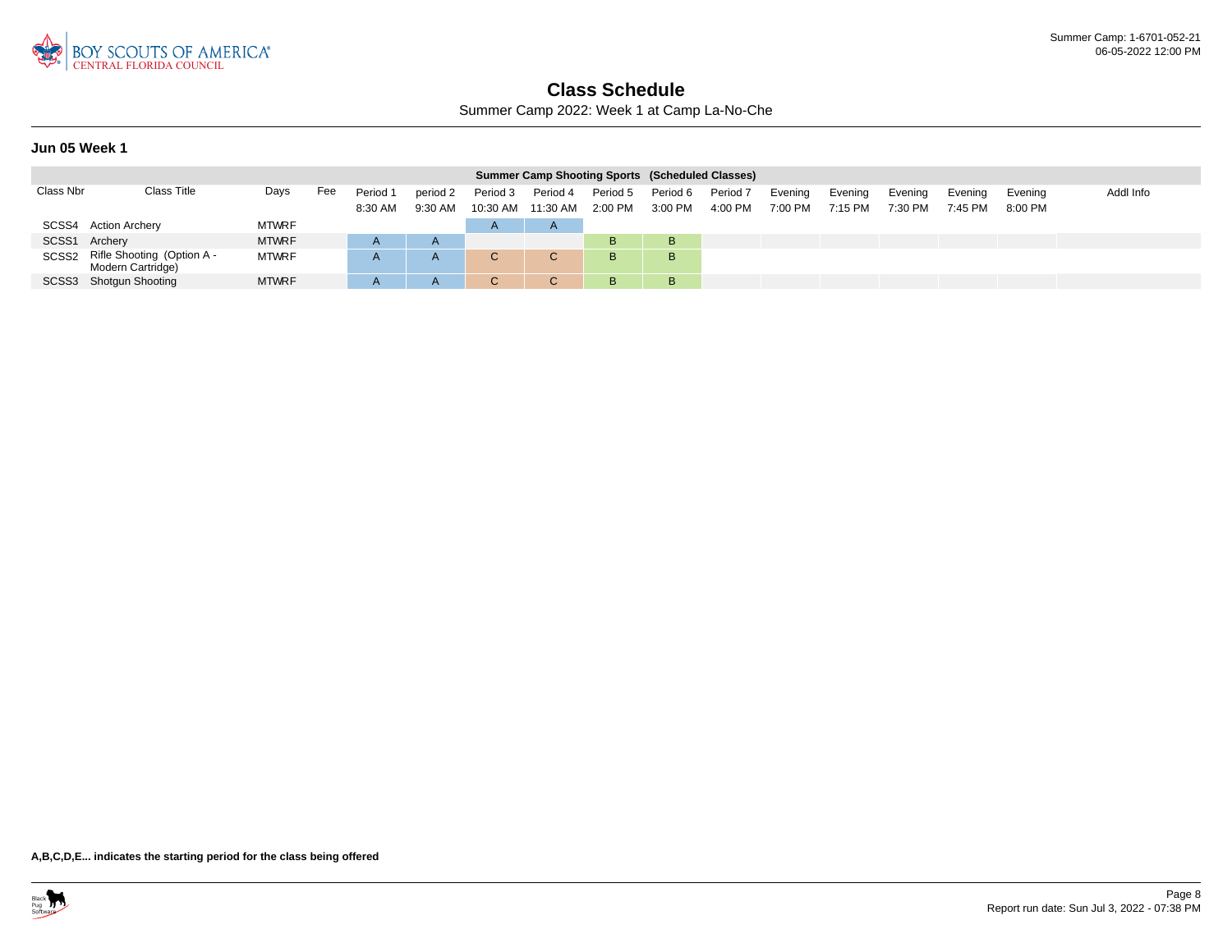# Class Schedule

Summer Camp 2022: Week 1 at Camp La-No-Che

## Jun 05 Week 1

| Summer Camp Shooting Sports (Scheduled Classes) | | | | | | | | | | | | | | | | | | |
|---|---|---|---|---|---|---|---|---|---|---|---|---|---|---|---|---|---|---|
| Class Nbr | Class Title | Days | Fee | Period 1 8:30 AM | period 2 9:30 AM | Period 3 10:30 AM | Period 4 11:30 AM | Period 5 2:00 PM | Period 6 3:00 PM | Period 7 4:00 PM | Evening 7:00 PM | Evening 7:15 PM | Evening 7:30 PM | Evening 7:45 PM | Evening 8:00 PM | Addl Info |
| SCSS4 | Action Archery | MTWRF | | | | A | A | | | | | | | | | |
| SCSS1 | Archery | MTWRF | | A | A | | | B | B | | | | | | | |
| SCSS2 | Rifle Shooting (Option A - Modern Cartridge) | MTWRF | | A | A | C | C | B | B | | | | | | | |
| SCSS3 | Shotgun Shooting | MTWRF | | A | A | C | C | B | B | | | | | | | |

**A,B,C,D,E... indicates the starting period for the class being offered**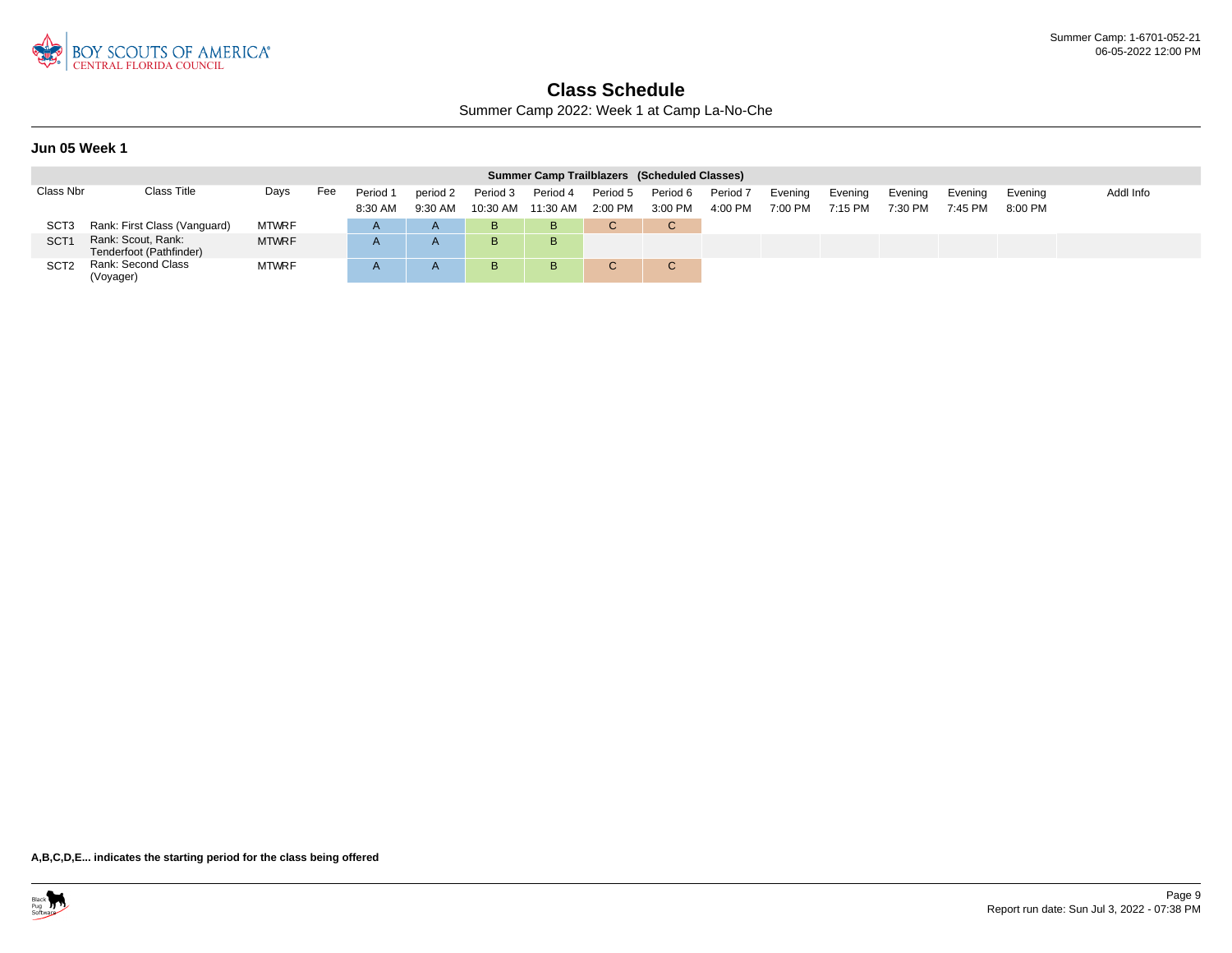# Class Schedule

Summer Camp 2022: Week 1 at Camp La-No-Che

## Jun 05 Week 1

| Summer Camp Trailblazers (Scheduled Classes) | | | | | | | | | | | | | | | | | |
|---|---|---|---|---|---|---|---|---|---|---|---|---|---|---|---|---|---|
| Class Nbr | Class Title | Days | Fee | Period 1 8:30 AM | period 2 9:30 AM | Period 3 10:30 AM | Period 4 11:30 AM | Period 5 2:00 PM | Period 6 3:00 PM | Period 7 4:00 PM | Evening 7:00 PM | Evening 7:15 PM | Evening 7:30 PM | Evening 7:45 PM | Evening 8:00 PM | Addl Info |
| SCT3 | Rank: First Class (Vanguard) | MTWRF | | A | A | B | B | C | C | | | | | | | |
| SCT1 | Rank: Scout, Rank: Tenderfoot (Pathfinder) | MTWRF | | A | A | B | B | | | | | | | | | |
| SCT2 | Rank: Second Class (Voyager) | MTWRF | | A | A | B | B | C | C | | | | | | | |

**A,B,C,D,E... indicates the starting period for the class being offered**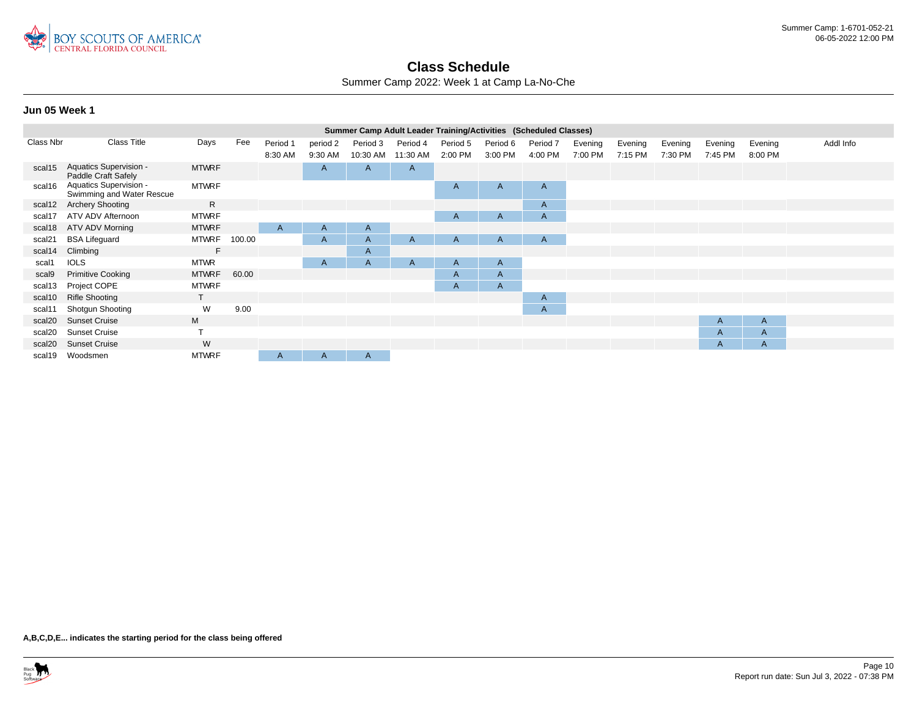Summer Camp: 1-6701-052-21
06-05-2022 12:00 PM

# Class Schedule

Summer Camp 2022: Week 1 at Camp La-No-Che

### Jun 05 Week 1

| Summer Camp Adult Leader Training/Activities (Scheduled Classes) | | | | | | | | | | | | | | | | | | |
|---|---|---|---|---|---|---|---|---|---|---|---|---|---|---|---|---|---|---|
| Class Nbr | Class Title | Days | Fee | Period 1 8:30 AM | period 2 9:30 AM | Period 3 10:30 AM | Period 4 11:30 AM | Period 5 2:00 PM | Period 6 3:00 PM | Period 7 4:00 PM | Evening 7:00 PM | Evening 7:15 PM | Evening 7:30 PM | Evening 7:45 PM | Evening 8:00 PM | Addl Info |
| scal15 | Aquatics Supervision - Paddle Craft Safely | MTWRF | | | A | A | A | | | | | | | | | |
| scal16 | Aquatics Supervision - Swimming and Water Rescue | MTWRF | | | | | | A | A | A | | | | | | |
| scal12 | Archery Shooting | R | | | | | | | | A | | | | | | |
| scal17 | ATV ADV Afternoon | MTWRF | | | | | | A | A | A | | | | | | |
| scal18 | ATV ADV Morning | MTWRF | | A | A | A | | | | | | | | | | |
| scal21 | BSA Lifeguard | MTWRF | 100.00 | | A | A | A | A | A | A | | | | | | |
| scal14 | Climbing | F | | | | A | | | | | | | | | | |
| scal1 | IOLS | MTWR | | | A | A | A | A | A | | | | | | | |
| scal9 | Primitive Cooking | MTWRF | 60.00 | | | | | A | A | | | | | | | |
| scal13 | Project COPE | MTWRF | | | | | | A | A | | | | | | | |
| scal10 | Rifle Shooting | T | | | | | | | | A | | | | | | |
| scal11 | Shotgun Shooting | W | 9.00 | | | | | | | A | | | | | | |
| scal20 | Sunset Cruise | M | | | | | | | | | | | | A | A | |
| scal20 | Sunset Cruise | T | | | | | | | | | | | | A | A | |
| scal20 | Sunset Cruise | W | | | | | | | | | | | | A | A | |
| scal19 | Woodsmen | MTWRF | | A | A | A | | | | | | | | | | |

**A,B,C,D,E... indicates the starting period for the class being offered**

Report run date: Sun Jul 3, 2022 - 07:38 PM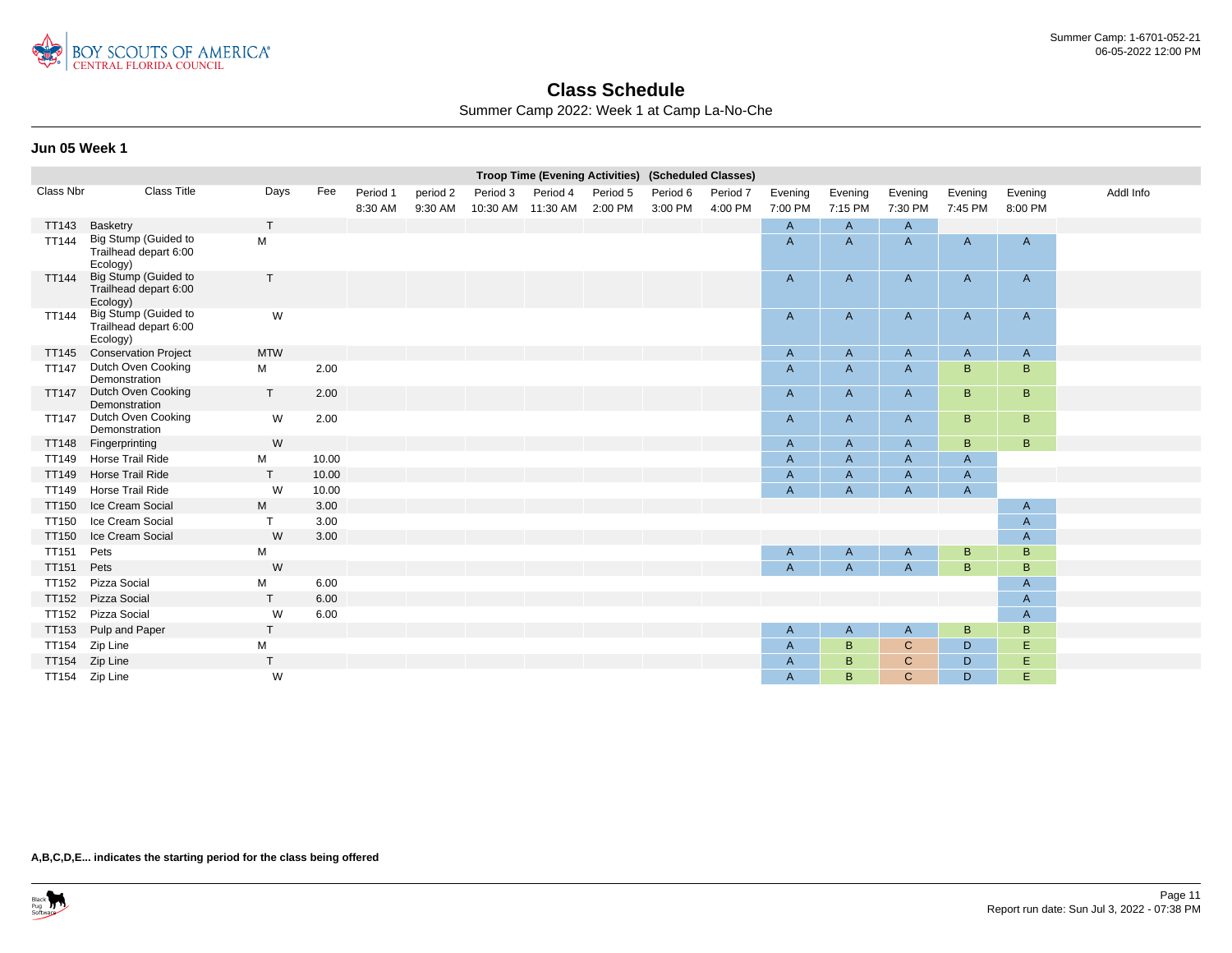Summer Camp: 1-6701-052-21
06-05-2022 12:00 PM

# Class Schedule

Summer Camp 2022: Week 1 at Camp La-No-Che

### Jun 05 Week 1

| Class Nbr | Class Title | Days | Fee | Period 1 8:30 AM | period 2 9:30 AM | Period 3 10:30 AM | Period 4 11:30 AM | Period 5 2:00 PM | Period 6 3:00 PM | Period 7 4:00 PM | Evening 7:00 PM | Evening 7:15 PM | Evening 7:30 PM | Evening 7:45 PM | Evening 8:00 PM | Addl Info |
|---|---|---|---|---|---|---|---|---|---|---|---|---|---|---|---|---|
| | **Troop Time (Evening Activities) (Scheduled Classes)** | | | | | | | | | | | | | | | |
| TT143 | Basketry | T | | | | | | | | | A | A | A | | | |
| TT144 | Big Stump (Guided to Trailhead depart 6:00 Ecology) | M | | | | | | | | | A | A | A | A | A | |
| TT144 | Big Stump (Guided to Trailhead depart 6:00 Ecology) | T | | | | | | | | | A | A | A | A | A | |
| TT144 | Big Stump (Guided to Trailhead depart 6:00 Ecology) | W | | | | | | | | | A | A | A | A | A | |
| TT145 | Conservation Project | MTW | | | | | | | | | A | A | A | A | A | |
| TT147 | Dutch Oven Cooking Demonstration | M | 2.00 | | | | | | | | A | A | A | B | B | |
| TT147 | Dutch Oven Cooking Demonstration | T | 2.00 | | | | | | | | A | A | A | B | B | |
| TT147 | Dutch Oven Cooking Demonstration | W | 2.00 | | | | | | | | A | A | A | B | B | |
| TT148 | Fingerprinting | W | | | | | | | | | A | A | A | B | B | |
| TT149 | Horse Trail Ride | M | 10.00 | | | | | | | | A | A | A | A | | |
| TT149 | Horse Trail Ride | T | 10.00 | | | | | | | | A | A | A | A | | |
| TT149 | Horse Trail Ride | W | 10.00 | | | | | | | | A | A | A | A | | |
| TT150 | Ice Cream Social | M | 3.00 | | | | | | | | | | | | A | |
| TT150 | Ice Cream Social | T | 3.00 | | | | | | | | | | | | A | |
| TT150 | Ice Cream Social | W | 3.00 | | | | | | | | | | | | A | |
| TT151 | Pets | M | | | | | | | | | A | A | A | B | B | |
| TT151 | Pets | W | | | | | | | | | A | A | A | B | B | |
| TT152 | Pizza Social | M | 6.00 | | | | | | | | | | | | A | |
| TT152 | Pizza Social | T | 6.00 | | | | | | | | | | | | A | |
| TT152 | Pizza Social | W | 6.00 | | | | | | | | | | | | A | |
| TT153 | Pulp and Paper | T | | | | | | | | | A | A | A | B | B | |
| TT154 | Zip Line | M | | | | | | | | | A | B | C | D | E | |
| TT154 | Zip Line | T | | | | | | | | | A | B | C | D | E | |
| TT154 | Zip Line | W | | | | | | | | | A | B | C | D | E | |

**A,B,C,D,E... indicates the starting period for the class being offered**

Report run date: Sun Jul 3, 2022 - 07:38 PM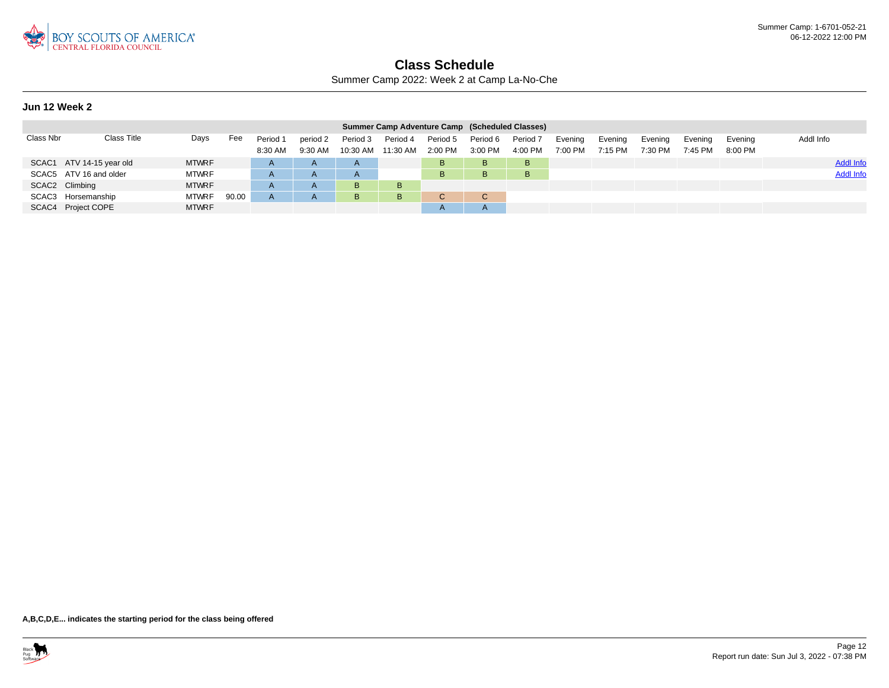# Class Schedule

Summer Camp 2022: Week 2 at Camp La-No-Che

### Jun 12 Week 2

| Summer Camp Adventure Camp (Scheduled Classes) | | | | | | | | | | | | | | | | | |
|---|---|---|---|---|---|---|---|---|---|---|---|---|---|---|---|---|---|
| Class Nbr | Class Title | Days | Fee | Period 1 8:30 AM | period 2 9:30 AM | Period 3 10:30 AM | Period 4 11:30 AM | Period 5 2:00 PM | Period 6 3:00 PM | Period 7 4:00 PM | Evening 7:00 PM | Evening 7:15 PM | Evening 7:30 PM | Evening 7:45 PM | Evening 8:00 PM | Addl Info |
| SCAC1 | ATV 14-15 year old | MTWRF | | A | A | A | | B | B | B | | | | | | Addl Info |
| SCAC5 | ATV 16 and older | MTWRF | | A | A | A | | B | B | B | | | | | | Addl Info |
| SCAC2 | Climbing | MTWRF | | A | A | B | B | | | | | | | | | |
| SCAC3 | Horsemanship | MTWRF | 90.00 | A | A | B | B | C | C | | | | | | | |
| SCAC4 | Project COPE | MTWRF | | | | | | A | A | | | | | | | |

**A,B,C,D,E... indicates the starting period for the class being offered**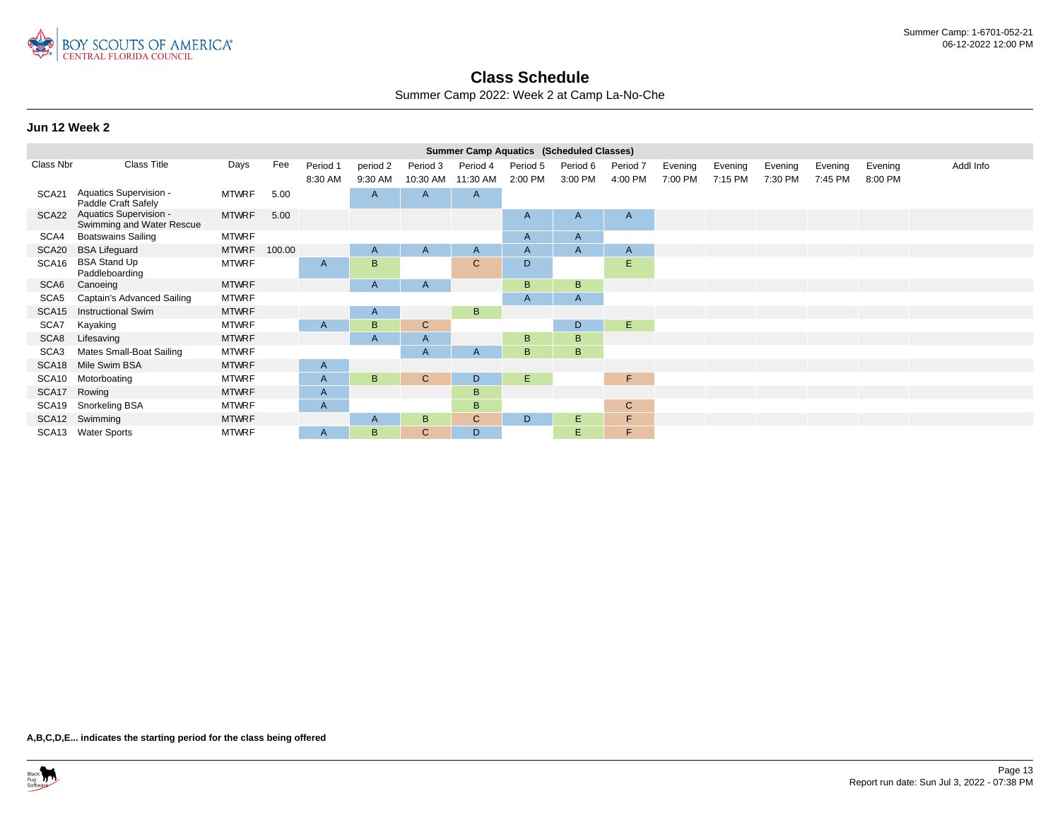# Class Schedule

Summer Camp 2022: Week 2 at Camp La-No-Che

### Jun 12 Week 2

| Summer Camp Aquatics (Scheduled Classes) | | | | | | | | | | | | | | | | | |
|---|---|---|---|---|---|---|---|---|---|---|---|---|---|---|---|---|---|
| Class Nbr | Class Title | Days | Fee | Period 1 8:30 AM | period 2 9:30 AM | Period 3 10:30 AM | Period 4 11:30 AM | Period 5 2:00 PM | Period 6 3:00 PM | Period 7 4:00 PM | Evening 7:00 PM | Evening 7:15 PM | Evening 7:30 PM | Evening 7:45 PM | Evening 8:00 PM | Addl Info |
| SCA21 | Aquatics Supervision - Paddle Craft Safely | MTWRF | 5.00 | | A | A | A | | | | | | | | | |
| SCA22 | Aquatics Supervision - Swimming and Water Rescue | MTWRF | 5.00 | | | | | A | A | A | | | | | | |
| SCA4 | Boatswains Sailing | MTWRF | | | | | | A | A | | | | | | | |
| SCA20 | BSA Lifeguard | MTWRF | 100.00 | | A | A | A | A | A | A | | | | | | |
| SCA16 | BSA Stand Up Paddleboarding | MTWRF | | A | B | | C | D | | E | | | | | | |
| SCA6 | Canoeing | MTWRF | | | A | A | | B | B | | | | | | | |
| SCA5 | Captain's Advanced Sailing | MTWRF | | | | | | A | A | | | | | | | |
| SCA15 | Instructional Swim | MTWRF | | | A | | B | | | | | | | | | |
| SCA7 | Kayaking | MTWRF | | A | B | C | | | D | E | | | | | | |
| SCA8 | Lifesaving | MTWRF | | | A | A | | B | B | | | | | | | |
| SCA3 | Mates Small-Boat Sailing | MTWRF | | | | A | A | B | B | | | | | | | |
| SCA18 | Mile Swim BSA | MTWRF | | A | | | | | | | | | | | | |
| SCA10 | Motorboating | MTWRF | | A | B | C | D | E | | F | | | | | | |
| SCA17 | Rowing | MTWRF | | A | | | B | | | | | | | | | |
| SCA19 | Snorkeling BSA | MTWRF | | A | | | B | | | C | | | | | | |
| SCA12 | Swimming | MTWRF | | | A | B | C | D | E | F | | | | | | |
| SCA13 | Water Sports | MTWRF | | A | B | C | D | | E | F | | | | | | |

**A,B,C,D,E... indicates the starting period for the class being offered**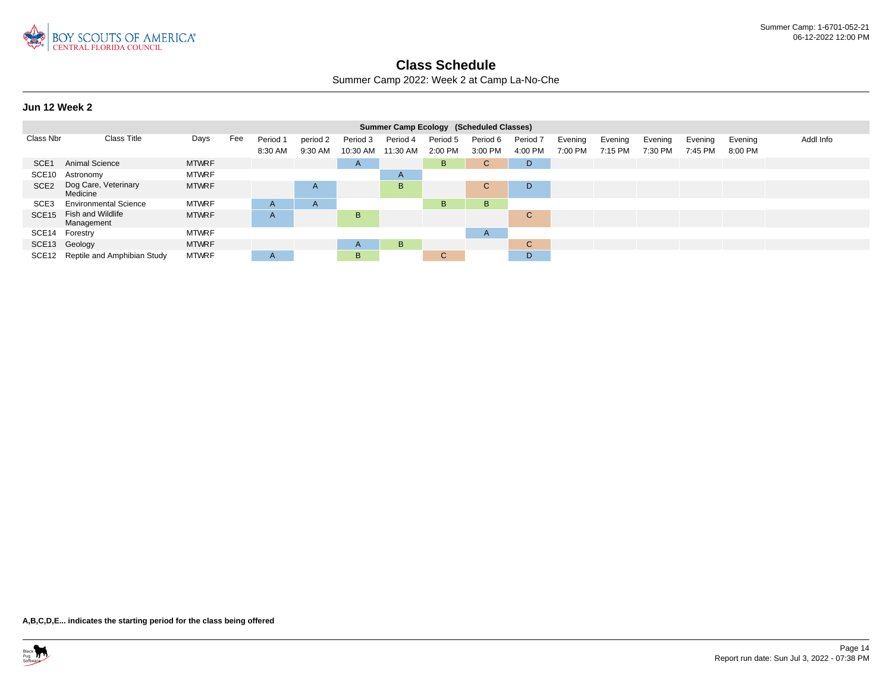# Class Schedule

Summer Camp 2022: Week 2 at Camp La-No-Che

### Jun 12 Week 2

| Summer Camp Ecology (Scheduled Classes) | | | | | | | | | | | | | | | | | |
|---|---|---|---|---|---|---|---|---|---|---|---|---|---|---|---|---|---|
| Class Nbr | Class Title | Days | Fee | Period 1 8:30 AM | period 2 9:30 AM | Period 3 10:30 AM | Period 4 11:30 AM | Period 5 2:00 PM | Period 6 3:00 PM | Period 7 4:00 PM | Evening 7:00 PM | Evening 7:15 PM | Evening 7:30 PM | Evening 7:45 PM | Evening 8:00 PM | Addl Info |
| SCE1 | Animal Science | MTWRF | | | | A | | B | C | D | | | | | | |
| SCE10 | Astronomy | MTWRF | | | | | A | | | | | | | | | |
| SCE2 | Dog Care, Veterinary Medicine | MTWRF | | | A | | B | | C | D | | | | | | |
| SCE3 | Environmental Science | MTWRF | | A | A | | | B | B | | | | | | | |
| SCE15 | Fish and Wildlife Management | MTWRF | | A | | B | | | | C | | | | | | |
| SCE14 | Forestry | MTWRF | | | | | | | A | | | | | | | |
| SCE13 | Geology | MTWRF | | | | A | B | | | C | | | | | | |
| SCE12 | Reptile and Amphibian Study | MTWRF | | A | | B | | C | | D | | | | | | |

**A,B,C,D,E... indicates the starting period for the class being offered**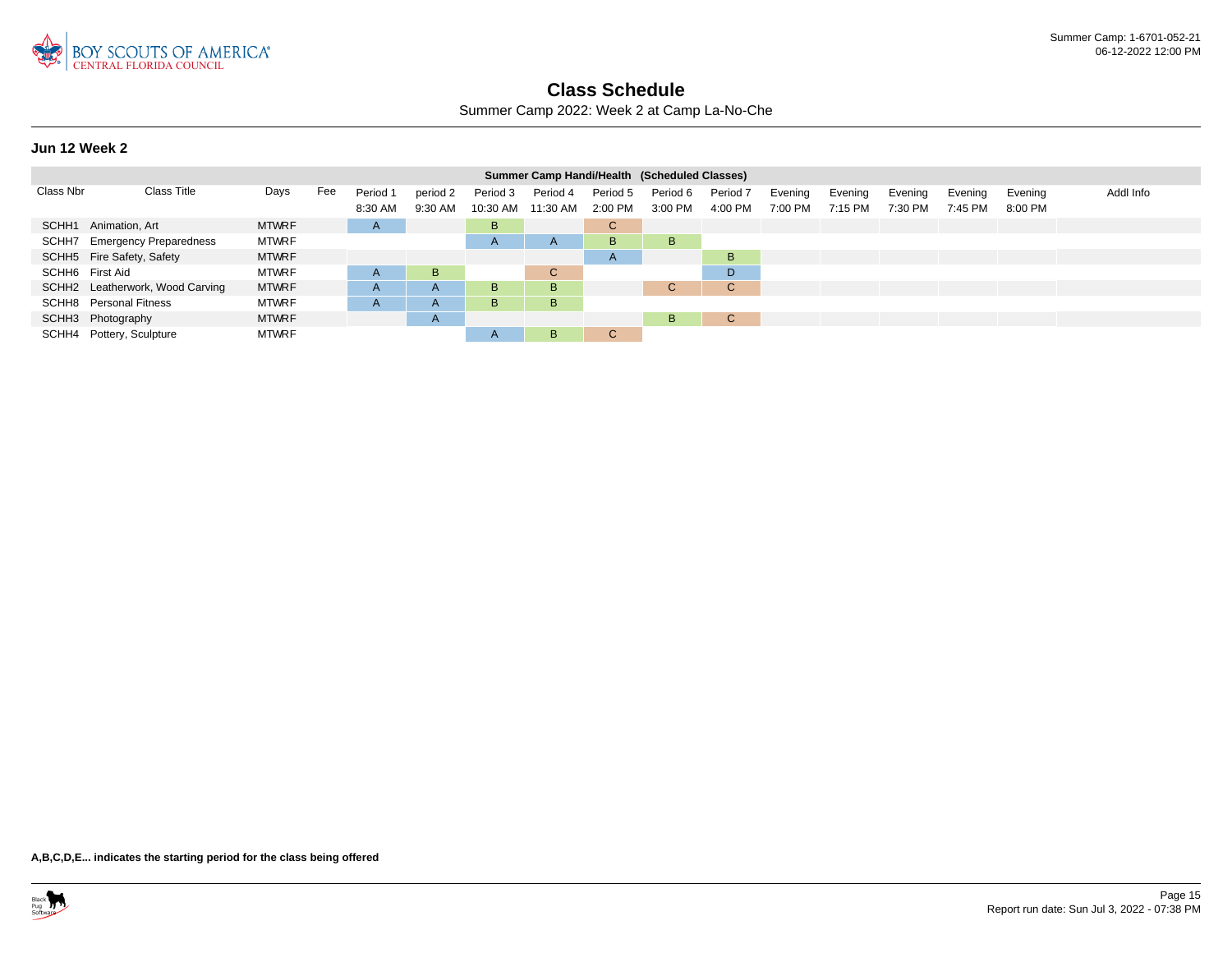# Class Schedule

Summer Camp 2022: Week 2 at Camp La-No-Che

## Jun 12 Week 2

| Summer Camp Handi/Health (Scheduled Classes) | | | | | | | | | | | | | | | | | |
|---|---|---|---|---|---|---|---|---|---|---|---|---|---|---|---|---|---|
| Class Nbr | Class Title | Days | Fee | Period 1 8:30 AM | period 2 9:30 AM | Period 3 10:30 AM | Period 4 11:30 AM | Period 5 2:00 PM | Period 6 3:00 PM | Period 7 4:00 PM | Evening 7:00 PM | Evening 7:15 PM | Evening 7:30 PM | Evening 7:45 PM | Evening 8:00 PM | Addl Info |
| SCHH1 | Animation, Art | MTWRF | | A | | B | | C | | | | | | | | |
| SCHH7 | Emergency Preparedness | MTWRF | | | | A | A | B | B | | | | | | | |
| SCHH5 | Fire Safety, Safety | MTWRF | | | | | | A | | B | | | | | | |
| SCHH6 | First Aid | MTWRF | | A | B | | C | | | D | | | | | | |
| SCHH2 | Leatherwork, Wood Carving | MTWRF | | A | A | B | B | | C | C | | | | | | |
| SCHH8 | Personal Fitness | MTWRF | | A | A | B | B | | | | | | | | | |
| SCHH3 | Photography | MTWRF | | | A | | | | B | C | | | | | | |
| SCHH4 | Pottery, Sculpture | MTWRF | | | | A | B | C | | | | | | | | |

**A,B,C,D,E... indicates the starting period for the class being offered**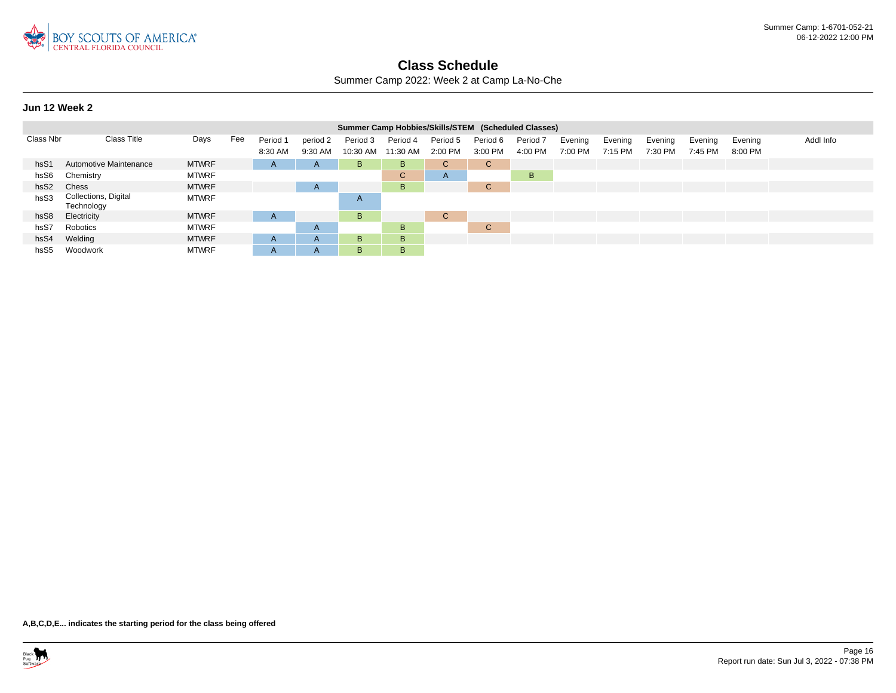# Class Schedule

Summer Camp 2022: Week 2 at Camp La-No-Che

## Jun 12 Week 2

| Summer Camp Hobbies/Skills/STEM (Scheduled Classes) | | | | | | | | | | | | | | | | | |
|---|---|---|---|---|---|---|---|---|---|---|---|---|---|---|---|---|---|
| Class Nbr | Class Title | Days | Fee | Period 1 8:30 AM | period 2 9:30 AM | Period 3 10:30 AM | Period 4 11:30 AM | Period 5 2:00 PM | Period 6 3:00 PM | Period 7 4:00 PM | Evening 7:00 PM | Evening 7:15 PM | Evening 7:30 PM | Evening 7:45 PM | Evening 8:00 PM | Addl Info |
| hsS1 | Automotive Maintenance | MTWRF | | A | A | B | B | C | C | | | | | | | |
| hsS6 | Chemistry | MTWRF | | | | | C | A | | B | | | | | | |
| hsS2 | Chess | MTWRF | | | A | | B | | C | | | | | | | |
| hsS3 | Collections, Digital Technology | MTWRF | | | | A | | | | | | | | | | |
| hsS8 | Electricity | MTWRF | | A | | B | | C | | | | | | | | |
| hsS7 | Robotics | MTWRF | | | A | | B | | C | | | | | | | |
| hsS4 | Welding | MTWRF | | A | A | B | B | | | | | | | | | |
| hsS5 | Woodwork | MTWRF | | A | A | B | B | | | | | | | | | |

**A,B,C,D,E... indicates the starting period for the class being offered**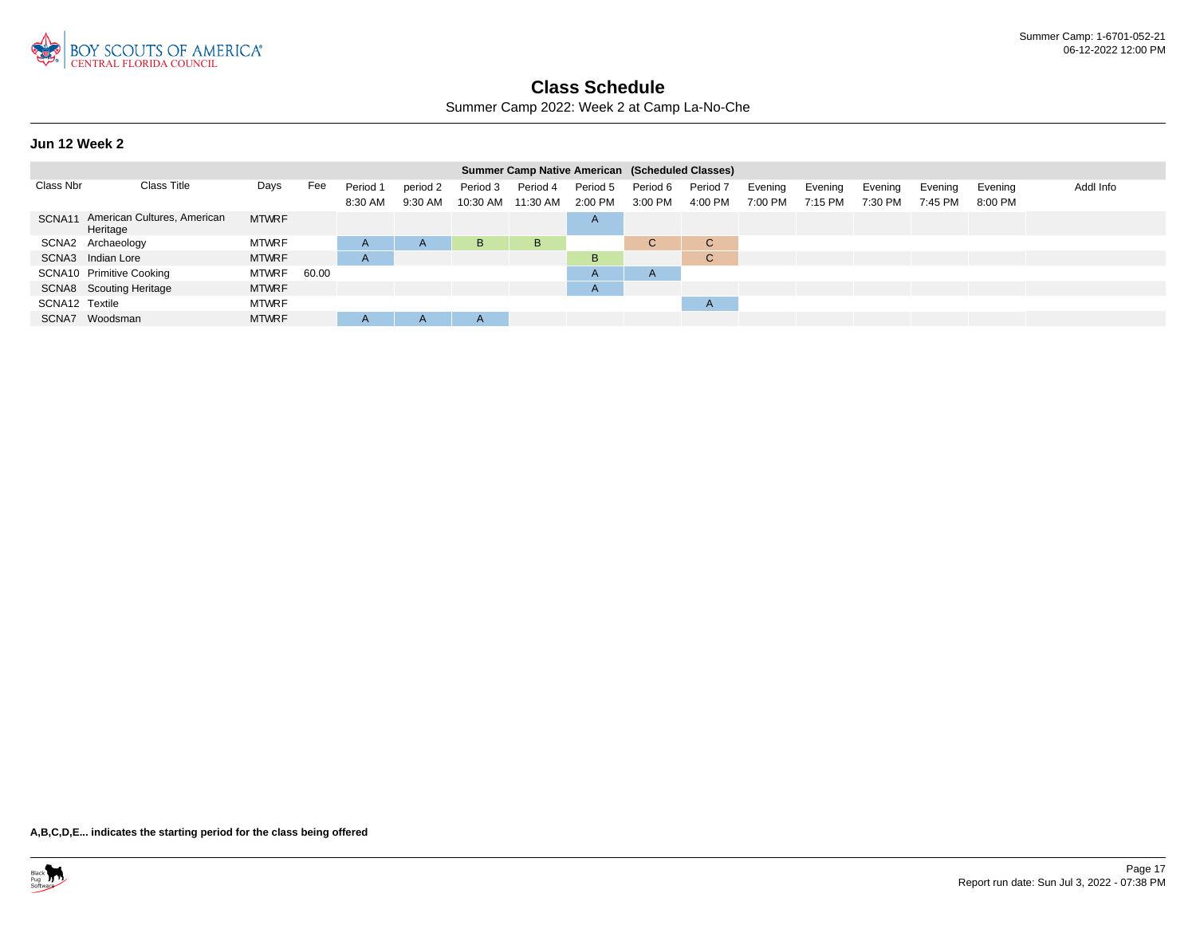# Class Schedule

Summer Camp 2022: Week 2 at Camp La-No-Che

### Jun 12 Week 2

| Summer Camp Native American (Scheduled Classes) | | | | | | | | | | | | | | | | | | |
|---|---|---|---|---|---|---|---|---|---|---|---|---|---|---|---|---|---|---|
| Class Nbr | Class Title | Days | Fee | Period 1 8:30 AM | period 2 9:30 AM | Period 3 10:30 AM | Period 4 11:30 AM | Period 5 2:00 PM | Period 6 3:00 PM | Period 7 4:00 PM | Evening 7:00 PM | Evening 7:15 PM | Evening 7:30 PM | Evening 7:45 PM | Evening 8:00 PM | Addl Info |
| SCNA11 | American Cultures, American Heritage | MTWRF | | | | | | A | | | | | | | | |
| SCNA2 | Archaeology | MTWRF | | A | A | B | B | | C | C | | | | | | |
| SCNA3 | Indian Lore | MTWRF | | A | | | | B | | C | | | | | | |
| SCNA10 | Primitive Cooking | MTWRF | 60.00 | | | | | A | A | | | | | | | |
| SCNA8 | Scouting Heritage | MTWRF | | | | | | A | | | | | | | | |
| SCNA12 | Textile | MTWRF | | | | | | | | A | | | | | | |
| SCNA7 | Woodsman | MTWRF | | A | A | A | | | | | | | | | | |

**A,B,C,D,E... indicates the starting period for the class being offered**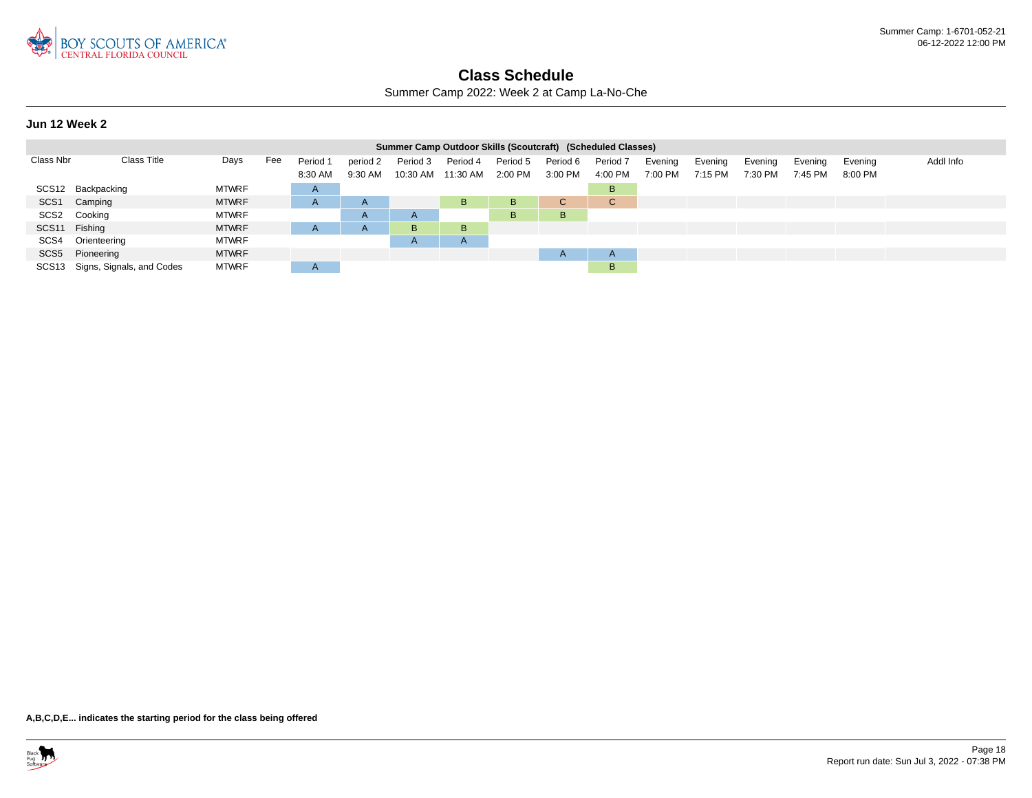# Class Schedule

Summer Camp 2022: Week 2 at Camp La-No-Che

## Jun 12 Week 2

| Summer Camp Outdoor Skills (Scoutcraft) (Scheduled Classes) | | | | | | | | | | | | | | | | | |
|---|---|---|---|---|---|---|---|---|---|---|---|---|---|---|---|---|---|
| Class Nbr | Class Title | Days | Fee | Period 1<br>8:30 AM | period 2<br>9:30 AM | Period 3<br>10:30 AM | Period 4<br>11:30 AM | Period 5<br>2:00 PM | Period 6<br>3:00 PM | Period 7<br>4:00 PM | Evening<br>7:00 PM | Evening<br>7:15 PM | Evening<br>7:30 PM | Evening<br>7:45 PM | Evening<br>8:00 PM | Addl Info |
| SCS12 | Backpacking | MTWRF | | A | | | | | | B | | | | | | |
| SCS1 | Camping | MTWRF | | A | A | | B | B | C | C | | | | | | |
| SCS2 | Cooking | MTWRF | | | A | A | | B | B | | | | | | | |
| SCS11 | Fishing | MTWRF | | A | A | B | B | | | | | | | | | |
| SCS4 | Orienteering | MTWRF | | | | A | A | | | | | | | | | |
| SCS5 | Pioneering | MTWRF | | | | | | | A | A | | | | | | |
| SCS13 | Signs, Signals, and Codes | MTWRF | | A | | | | | | B | | | | | | |

**A,B,C,D,E... indicates the starting period for the class being offered**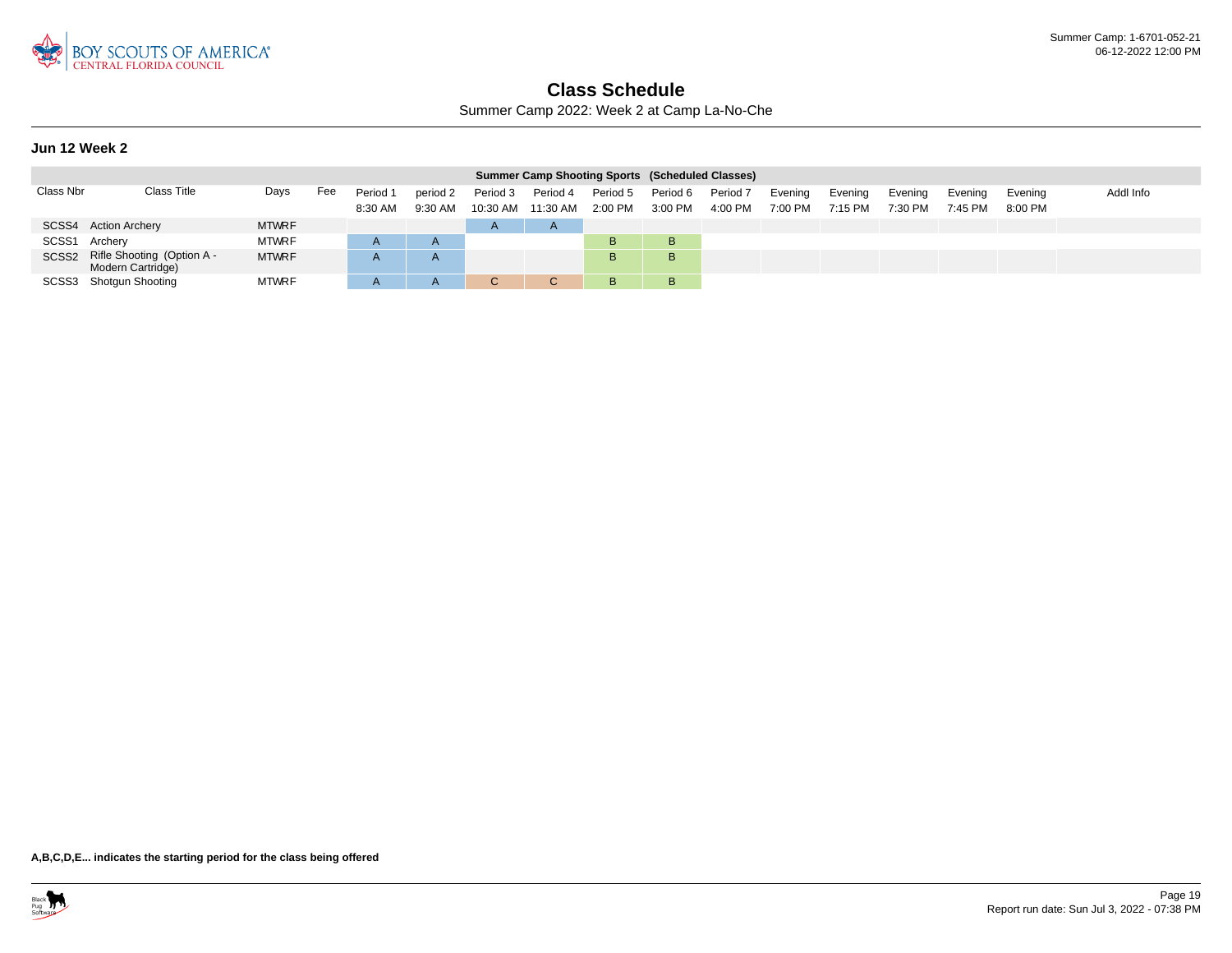# Class Schedule

Summer Camp 2022: Week 2 at Camp La-No-Che

### Jun 12 Week 2

| Summer Camp Shooting Sports (Scheduled Classes) | | | | | | | | | | | | | | | | | |
|---|---|---|---|---|---|---|---|---|---|---|---|---|---|---|---|---|---|
| Class Nbr | Class Title | Days | Fee | Period 1 8:30 AM | period 2 9:30 AM | Period 3 10:30 AM | Period 4 11:30 AM | Period 5 2:00 PM | Period 6 3:00 PM | Period 7 4:00 PM | Evening 7:00 PM | Evening 7:15 PM | Evening 7:30 PM | Evening 7:45 PM | Evening 8:00 PM | Addl Info |
| SCSS4 | Action Archery | MTWRF | | | | A | A | | | | | | | | | |
| SCSS1 | Archery | MTWRF | | A | A | | | B | B | | | | | | | |
| SCSS2 | Rifle Shooting (Option A - Modern Cartridge) | MTWRF | | A | A | | | B | B | | | | | | | |
| SCSS3 | Shotgun Shooting | MTWRF | | A | A | C | C | B | B | | | | | | | |

**A,B,C,D,E... indicates the starting period for the class being offered**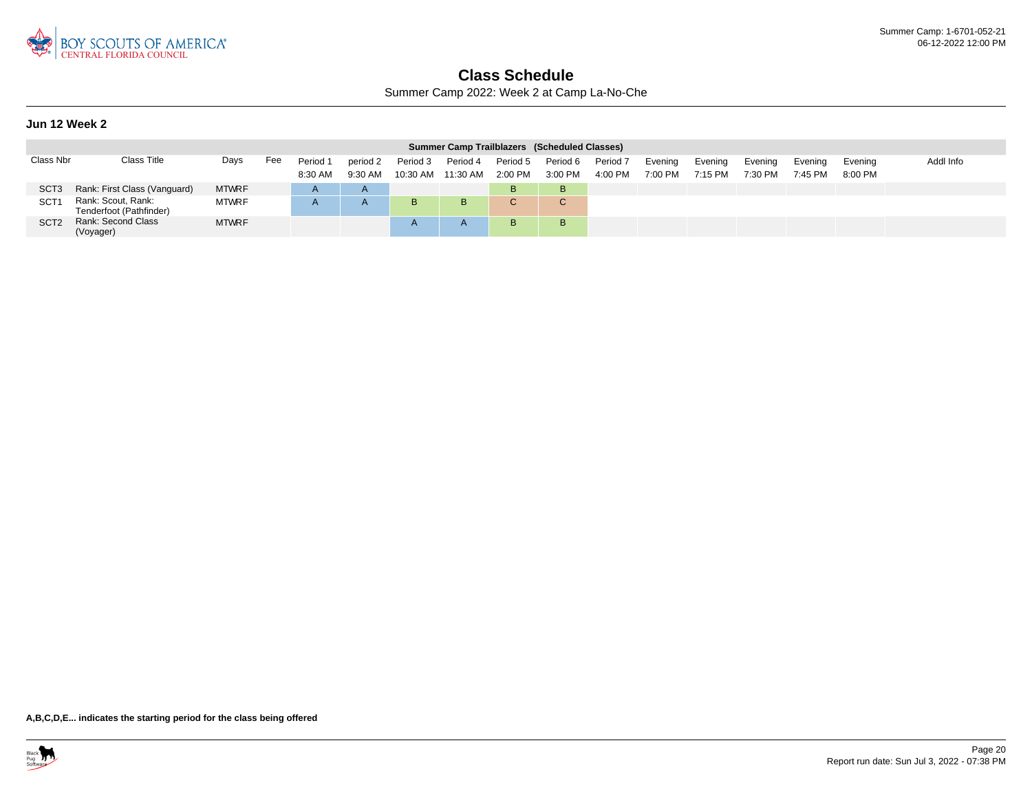# Class Schedule

Summer Camp 2022: Week 2 at Camp La-No-Che

## Jun 12 Week 2

| Summer Camp Trailblazers (Scheduled Classes) | | | | | | | | | | | | | | | | | |
|---|---|---|---|---|---|---|---|---|---|---|---|---|---|---|---|---|---|
| Class Nbr | Class Title | Days | Fee | Period 1 8:30 AM | period 2 9:30 AM | Period 3 10:30 AM | Period 4 11:30 AM | Period 5 2:00 PM | Period 6 3:00 PM | Period 7 4:00 PM | Evening 7:00 PM | Evening 7:15 PM | Evening 7:30 PM | Evening 7:45 PM | Evening 8:00 PM | Addl Info |
| SCT3 | Rank: First Class (Vanguard) | MTWRF | | A | A | | | B | B | | | | | | | |
| SCT1 | Rank: Scout, Rank: Tenderfoot (Pathfinder) | MTWRF | | A | A | B | B | C | C | | | | | | | |
| SCT2 | Rank: Second Class (Voyager) | MTWRF | | | | A | A | B | B | | | | | | | |

**A,B,C,D,E... indicates the starting period for the class being offered**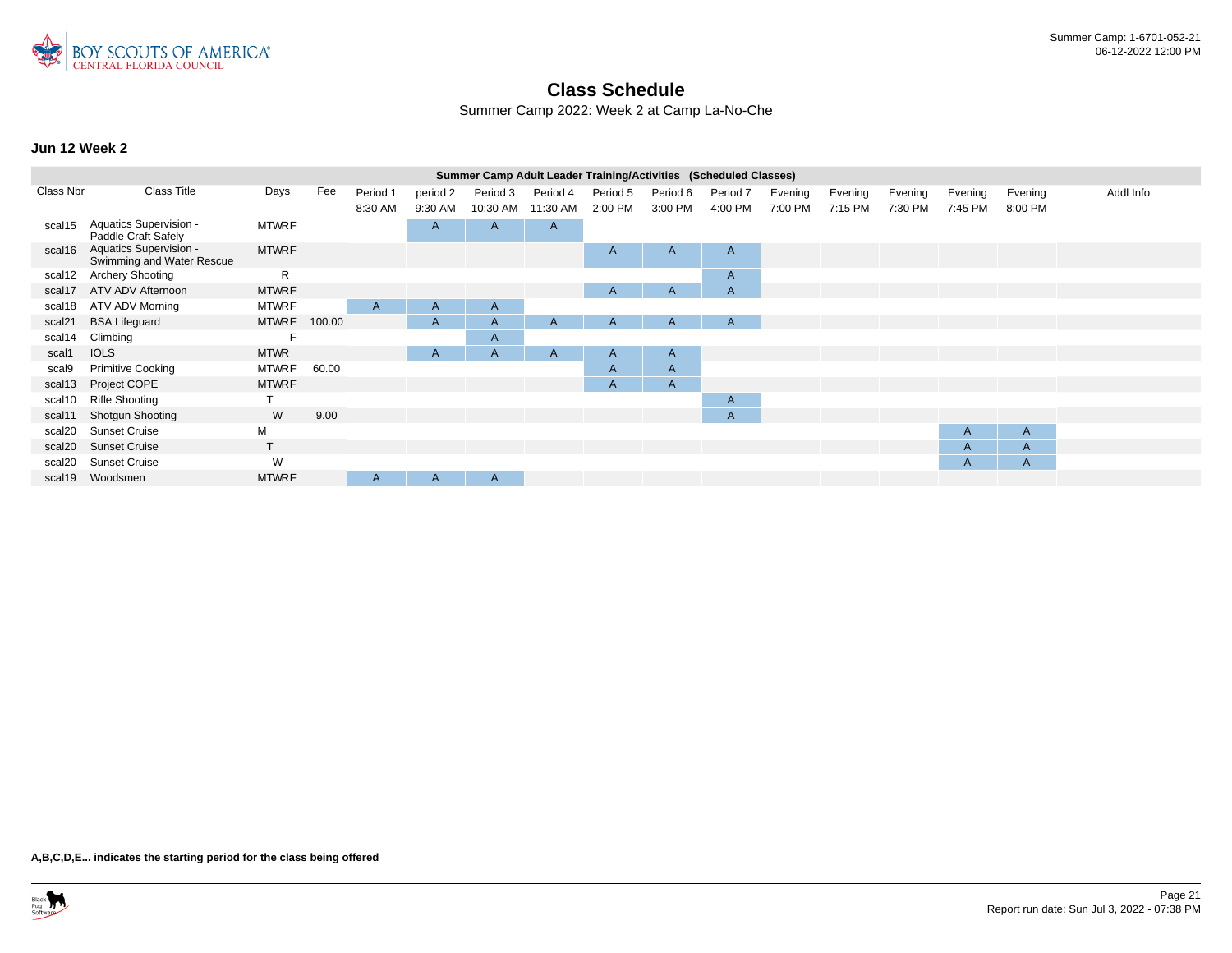# Class Schedule

Summer Camp 2022: Week 2 at Camp La-No-Che

## Jun 12 Week 2

| Summer Camp Adult Leader Training/Activities (Scheduled Classes) | | | | | | | | | | | | | | | | | |
|---|---|---|---|---|---|---|---|---|---|---|---|---|---|---|---|---|---|
| Class Nbr | Class Title | Days | Fee | Period 1 8:30 AM | period 2 9:30 AM | Period 3 10:30 AM | Period 4 11:30 AM | Period 5 2:00 PM | Period 6 3:00 PM | Period 7 4:00 PM | Evening 7:00 PM | Evening 7:15 PM | Evening 7:30 PM | Evening 7:45 PM | Evening 8:00 PM | Addl Info |
| scal15 | Aquatics Supervision - Paddle Craft Safely | MTWRF | | | A | A | A | | | | | | | | | |
| scal16 | Aquatics Supervision - Swimming and Water Rescue | MTWRF | | | | | | A | A | A | | | | | | |
| scal12 | Archery Shooting | R | | | | | | | | A | | | | | | |
| scal17 | ATV ADV Afternoon | MTWRF | | | | | | A | A | A | | | | | | |
| scal18 | ATV ADV Morning | MTWRF | | A | A | A | | | | | | | | | | |
| scal21 | BSA Lifeguard | MTWRF | 100.00 | | A | A | A | A | A | A | | | | | | |
| scal14 | Climbing | F | | | | A | | | | | | | | | | |
| scal1 | IOLS | MTWR | | | A | A | A | A | A | | | | | | | |
| scal9 | Primitive Cooking | MTWRF | 60.00 | | | | | A | A | | | | | | | |
| scal13 | Project COPE | MTWRF | | | | | | A | A | | | | | | | |
| scal10 | Rifle Shooting | T | | | | | | | | A | | | | | | |
| scal11 | Shotgun Shooting | W | 9.00 | | | | | | | A | | | | | | |
| scal20 | Sunset Cruise | M | | | | | | | | | | | | A | A | |
| scal20 | Sunset Cruise | T | | | | | | | | | | | | A | A | |
| scal20 | Sunset Cruise | W | | | | | | | | | | | | A | A | |
| scal19 | Woodsmen | MTWRF | | A | A | A | | | | | | | | | | |

**A,B,C,D,E... indicates the starting period for the class being offered**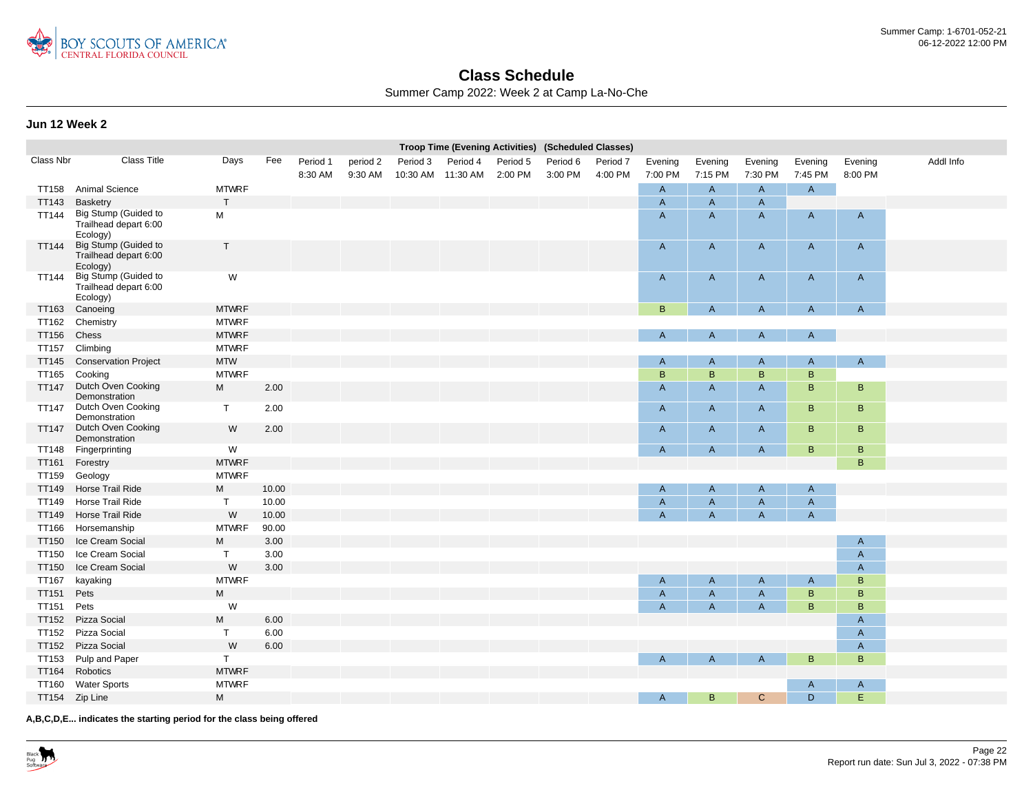Summer Camp: 1-6701-052-21
06-12-2022 12:00 PM

# Class Schedule

Summer Camp 2022: Week 2 at Camp La-No-Che

### Jun 12 Week 2

| Class Nbr | Class Title | Days | Fee | Period 1 8:30 AM | period 2 9:30 AM | Period 3 10:30 AM | Period 4 11:30 AM | Period 5 2:00 PM | Period 6 3:00 PM | Period 7 4:00 PM | Evening 7:00 PM | Evening 7:15 PM | Evening 7:30 PM | Evening 7:45 PM | Evening 8:00 PM | Addl Info |
|---|---|---|---|---|---|---|---|---|---|---|---|---|---|---|---|---|
| | Troop Time (Evening Activities) (Scheduled Classes) | | | | | | | | | | | | | | | |
| TT158 | Animal Science | MTWRF | | | | | | | | | A | A | A | A | | |
| TT143 | Basketry | T | | | | | | | | | A | A | A | | | |
| TT144 | Big Stump (Guided to Trailhead depart 6:00 Ecology) | M | | | | | | | | | A | A | A | A | A | |
| TT144 | Big Stump (Guided to Trailhead depart 6:00 Ecology) | T | | | | | | | | | A | A | A | A | A | |
| TT144 | Big Stump (Guided to Trailhead depart 6:00 Ecology) | W | | | | | | | | | A | A | A | A | A | |
| TT163 | Canoeing | MTWRF | | | | | | | | | B | A | A | A | A | |
| TT162 | Chemistry | MTWRF | | | | | | | | | | | | | | |
| TT156 | Chess | MTWRF | | | | | | | | | A | A | A | A | | |
| TT157 | Climbing | MTWRF | | | | | | | | | | | | | | |
| TT145 | Conservation Project | MTW | | | | | | | | | A | A | A | A | A | |
| TT165 | Cooking | MTWRF | | | | | | | | | B | B | B | B | | |
| TT147 | Dutch Oven Cooking Demonstration | M | 2.00 | | | | | | | | A | A | A | B | B | |
| TT147 | Dutch Oven Cooking Demonstration | T | 2.00 | | | | | | | | A | A | A | B | B | |
| TT147 | Dutch Oven Cooking Demonstration | W | 2.00 | | | | | | | | A | A | A | B | B | |
| TT148 | Fingerprinting | W | | | | | | | | | A | A | A | B | B | |
| TT161 | Forestry | MTWRF | | | | | | | | | | | | | B | |
| TT159 | Geology | MTWRF | | | | | | | | | | | | | | |
| TT149 | Horse Trail Ride | M | 10.00 | | | | | | | | A | A | A | A | | |
| TT149 | Horse Trail Ride | T | 10.00 | | | | | | | | A | A | A | A | | |
| TT149 | Horse Trail Ride | W | 10.00 | | | | | | | | A | A | A | A | | |
| TT166 | Horsemanship | MTWRF | 90.00 | | | | | | | | | | | | | |
| TT150 | Ice Cream Social | M | 3.00 | | | | | | | | | | | | A | |
| TT150 | Ice Cream Social | T | 3.00 | | | | | | | | | | | | A | |
| TT150 | Ice Cream Social | W | 3.00 | | | | | | | | | | | | A | |
| TT167 | kayaking | MTWRF | | | | | | | | | A | A | A | A | B | |
| TT151 | Pets | M | | | | | | | | | A | A | A | B | B | |
| TT151 | Pets | W | | | | | | | | | A | A | A | B | B | |
| TT152 | Pizza Social | M | 6.00 | | | | | | | | | | | | A | |
| TT152 | Pizza Social | T | 6.00 | | | | | | | | | | | | A | |
| TT152 | Pizza Social | W | 6.00 | | | | | | | | | | | | A | |
| TT153 | Pulp and Paper | T | | | | | | | | | A | A | A | B | B | |
| TT164 | Robotics | MTWRF | | | | | | | | | | | | | | |
| TT160 | Water Sports | MTWRF | | | | | | | | | | | | A | A | |
| TT154 | Zip Line | M | | | | | | | | | A | B | C | D | E | |

**A,B,C,D,E... indicates the starting period for the class being offered**

Report run date: Sun Jul 3, 2022 - 07:38 PM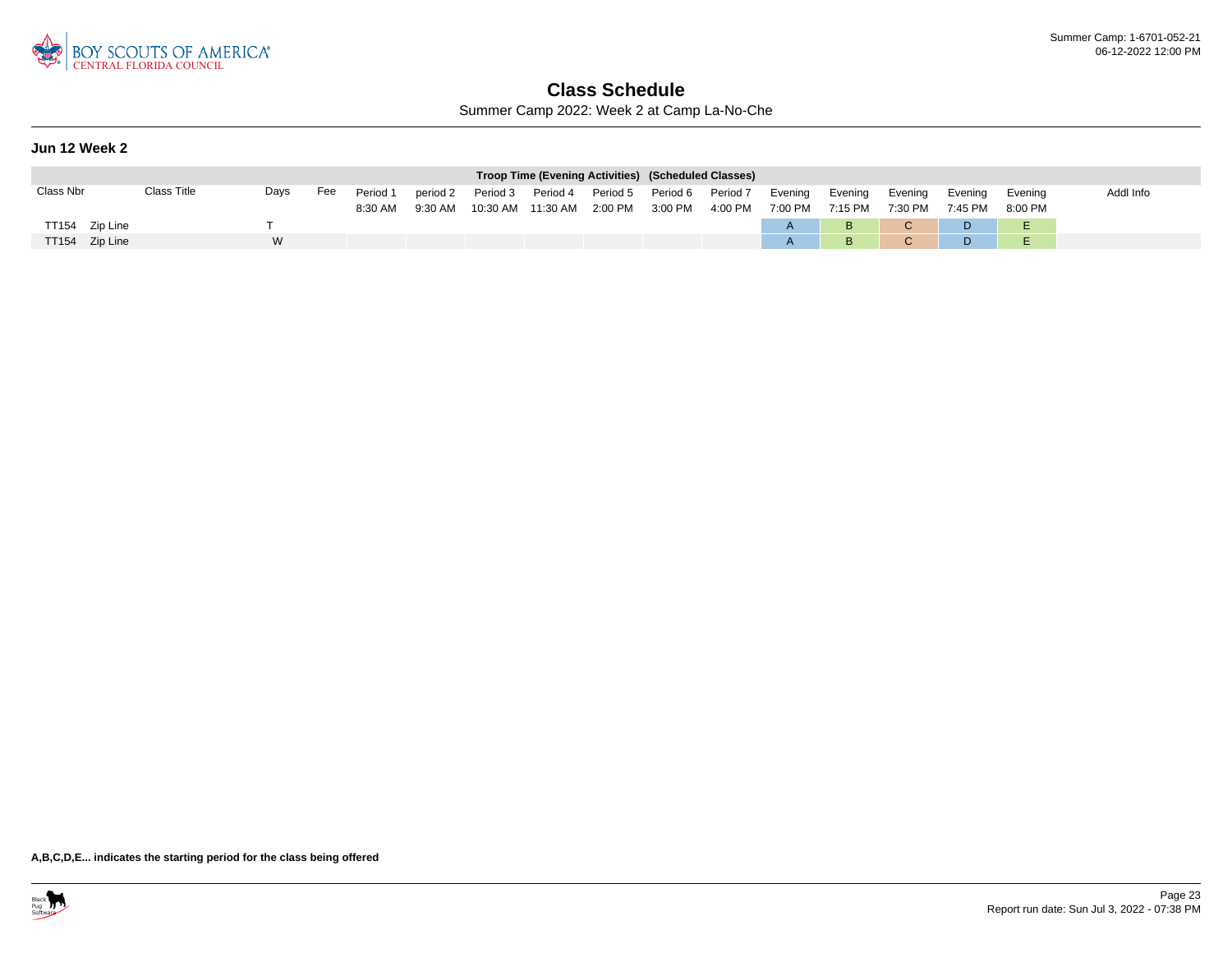# Class Schedule

Summer Camp 2022: Week 2 at Camp La-No-Che

## Jun 12 Week 2

| Troop Time (Evening Activities) (Scheduled Classes) | | | | | | | | | | | | | | | | | |
|---|---|---|---|---|---|---|---|---|---|---|---|---|---|---|---|---|---|
| Class Nbr | Class Title | Days | Fee | Period 1 8:30 AM | period 2 9:30 AM | Period 3 10:30 AM | Period 4 11:30 AM | Period 5 2:00 PM | Period 6 3:00 PM | Period 7 4:00 PM | Evening 7:00 PM | Evening 7:15 PM | Evening 7:30 PM | Evening 7:45 PM | Evening 8:00 PM | Addl Info |
| TT154 | Zip Line | T | | | | | | | | | A | B | C | D | E | |
| TT154 | Zip Line | W | | | | | | | | | A | B | C | D | E | |

**A,B,C,D,E... indicates the starting period for the class being offered**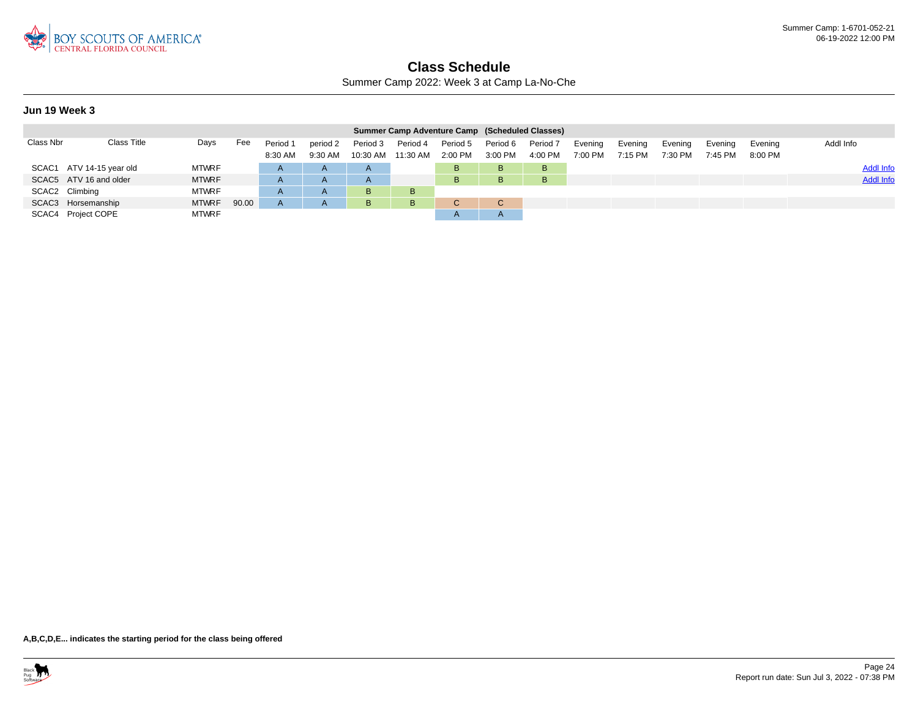# Class Schedule

Summer Camp 2022: Week 3 at Camp La-No-Che

## Jun 19 Week 3

| Summer Camp Adventure Camp (Scheduled Classes) | | | | | | | | | | | | | | | | | |
|---|---|---|---|---|---|---|---|---|---|---|---|---|---|---|---|---|---|
| Class Nbr | Class Title | Days | Fee | Period 1 8:30 AM | period 2 9:30 AM | Period 3 10:30 AM | Period 4 11:30 AM | Period 5 2:00 PM | Period 6 3:00 PM | Period 7 4:00 PM | Evening 7:00 PM | Evening 7:15 PM | Evening 7:30 PM | Evening 7:45 PM | Evening 8:00 PM | Addl Info | |
| SCAC1 | ATV 14-15 year old | MTWRF | | A | A | A | | B | B | B | | | | | | | Addl Info |
| SCAC5 | ATV 16 and older | MTWRF | | A | A | A | | B | B | B | | | | | | | Addl Info |
| SCAC2 | Climbing | MTWRF | | A | A | B | B | | | | | | | | | | |
| SCAC3 | Horsemanship | MTWRF | 90.00 | A | A | B | B | C | C | | | | | | | | |
| SCAC4 | Project COPE | MTWRF | | | | | | A | A | | | | | | | | |

**A,B,C,D,E... indicates the starting period for the class being offered**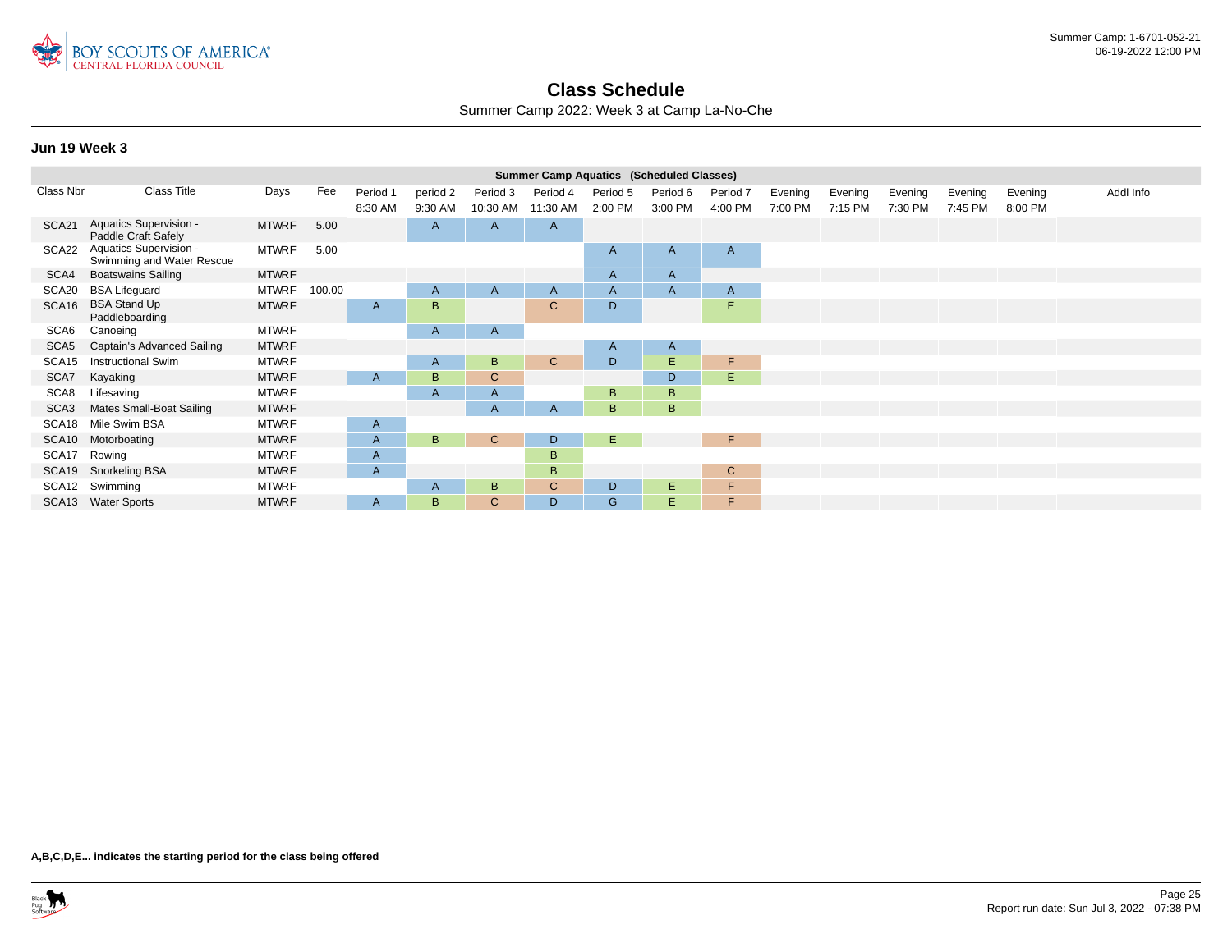# Class Schedule

Summer Camp 2022: Week 3 at Camp La-No-Che

### Jun 19 Week 3

| Summer Camp Aquatics (Scheduled Classes) | | | | | | | | | | | | | | | | | |
|---|---|---|---|---|---|---|---|---|---|---|---|---|---|---|---|---|---|
| Class Nbr | Class Title | Days | Fee | Period 1 8:30 AM | period 2 9:30 AM | Period 3 10:30 AM | Period 4 11:30 AM | Period 5 2:00 PM | Period 6 3:00 PM | Period 7 4:00 PM | Evening 7:00 PM | Evening 7:15 PM | Evening 7:30 PM | Evening 7:45 PM | Evening 8:00 PM | Addl Info |
| SCA21 | Aquatics Supervision - Paddle Craft Safely | MTWRF | 5.00 | | A | A | A | | | | | | | | | |
| SCA22 | Aquatics Supervision - Swimming and Water Rescue | MTWRF | 5.00 | | | | | A | A | A | | | | | | |
| SCA4 | Boatswains Sailing | MTWRF | | | | | | A | A | | | | | | | |
| SCA20 | BSA Lifeguard | MTWRF | 100.00 | | A | A | A | A | A | A | | | | | | |
| SCA16 | BSA Stand Up Paddleboarding | MTWRF | | A | B | | C | D | | E | | | | | | |
| SCA6 | Canoeing | MTWRF | | | A | A | | | | | | | | | | |
| SCA5 | Captain's Advanced Sailing | MTWRF | | | | | | A | A | | | | | | | |
| SCA15 | Instructional Swim | MTWRF | | | A | B | C | D | E | F | | | | | | |
| SCA7 | Kayaking | MTWRF | | A | B | C | | | D | E | | | | | | |
| SCA8 | Lifesaving | MTWRF | | | A | A | | B | B | | | | | | | |
| SCA3 | Mates Small-Boat Sailing | MTWRF | | | | A | A | B | B | | | | | | | |
| SCA18 | Mile Swim BSA | MTWRF | | A | | | | | | | | | | | | |
| SCA10 | Motorboating | MTWRF | | A | B | C | D | E | | F | | | | | | |
| SCA17 | Rowing | MTWRF | | A | | | B | | | | | | | | | |
| SCA19 | Snorkeling BSA | MTWRF | | A | | | B | | | C | | | | | | |
| SCA12 | Swimming | MTWRF | | | A | B | C | D | E | F | | | | | | |
| SCA13 | Water Sports | MTWRF | | A | B | C | D | G | E | F | | | | | | |

**A,B,C,D,E... indicates the starting period for the class being offered**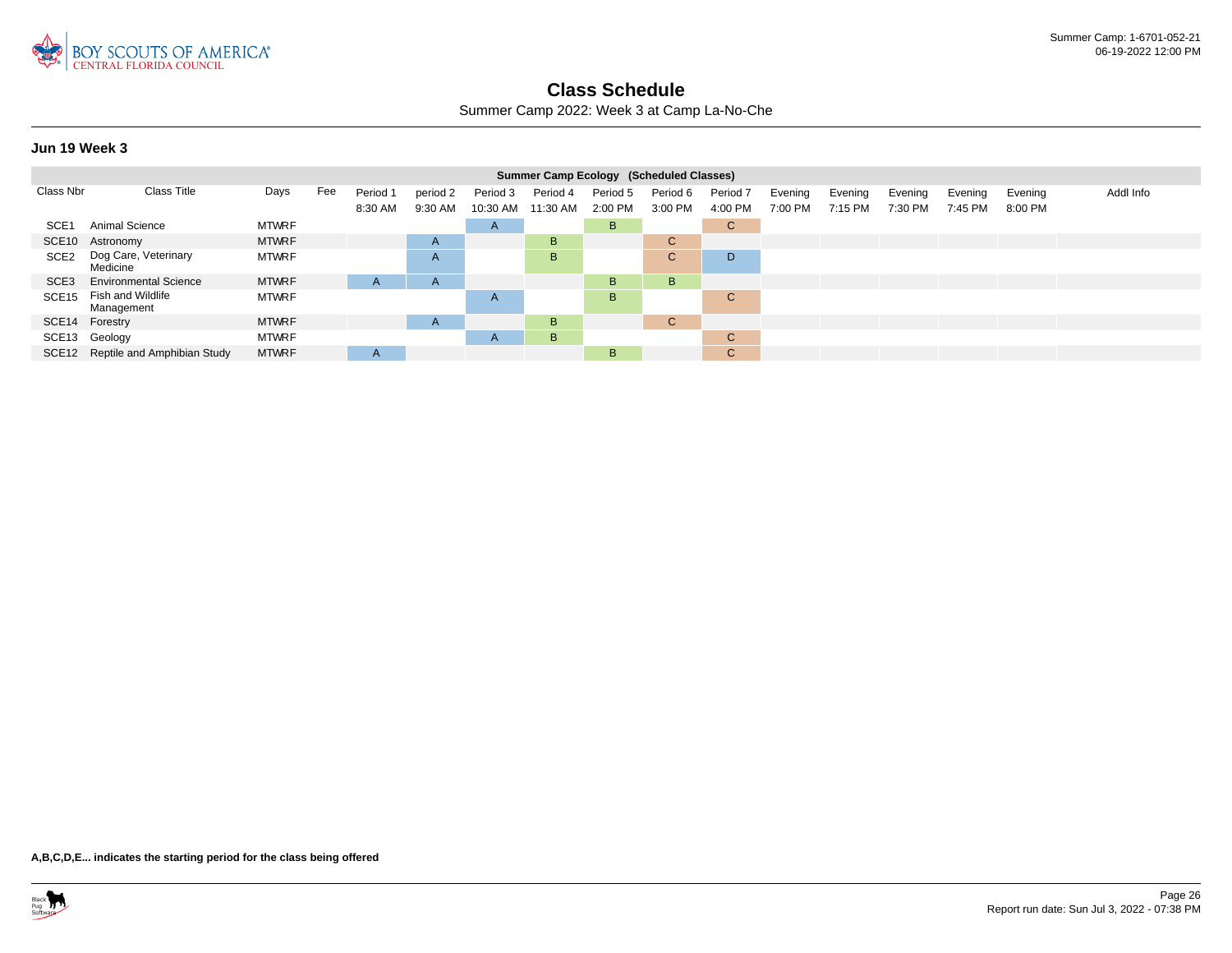# Class Schedule

Summer Camp 2022: Week 3 at Camp La-No-Che

## Jun 19 Week 3

| Summer Camp Ecology (Scheduled Classes) | | | | | | | | | | | | | | | | | |
|---|---|---|---|---|---|---|---|---|---|---|---|---|---|---|---|---|---|
| Class Nbr | Class Title | Days | Fee | Period 1 8:30 AM | period 2 9:30 AM | Period 3 10:30 AM | Period 4 11:30 AM | Period 5 2:00 PM | Period 6 3:00 PM | Period 7 4:00 PM | Evening 7:00 PM | Evening 7:15 PM | Evening 7:30 PM | Evening 7:45 PM | Evening 8:00 PM | Addl Info |
| SCE1 | Animal Science | MTWRF | | | | A | | B | | C | | | | | | |
| SCE10 | Astronomy | MTWRF | | | A | | B | | C | | | | | | | |
| SCE2 | Dog Care, Veterinary Medicine | MTWRF | | | A | | B | | C | D | | | | | | |
| SCE3 | Environmental Science | MTWRF | | A | A | | | B | B | | | | | | | |
| SCE15 | Fish and Wildlife Management | MTWRF | | | | A | | B | | C | | | | | | |
| SCE14 | Forestry | MTWRF | | | A | | B | | C | | | | | | | |
| SCE13 | Geology | MTWRF | | | | A | B | | | C | | | | | | |
| SCE12 | Reptile and Amphibian Study | MTWRF | | A | | | | B | | C | | | | | | |

**A,B,C,D,E... indicates the starting period for the class being offered**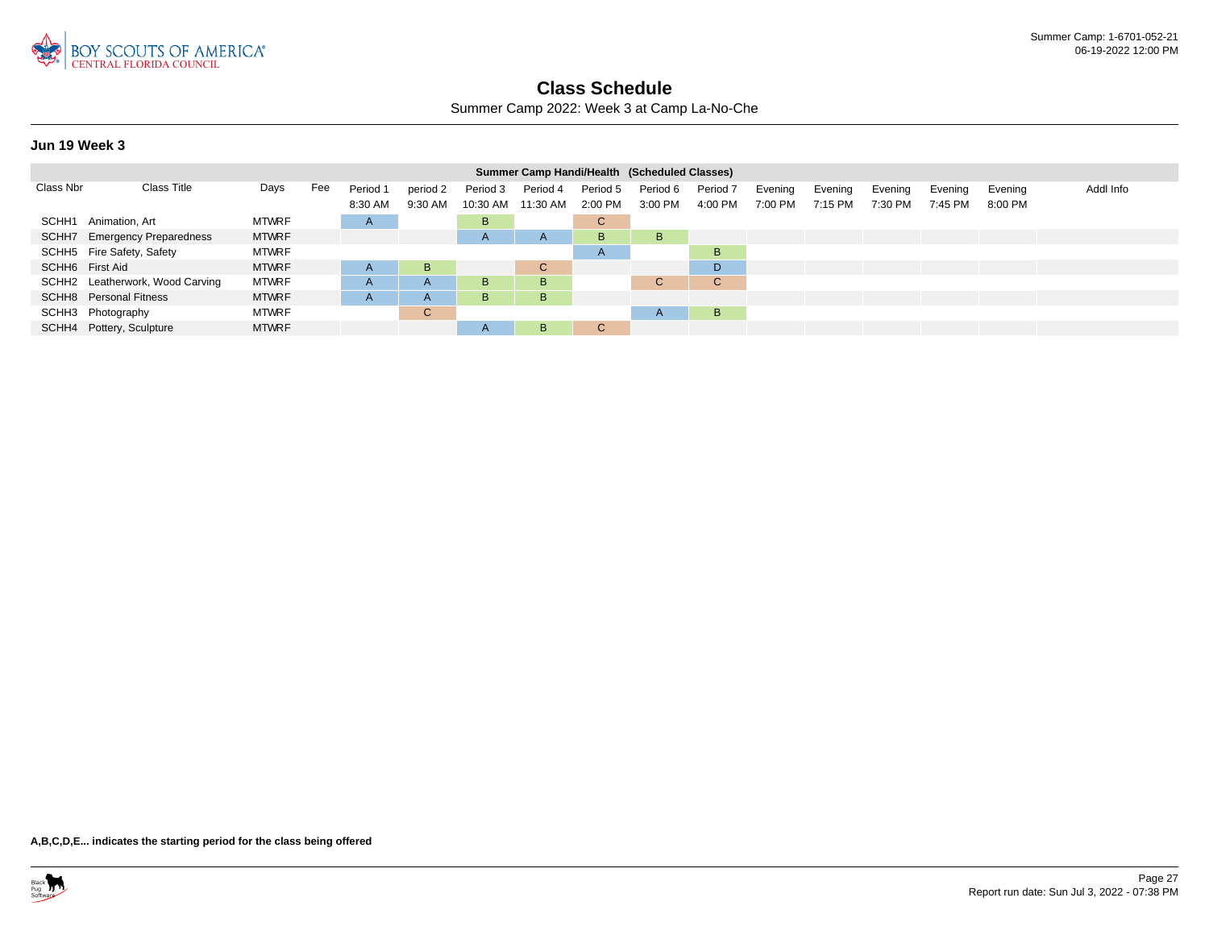# Class Schedule

Summer Camp 2022: Week 3 at Camp La-No-Che

## Jun 19 Week 3

| Summer Camp Handi/Health (Scheduled Classes) | | | | | | | | | | | | | | | | | |
|---|---|---|---|---|---|---|---|---|---|---|---|---|---|---|---|---|---|
| Class Nbr | Class Title | Days | Fee | Period 1 8:30 AM | period 2 9:30 AM | Period 3 10:30 AM | Period 4 11:30 AM | Period 5 2:00 PM | Period 6 3:00 PM | Period 7 4:00 PM | Evening 7:00 PM | Evening 7:15 PM | Evening 7:30 PM | Evening 7:45 PM | Evening 8:00 PM | Addl Info |
| SCHH1 | Animation, Art | MTWRF | | A | | B | | C | | | | | | | | |
| SCHH7 | Emergency Preparedness | MTWRF | | | | A | A | B | B | | | | | | | |
| SCHH5 | Fire Safety, Safety | MTWRF | | | | | | A | | B | | | | | | |
| SCHH6 | First Aid | MTWRF | | A | B | | C | | | D | | | | | | |
| SCHH2 | Leatherwork, Wood Carving | MTWRF | | A | A | B | B | | C | C | | | | | | |
| SCHH8 | Personal Fitness | MTWRF | | A | A | B | B | | | | | | | | | |
| SCHH3 | Photography | MTWRF | | | C | | | | A | B | | | | | | |
| SCHH4 | Pottery, Sculpture | MTWRF | | | | A | B | C | | | | | | | | |

**A,B,C,D,E... indicates the starting period for the class being offered**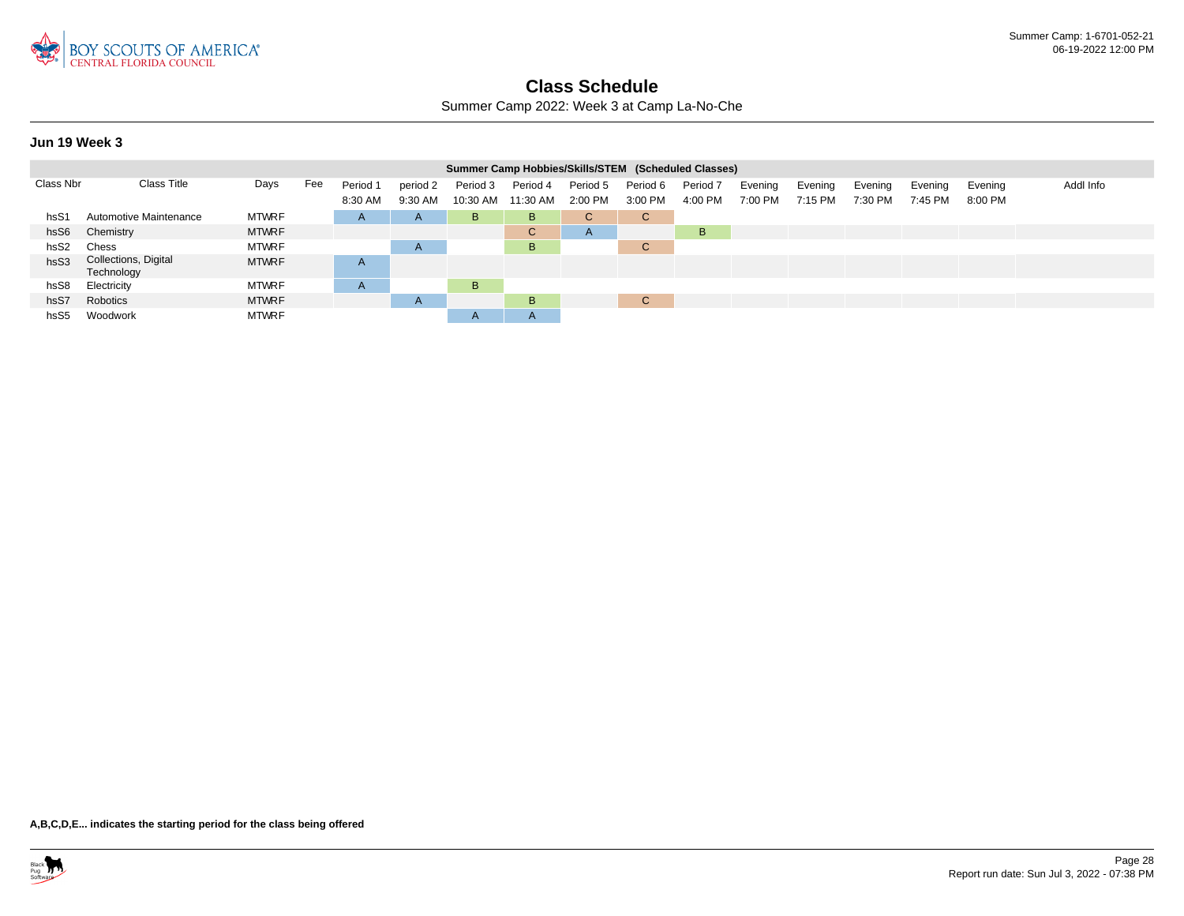# Class Schedule

Summer Camp 2022: Week 3 at Camp La-No-Che

**Jun 19 Week 3**

| Summer Camp Hobbies/Skills/STEM (Scheduled Classes) | | | | | | | | | | | | | | | | | |
|---|---|---|---|---|---|---|---|---|---|---|---|---|---|---|---|---|---|
| Class Nbr | Class Title | Days | Fee | Period 1 8:30 AM | period 2 9:30 AM | Period 3 10:30 AM | Period 4 11:30 AM | Period 5 2:00 PM | Period 6 3:00 PM | Period 7 4:00 PM | Evening 7:00 PM | Evening 7:15 PM | Evening 7:30 PM | Evening 7:45 PM | Evening 8:00 PM | Addl Info |
| hsS1 | Automotive Maintenance | MTWRF | | A | A | B | B | C | C | | | | | | | |
| hsS6 | Chemistry | MTWRF | | | | | C | A | | B | | | | | | |
| hsS2 | Chess | MTWRF | | | A | | B | | C | | | | | | | |
| hsS3 | Collections, Digital Technology | MTWRF | | A | | | | | | | | | | | | |
| hsS8 | Electricity | MTWRF | | A | | B | | | | | | | | | | |
| hsS7 | Robotics | MTWRF | | | A | | B | | C | | | | | | | |
| hsS5 | Woodwork | MTWRF | | | | A | A | | | | | | | | | |

**A,B,C,D,E... indicates the starting period for the class being offered**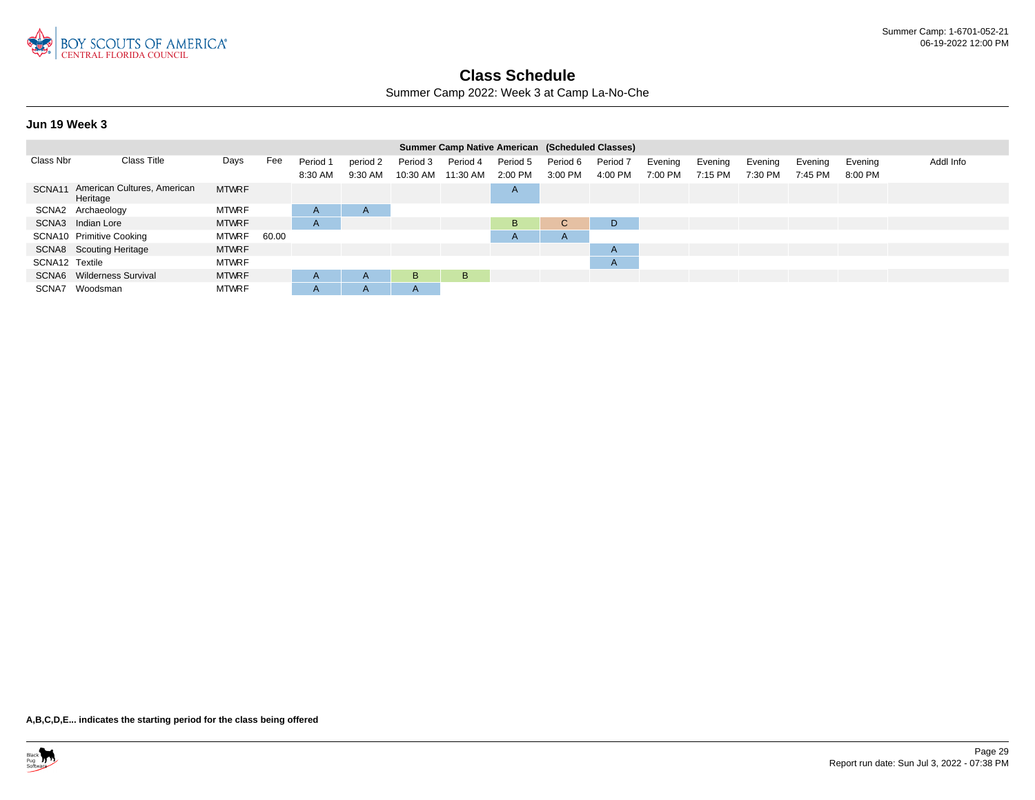# Class Schedule

Summer Camp 2022: Week 3 at Camp La-No-Che

### Jun 19 Week 3

| Class Nbr | Class Title | Days | Fee | Period 1 8:30 AM | period 2 9:30 AM | Period 3 10:30 AM | Period 4 11:30 AM | Period 5 2:00 PM | Period 6 3:00 PM | Period 7 4:00 PM | Evening 7:00 PM | Evening 7:15 PM | Evening 7:30 PM | Evening 7:45 PM | Evening 8:00 PM | Addl Info |
|---|---|---|---|---|---|---|---|---|---|---|---|---|---|---|---|---|
| **Summer Camp Native American (Scheduled Classes)** | | | | | | | | | | | | | | | | |
| SCNA11 | American Cultures, American Heritage | MTWRF | | | | | | A | | | | | | | | |
| SCNA2 | Archaeology | MTWRF | | A | A | | | | | | | | | | | |
| SCNA3 | Indian Lore | MTWRF | | A | | | | B | C | D | | | | | | |
| SCNA10 | Primitive Cooking | MTWRF | 60.00 | | | | | A | A | | | | | | | |
| SCNA8 | Scouting Heritage | MTWRF | | | | | | | | A | | | | | | |
| SCNA12 | Textile | MTWRF | | | | | | | | A | | | | | | |
| SCNA6 | Wilderness Survival | MTWRF | | A | A | B | B | | | | | | | | | |
| SCNA7 | Woodsman | MTWRF | | A | A | A | | | | | | | | | | |

**A,B,C,D,E... indicates the starting period for the class being offered**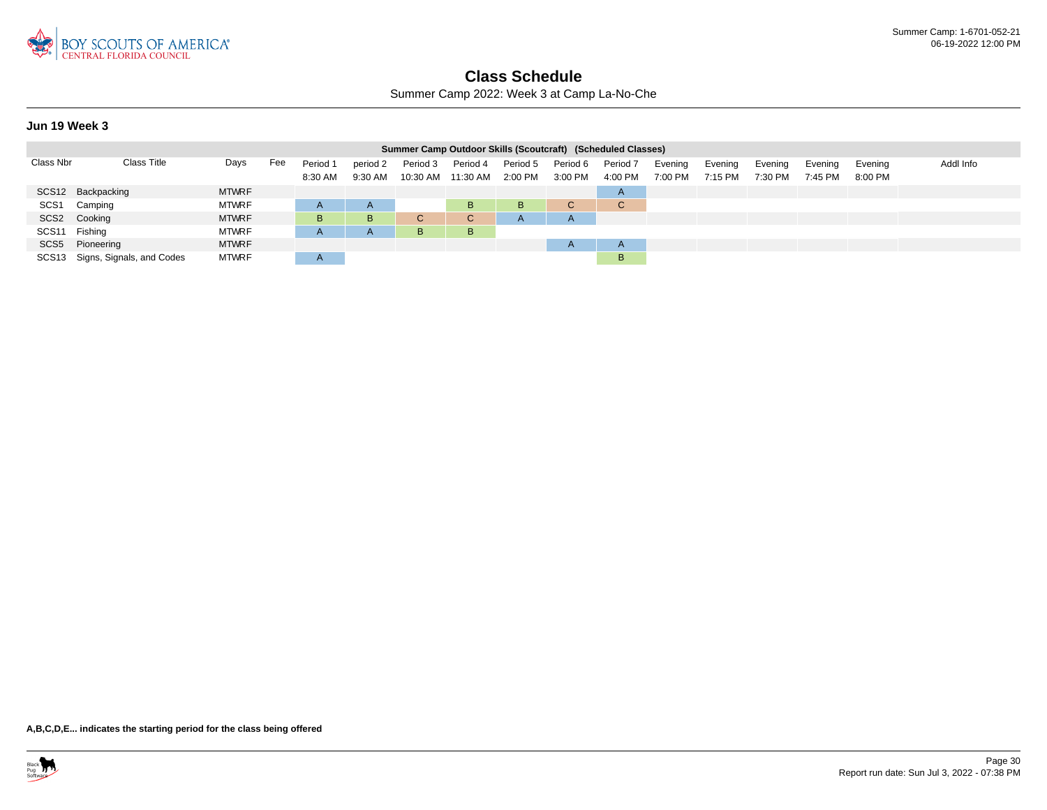# Class Schedule

Summer Camp 2022: Week 3 at Camp La-No-Che

### Jun 19 Week 3

| Summer Camp Outdoor Skills (Scoutcraft) (Scheduled Classes) | | | | | | | | | | | | | | | | | |
|---|---|---|---|---|---|---|---|---|---|---|---|---|---|---|---|---|---|
| Class Nbr | Class Title | Days | Fee | Period 1 8:30 AM | period 2 9:30 AM | Period 3 10:30 AM | Period 4 11:30 AM | Period 5 2:00 PM | Period 6 3:00 PM | Period 7 4:00 PM | Evening 7:00 PM | Evening 7:15 PM | Evening 7:30 PM | Evening 7:45 PM | Evening 8:00 PM | Addl Info |
| SCS12 | Backpacking | MTWRF | | | | | | | | A | | | | | | |
| SCS1 | Camping | MTWRF | | A | A | | B | B | C | C | | | | | | |
| SCS2 | Cooking | MTWRF | | B | B | C | C | A | A | | | | | | | |
| SCS11 | Fishing | MTWRF | | A | A | B | B | | | | | | | | | |
| SCS5 | Pioneering | MTWRF | | | | | | | A | A | | | | | | |
| SCS13 | Signs, Signals, and Codes | MTWRF | | A | | | | | | B | | | | | | |

**A,B,C,D,E... indicates the starting period for the class being offered**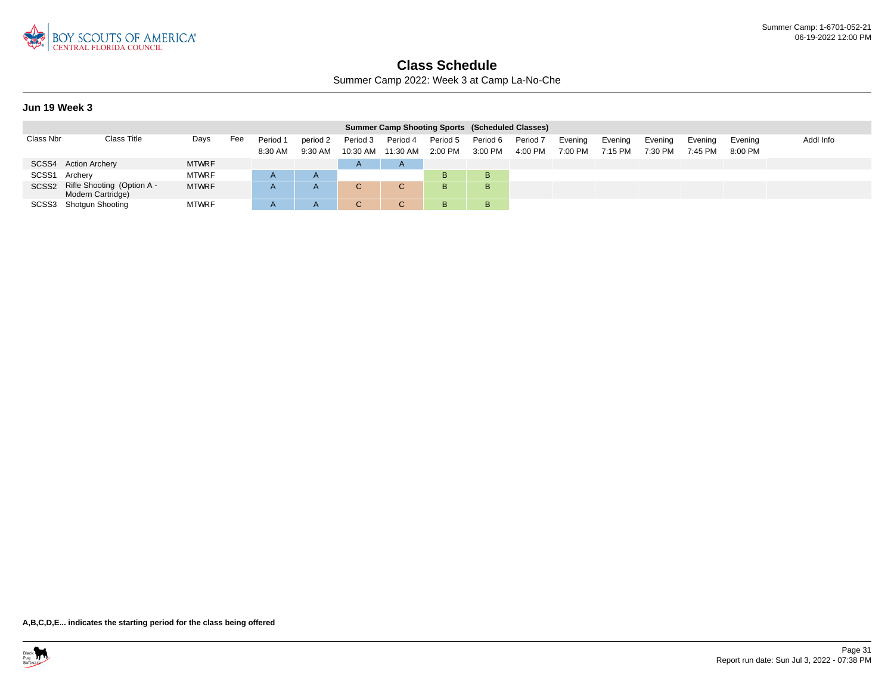# Class Schedule

Summer Camp 2022: Week 3 at Camp La-No-Che

### Jun 19 Week 3

| Summer Camp Shooting Sports (Scheduled Classes) | | | | | | | | | | | | | | | | | |
|---|---|---|---|---|---|---|---|---|---|---|---|---|---|---|---|---|---|
| Class Nbr | Class Title | Days | Fee | Period 1 8:30 AM | period 2 9:30 AM | Period 3 10:30 AM | Period 4 11:30 AM | Period 5 2:00 PM | Period 6 3:00 PM | Period 7 4:00 PM | Evening 7:00 PM | Evening 7:15 PM | Evening 7:30 PM | Evening 7:45 PM | Evening 8:00 PM | Addl Info |
| SCSS4 | Action Archery | MTWRF | | | | A | A | | | | | | | | | |
| SCSS1 | Archery | MTWRF | | A | A | | | B | B | | | | | | | |
| SCSS2 | Rifle Shooting (Option A - Modern Cartridge) | MTWRF | | A | A | C | C | B | B | | | | | | | |
| SCSS3 | Shotgun Shooting | MTWRF | | A | A | C | C | B | B | | | | | | | |

**A,B,C,D,E... indicates the starting period for the class being offered**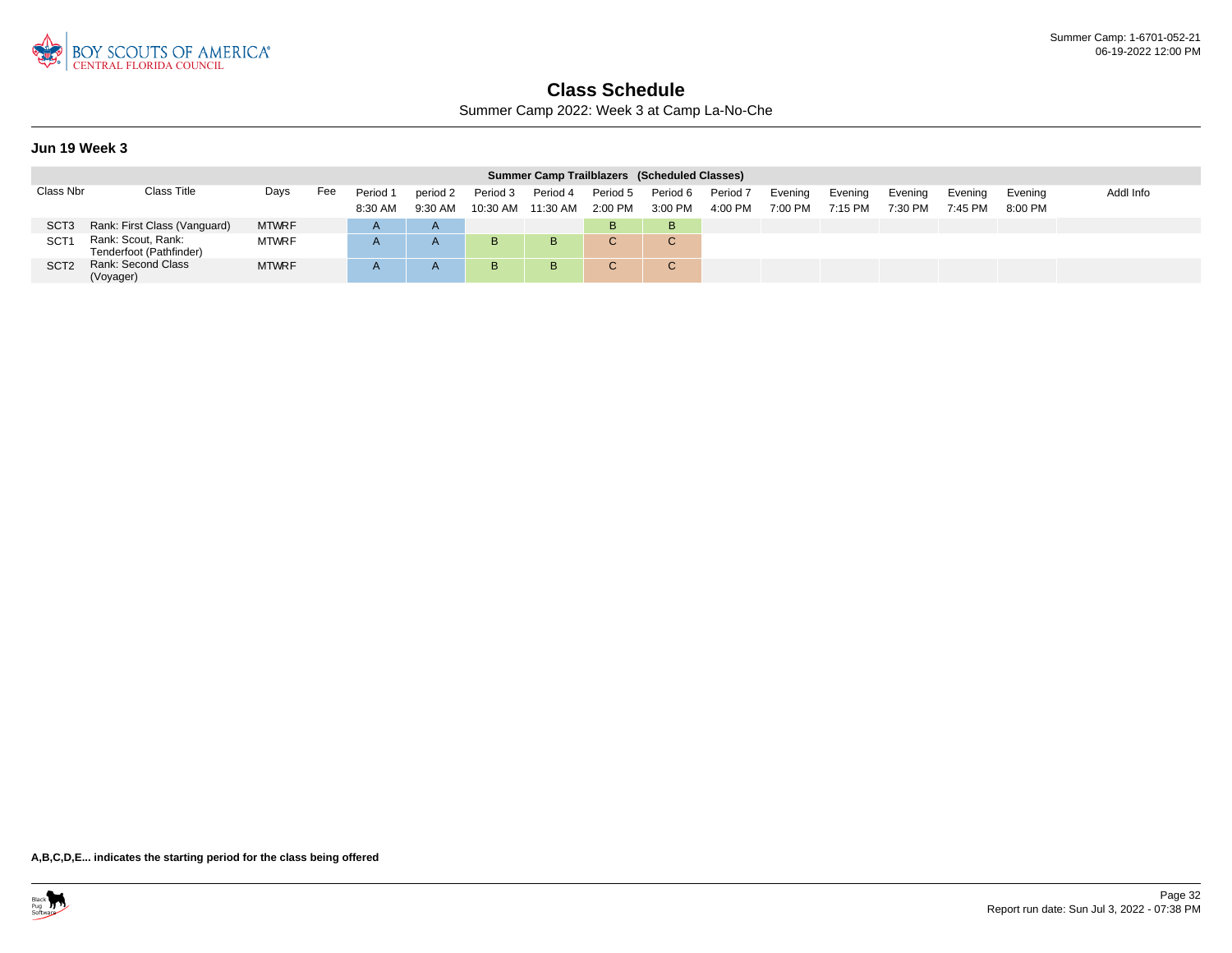# Class Schedule

Summer Camp 2022: Week 3 at Camp La-No-Che

### Jun 19 Week 3

| Summer Camp Trailblazers (Scheduled Classes) | | | | | | | | | | | | | | | | | |
|---|---|---|---|---|---|---|---|---|---|---|---|---|---|---|---|---|---|
| Class Nbr | Class Title | Days | Fee | Period 1 8:30 AM | period 2 9:30 AM | Period 3 10:30 AM | Period 4 11:30 AM | Period 5 2:00 PM | Period 6 3:00 PM | Period 7 4:00 PM | Evening 7:00 PM | Evening 7:15 PM | Evening 7:30 PM | Evening 7:45 PM | Evening 8:00 PM | Addl Info |
| SCT3 | Rank: First Class (Vanguard) | MTWRF | | A | A | | | B | B | | | | | | | |
| SCT1 | Rank: Scout, Rank: Tenderfoot (Pathfinder) | MTWRF | | A | A | B | B | C | C | | | | | | | |
| SCT2 | Rank: Second Class (Voyager) | MTWRF | | A | A | B | B | C | C | | | | | | | |

**A,B,C,D,E... indicates the starting period for the class being offered**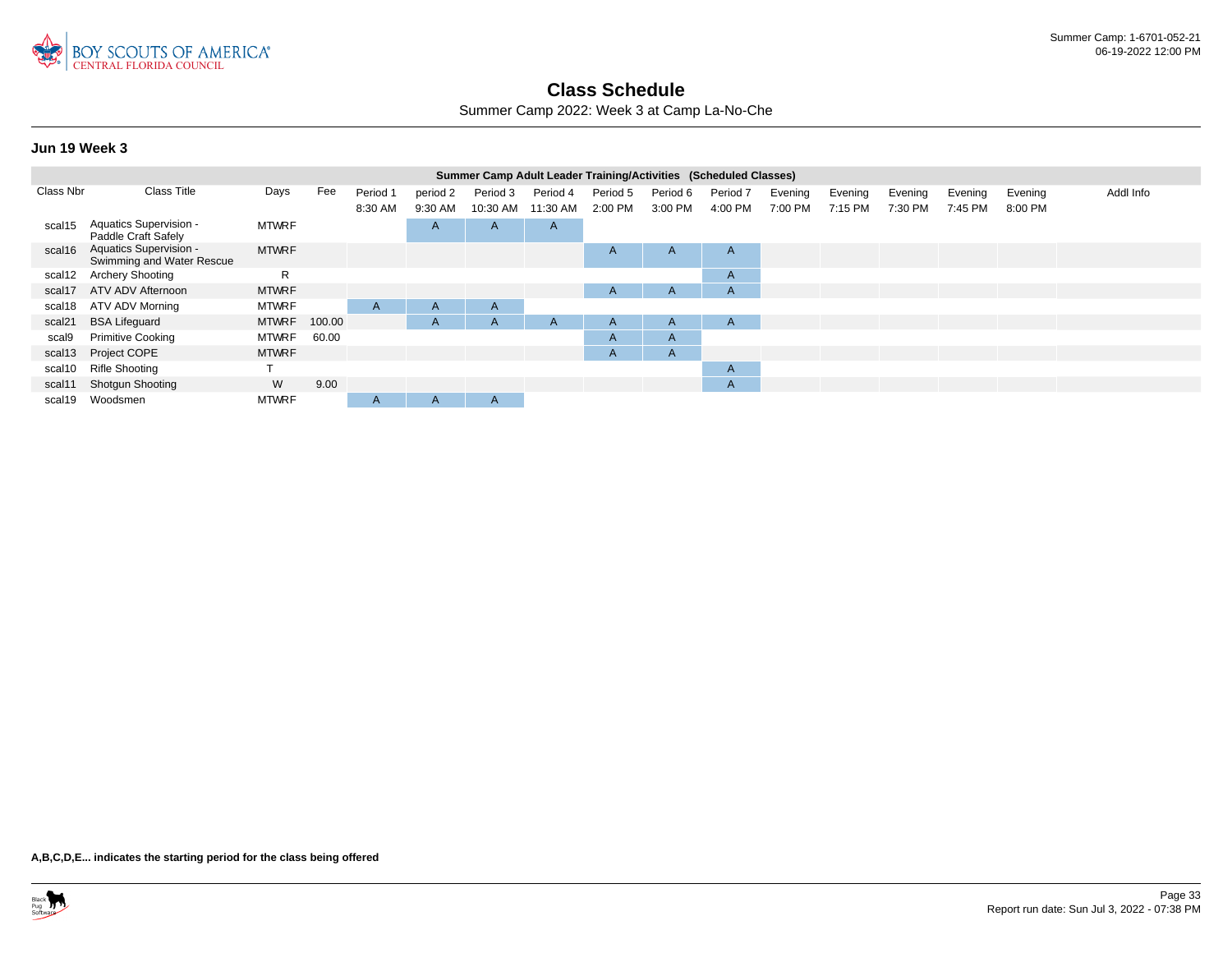# Class Schedule

Summer Camp 2022: Week 3 at Camp La-No-Che

### Jun 19 Week 3

| Summer Camp Adult Leader Training/Activities (Scheduled Classes) | | | | | | | | | | | | | | | | | |
|---|---|---|---|---|---|---|---|---|---|---|---|---|---|---|---|---|---|
| Class Nbr | Class Title | Days | Fee | Period 1 8:30 AM | period 2 9:30 AM | Period 3 10:30 AM | Period 4 11:30 AM | Period 5 2:00 PM | Period 6 3:00 PM | Period 7 4:00 PM | Evening 7:00 PM | Evening 7:15 PM | Evening 7:30 PM | Evening 7:45 PM | Evening 8:00 PM | Addl Info |
| scal15 | Aquatics Supervision - Paddle Craft Safely | MTWRF | | | A | A | A | | | | | | | | | |
| scal16 | Aquatics Supervision - Swimming and Water Rescue | MTWRF | | | | | | A | A | A | | | | | | |
| scal12 | Archery Shooting | R | | | | | | | | A | | | | | | |
| scal17 | ATV ADV Afternoon | MTWRF | | | | | | A | A | A | | | | | | |
| scal18 | ATV ADV Morning | MTWRF | | A | A | A | | | | | | | | | | |
| scal21 | BSA Lifeguard | MTWRF | 100.00 | | A | A | A | A | A | A | | | | | | |
| scal9 | Primitive Cooking | MTWRF | 60.00 | | | | | A | A | | | | | | | |
| scal13 | Project COPE | MTWRF | | | | | | A | A | | | | | | | |
| scal10 | Rifle Shooting | T | | | | | | | | A | | | | | | |
| scal11 | Shotgun Shooting | W | 9.00 | | | | | | | A | | | | | | |
| scal19 | Woodsmen | MTWRF | | A | A | A | | | | | | | | | | |

**A,B,C,D,E... indicates the starting period for the class being offered**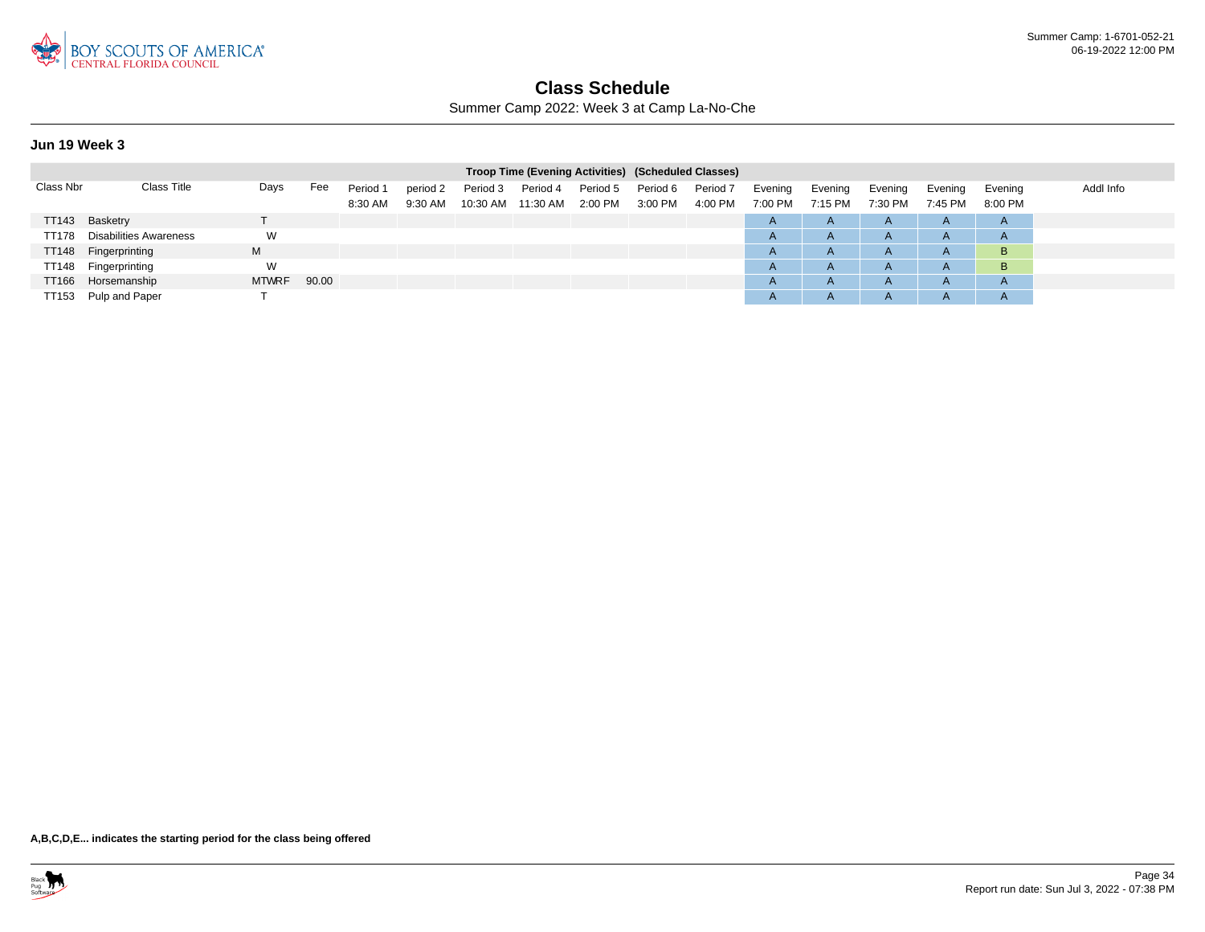# Class Schedule

Summer Camp 2022: Week 3 at Camp La-No-Che

### Jun 19 Week 3

| Class Nbr | Class Title | Days | Fee | Period 1 8:30 AM | period 2 9:30 AM | Period 3 10:30 AM | Period 4 11:30 AM | Period 5 2:00 PM | Period 6 3:00 PM | Period 7 4:00 PM | Evening 7:00 PM | Evening 7:15 PM | Evening 7:30 PM | Evening 7:45 PM | Evening 8:00 PM | Addl Info |
|---|---|---|---|---|---|---|---|---|---|---|---|---|---|---|---|---|
| | | | | Troop Time (Evening Activities) (Scheduled Classes) | | | | | | | | | | | | |
| TT143 | Basketry | T | | | | | | | | | A | A | A | A | A | |
| TT178 | Disabilities Awareness | W | | | | | | | | | A | A | A | A | A | |
| TT148 | Fingerprinting | M | | | | | | | | | A | A | A | A | B | |
| TT148 | Fingerprinting | W | | | | | | | | | A | A | A | A | B | |
| TT166 | Horsemanship | MTWRF | 90.00 | | | | | | | | A | A | A | A | A | |
| TT153 | Pulp and Paper | T | | | | | | | | | A | A | A | A | A | |

**A,B,C,D,E... indicates the starting period for the class being offered**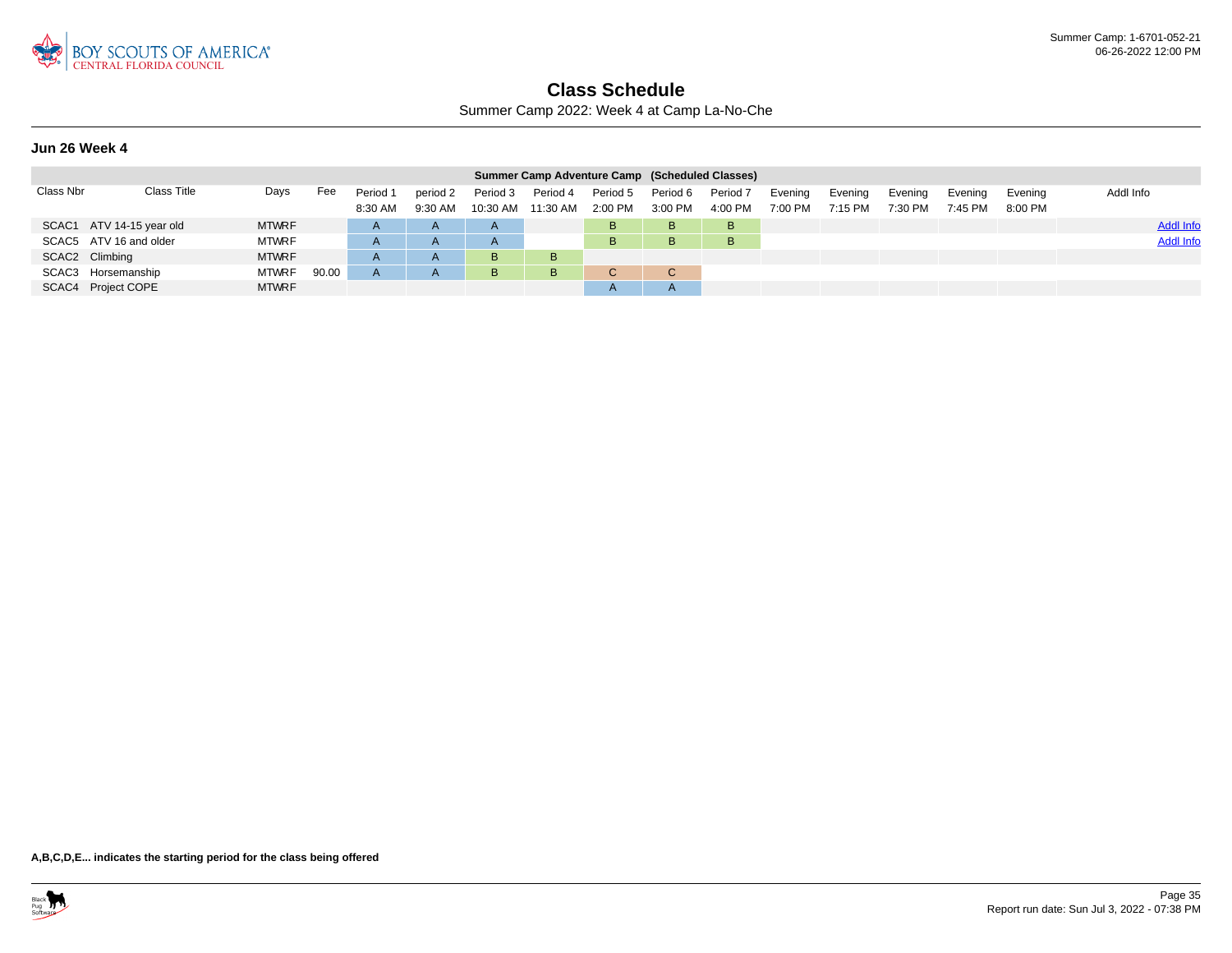# Class Schedule

Summer Camp 2022: Week 4 at Camp La-No-Che

### Jun 26 Week 4

| Summer Camp Adventure Camp (Scheduled Classes) | | | | | | | | | | | | | | | | | |
|---|---|---|---|---|---|---|---|---|---|---|---|---|---|---|---|---|---|
| Class Nbr | Class Title | Days | Fee | Period 1 8:30 AM | period 2 9:30 AM | Period 3 10:30 AM | Period 4 11:30 AM | Period 5 2:00 PM | Period 6 3:00 PM | Period 7 4:00 PM | Evening 7:00 PM | Evening 7:15 PM | Evening 7:30 PM | Evening 7:45 PM | Evening 8:00 PM | Addl Info |
| SCAC1 | ATV 14-15 year old | MTWRF | | A | A | A | | B | B | B | | | | | | Addl Info |
| SCAC5 | ATV 16 and older | MTWRF | | A | A | A | | B | B | B | | | | | | Addl Info |
| SCAC2 | Climbing | MTWRF | | A | A | B | B | | | | | | | | | |
| SCAC3 | Horsemanship | MTWRF | 90.00 | A | A | B | B | C | C | | | | | | | |
| SCAC4 | Project COPE | MTWRF | | | | | | A | A | | | | | | | |

**A,B,C,D,E... indicates the starting period for the class being offered**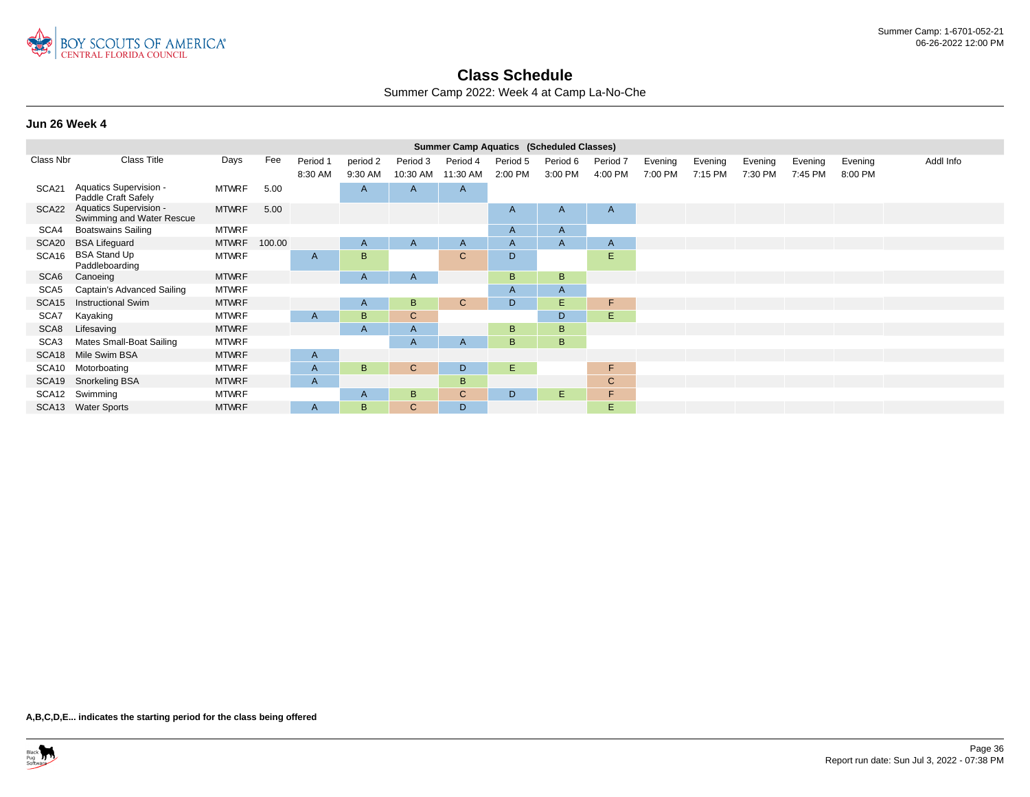# Class Schedule

Summer Camp 2022: Week 4 at Camp La-No-Che

## Jun 26 Week 4

| Summer Camp Aquatics (Scheduled Classes) | | | | | | | | | | | | | | | | | |
|---|---|---|---|---|---|---|---|---|---|---|---|---|---|---|---|---|---|
| Class Nbr | Class Title | Days | Fee | Period 1 8:30 AM | period 2 9:30 AM | Period 3 10:30 AM | Period 4 11:30 AM | Period 5 2:00 PM | Period 6 3:00 PM | Period 7 4:00 PM | Evening 7:00 PM | Evening 7:15 PM | Evening 7:30 PM | Evening 7:45 PM | Evening 8:00 PM | Addl Info |
| SCA21 | Aquatics Supervision - Paddle Craft Safely | MTWRF | 5.00 | | A | A | A | | | | | | | | | |
| SCA22 | Aquatics Supervision - Swimming and Water Rescue | MTWRF | 5.00 | | | | | A | A | A | | | | | | |
| SCA4 | Boatswains Sailing | MTWRF | | | | | | A | A | | | | | | | |
| SCA20 | BSA Lifeguard | MTWRF | 100.00 | | A | A | A | A | A | A | | | | | | |
| SCA16 | BSA Stand Up Paddleboarding | MTWRF | | A | B | | C | D | | E | | | | | | |
| SCA6 | Canoeing | MTWRF | | | A | A | | B | B | | | | | | | |
| SCA5 | Captain's Advanced Sailing | MTWRF | | | | | | A | A | | | | | | | |
| SCA15 | Instructional Swim | MTWRF | | | A | B | C | D | E | F | | | | | | |
| SCA7 | Kayaking | MTWRF | | A | B | C | | | D | E | | | | | | |
| SCA8 | Lifesaving | MTWRF | | | A | A | | B | B | | | | | | | |
| SCA3 | Mates Small-Boat Sailing | MTWRF | | | | A | A | B | B | | | | | | | |
| SCA18 | Mile Swim BSA | MTWRF | | A | | | | | | | | | | | | |
| SCA10 | Motorboating | MTWRF | | A | B | C | D | E | | F | | | | | | |
| SCA19 | Snorkeling BSA | MTWRF | | A | | | B | | | C | | | | | | |
| SCA12 | Swimming | MTWRF | | | A | B | C | D | E | F | | | | | | |
| SCA13 | Water Sports | MTWRF | | A | B | C | D | | | E | | | | | | |

**A,B,C,D,E... indicates the starting period for the class being offered**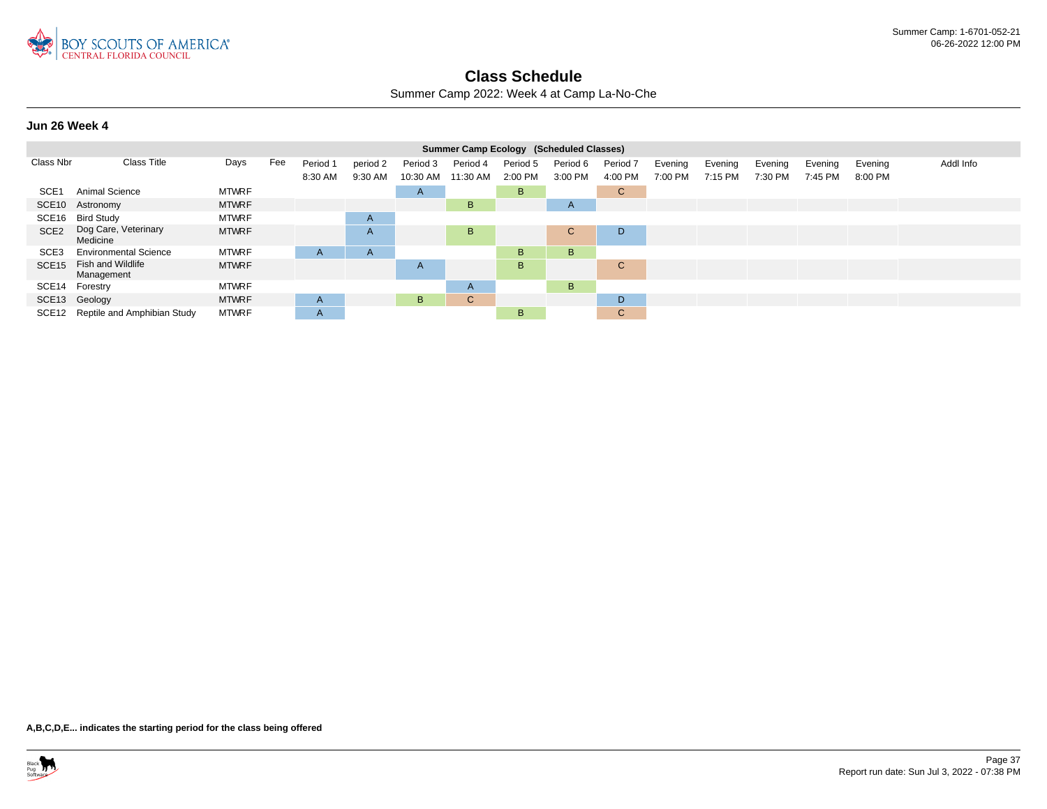# Class Schedule

Summer Camp 2022: Week 4 at Camp La-No-Che

### Jun 26 Week 4

| Summer Camp Ecology (Scheduled Classes) | | | | | | | | | | | | | | | | | | |
|---|---|---|---|---|---|---|---|---|---|---|---|---|---|---|---|---|---|---|
| Class Nbr | Class Title | Days | Fee | Period 1 8:30 AM | period 2 9:30 AM | Period 3 10:30 AM | Period 4 11:30 AM | Period 5 2:00 PM | Period 6 3:00 PM | Period 7 4:00 PM | Evening 7:00 PM | Evening 7:15 PM | Evening 7:30 PM | Evening 7:45 PM | Evening 8:00 PM | Addl Info |
| SCE1 | Animal Science | MTWRF | | | | A | | B | | C | | | | | | |
| SCE10 | Astronomy | MTWRF | | | | | B | | A | | | | | | | |
| SCE16 | Bird Study | MTWRF | | | A | | | | | | | | | | | |
| SCE2 | Dog Care, Veterinary Medicine | MTWRF | | | A | | B | | C | D | | | | | | |
| SCE3 | Environmental Science | MTWRF | | A | A | | | B | B | | | | | | | |
| SCE15 | Fish and Wildlife Management | MTWRF | | | | A | | B | | C | | | | | | |
| SCE14 | Forestry | MTWRF | | | | | A | | B | | | | | | | |
| SCE13 | Geology | MTWRF | | A | | B | C | | | D | | | | | | |
| SCE12 | Reptile and Amphibian Study | MTWRF | | A | | | | B | | C | | | | | | |

**A,B,C,D,E... indicates the starting period for the class being offered**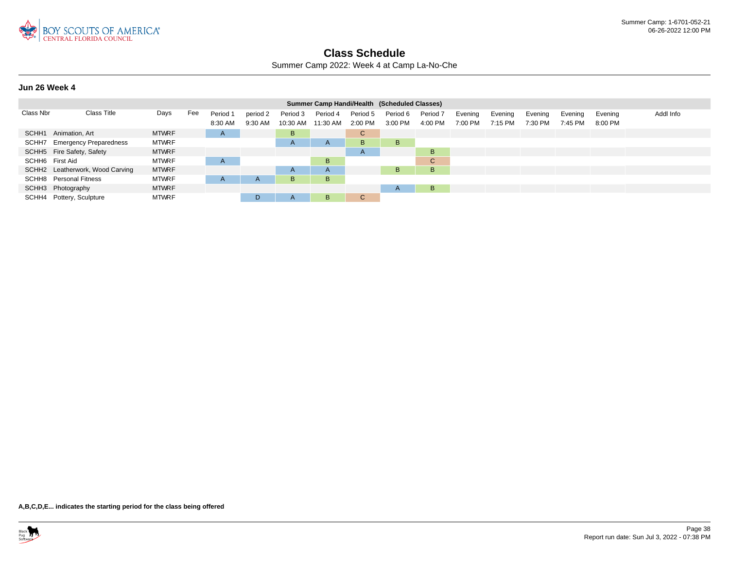# Class Schedule

Summer Camp 2022: Week 4 at Camp La-No-Che

### Jun 26 Week 4

| Summer Camp Handi/Health (Scheduled Classes) | | | | | | | | | | | | | | | | | |
|---|---|---|---|---|---|---|---|---|---|---|---|---|---|---|---|---|---|
| Class Nbr | Class Title | Days | Fee | Period 1 8:30 AM | period 2 9:30 AM | Period 3 10:30 AM | Period 4 11:30 AM | Period 5 2:00 PM | Period 6 3:00 PM | Period 7 4:00 PM | Evening 7:00 PM | Evening 7:15 PM | Evening 7:30 PM | Evening 7:45 PM | Evening 8:00 PM | Addl Info |
| SCHH1 | Animation, Art | MTWRF | | A | | B | | C | | | | | | | | |
| SCHH7 | Emergency Preparedness | MTWRF | | | | A | A | B | B | | | | | | | |
| SCHH5 | Fire Safety, Safety | MTWRF | | | | | | A | | B | | | | | | |
| SCHH6 | First Aid | MTWRF | | A | | | B | | | C | | | | | | |
| SCHH2 | Leatherwork, Wood Carving | MTWRF | | | | A | A | | B | B | | | | | | |
| SCHH8 | Personal Fitness | MTWRF | | A | A | B | B | | | | | | | | | |
| SCHH3 | Photography | MTWRF | | | | | | | A | B | | | | | | |
| SCHH4 | Pottery, Sculpture | MTWRF | | | D | A | B | C | | | | | | | | |

**A,B,C,D,E... indicates the starting period for the class being offered**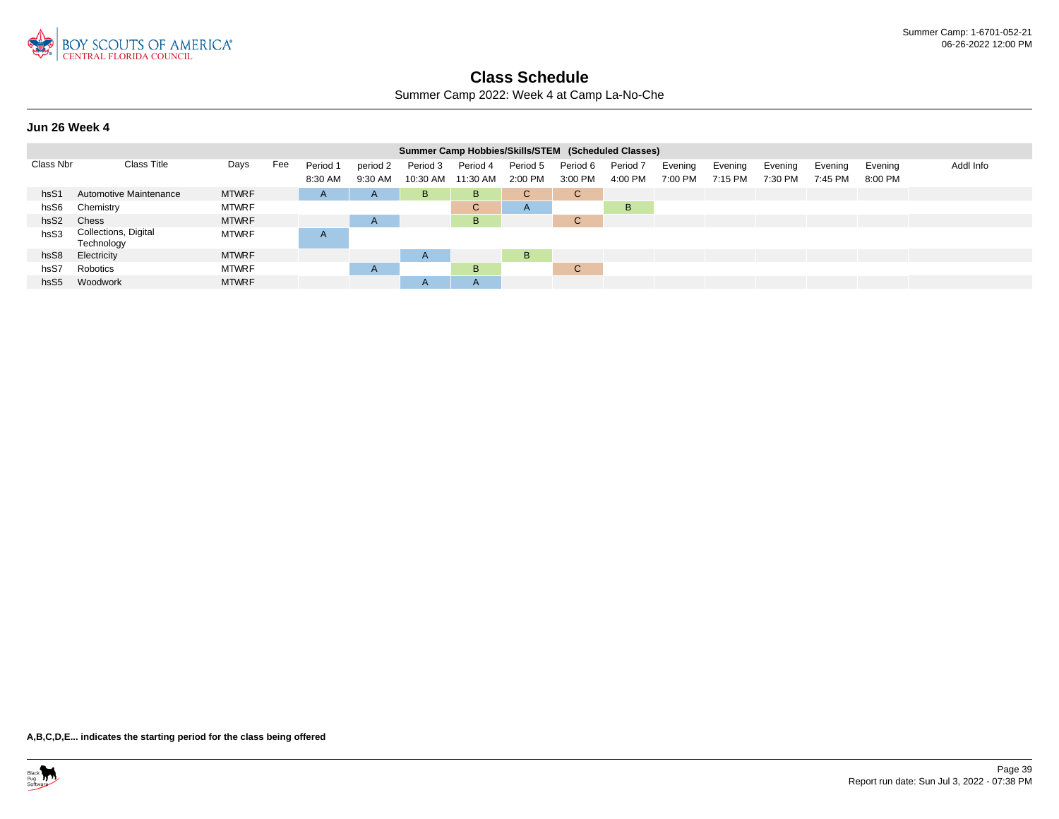# Class Schedule

Summer Camp 2022: Week 4 at Camp La-No-Che

### Jun 26 Week 4

| Summer Camp Hobbies/Skills/STEM (Scheduled Classes) | | | | | | | | | | | | | | | | | |
|---|---|---|---|---|---|---|---|---|---|---|---|---|---|---|---|---|---|
| Class Nbr | Class Title | Days | Fee | Period 1 8:30 AM | period 2 9:30 AM | Period 3 10:30 AM | Period 4 11:30 AM | Period 5 2:00 PM | Period 6 3:00 PM | Period 7 4:00 PM | Evening 7:00 PM | Evening 7:15 PM | Evening 7:30 PM | Evening 7:45 PM | Evening 8:00 PM | Addl Info |
| hsS1 | Automotive Maintenance | MTWRF | | A | A | B | B | C | C | | | | | | | |
| hsS6 | Chemistry | MTWRF | | | | | C | A | | B | | | | | | |
| hsS2 | Chess | MTWRF | | | A | | B | | C | | | | | | | |
| hsS3 | Collections, Digital Technology | MTWRF | | A | | | | | | | | | | | | |
| hsS8 | Electricity | MTWRF | | | | A | | B | | | | | | | | |
| hsS7 | Robotics | MTWRF | | | A | | B | | C | | | | | | | |
| hsS5 | Woodwork | MTWRF | | | | A | A | | | | | | | | | |

**A,B,C,D,E... indicates the starting period for the class being offered**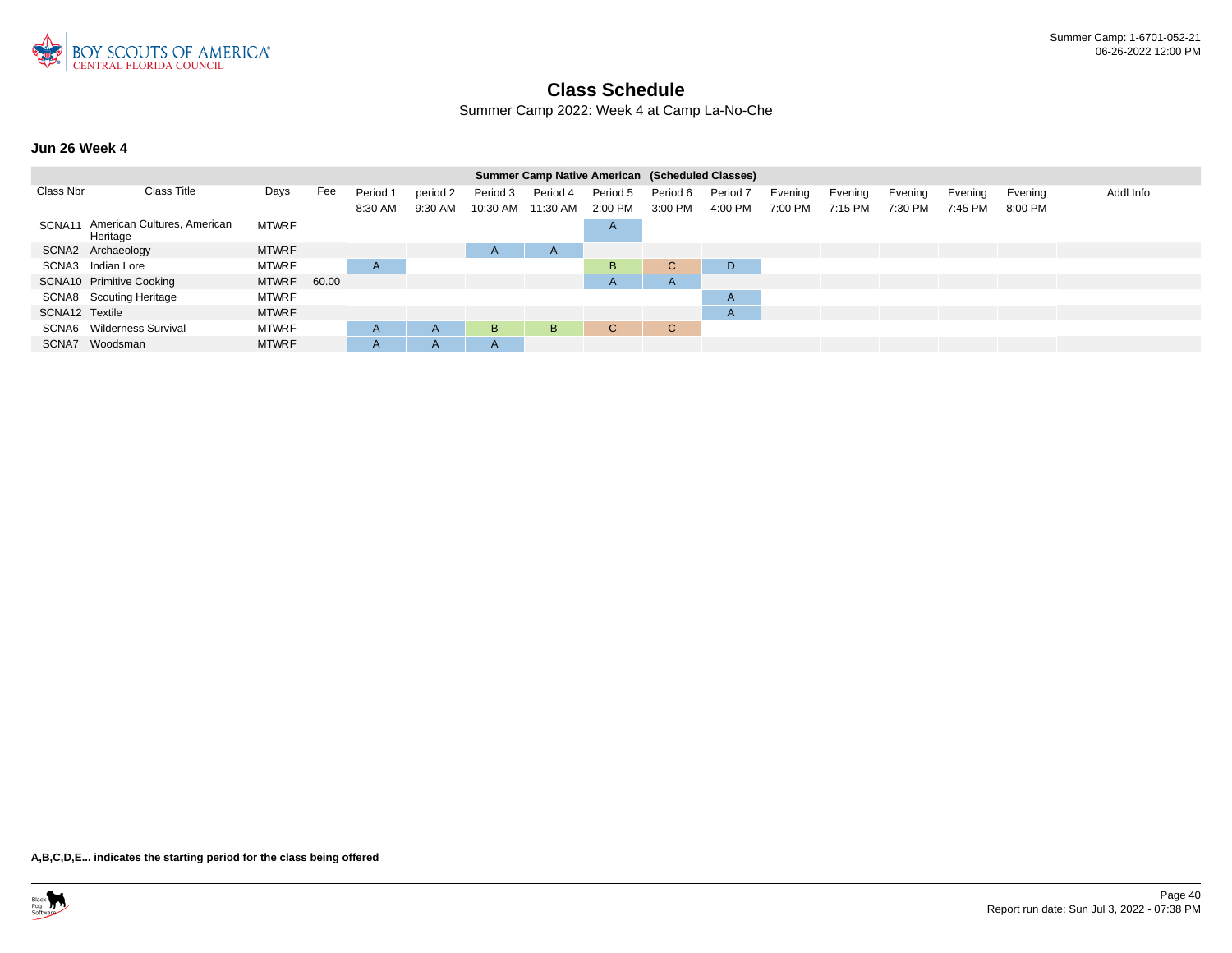# Class Schedule

Summer Camp 2022: Week 4 at Camp La-No-Che

### Jun 26 Week 4

| Summer Camp Native American (Scheduled Classes) | | | | | | | | | | | | | | | | | |
|---|---|---|---|---|---|---|---|---|---|---|---|---|---|---|---|---|---|
| Class Nbr | Class Title | Days | Fee | Period 1 8:30 AM | period 2 9:30 AM | Period 3 10:30 AM | Period 4 11:30 AM | Period 5 2:00 PM | Period 6 3:00 PM | Period 7 4:00 PM | Evening 7:00 PM | Evening 7:15 PM | Evening 7:30 PM | Evening 7:45 PM | Evening 8:00 PM | Addl Info |
| SCNA11 | American Cultures, American Heritage | MTWRF | | | | | | A | | | | | | | | |
| SCNA2 | Archaeology | MTWRF | | | | A | A | | | | | | | | | |
| SCNA3 | Indian Lore | MTWRF | | A | | | | B | C | D | | | | | | |
| SCNA10 | Primitive Cooking | MTWRF | 60.00 | | | | | A | A | | | | | | | |
| SCNA8 | Scouting Heritage | MTWRF | | | | | | | | A | | | | | | |
| SCNA12 | Textile | MTWRF | | | | | | | | A | | | | | | |
| SCNA6 | Wilderness Survival | MTWRF | | A | A | B | B | C | C | | | | | | | |
| SCNA7 | Woodsman | MTWRF | | A | A | A | | | | | | | | | | |

**A,B,C,D,E... indicates the starting period for the class being offered**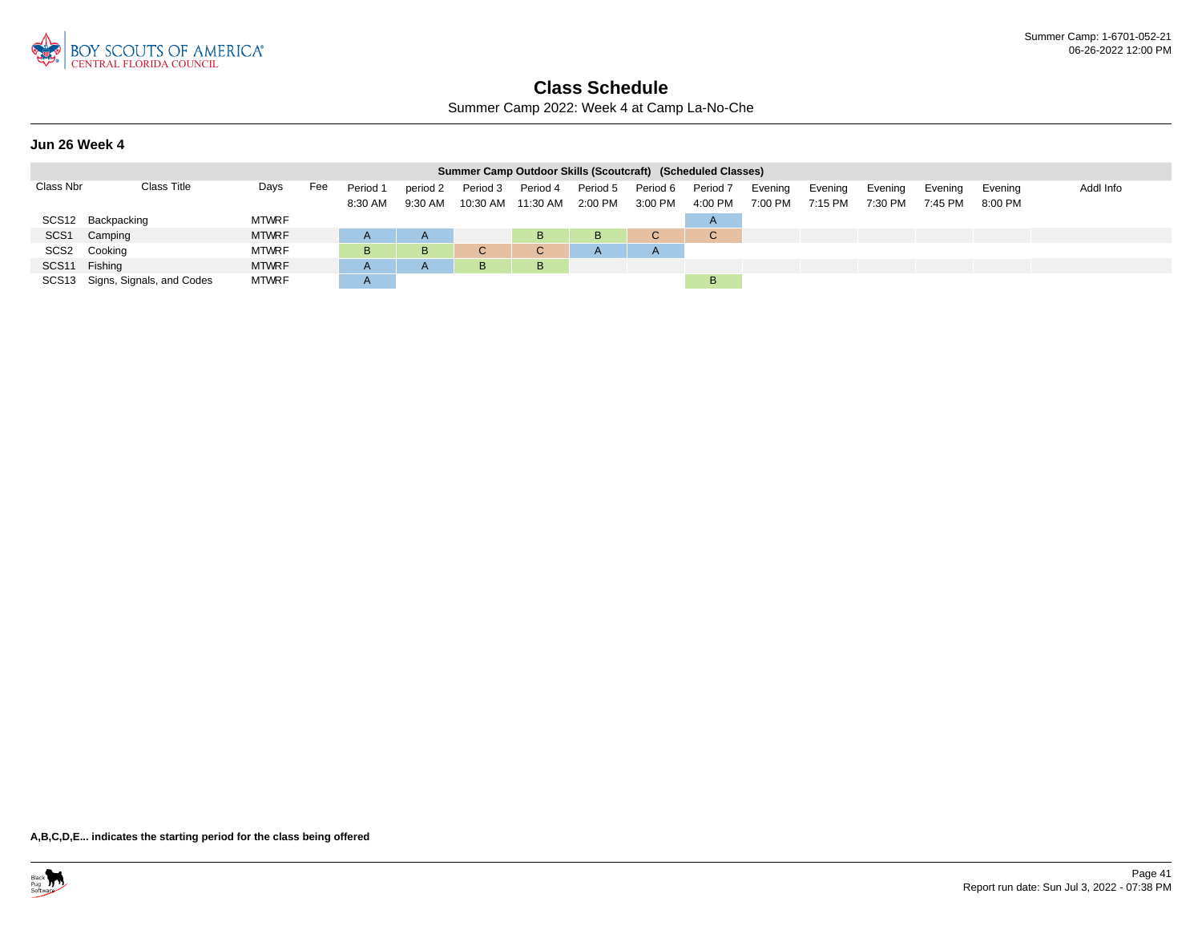# Class Schedule

Summer Camp 2022: Week 4 at Camp La-No-Che

### Jun 26 Week 4

| Summer Camp Outdoor Skills (Scoutcraft) (Scheduled Classes) | | | | | | | | | | | | | | | | | |
|---|---|---|---|---|---|---|---|---|---|---|---|---|---|---|---|---|---|
| Class Nbr | Class Title | Days | Fee | Period 1 8:30 AM | period 2 9:30 AM | Period 3 10:30 AM | Period 4 11:30 AM | Period 5 2:00 PM | Period 6 3:00 PM | Period 7 4:00 PM | Evening 7:00 PM | Evening 7:15 PM | Evening 7:30 PM | Evening 7:45 PM | Evening 8:00 PM | Addl Info |
| SCS12 | Backpacking | MTWRF | | | | | | | | A | | | | | | |
| SCS1 | Camping | MTWRF | | A | A | | B | B | C | C | | | | | | |
| SCS2 | Cooking | MTWRF | | B | B | C | C | A | A | | | | | | | |
| SCS11 | Fishing | MTWRF | | A | A | B | B | | | | | | | | | |
| SCS13 | Signs, Signals, and Codes | MTWRF | | A | | | | | | B | | | | | | |

**A,B,C,D,E... indicates the starting period for the class being offered**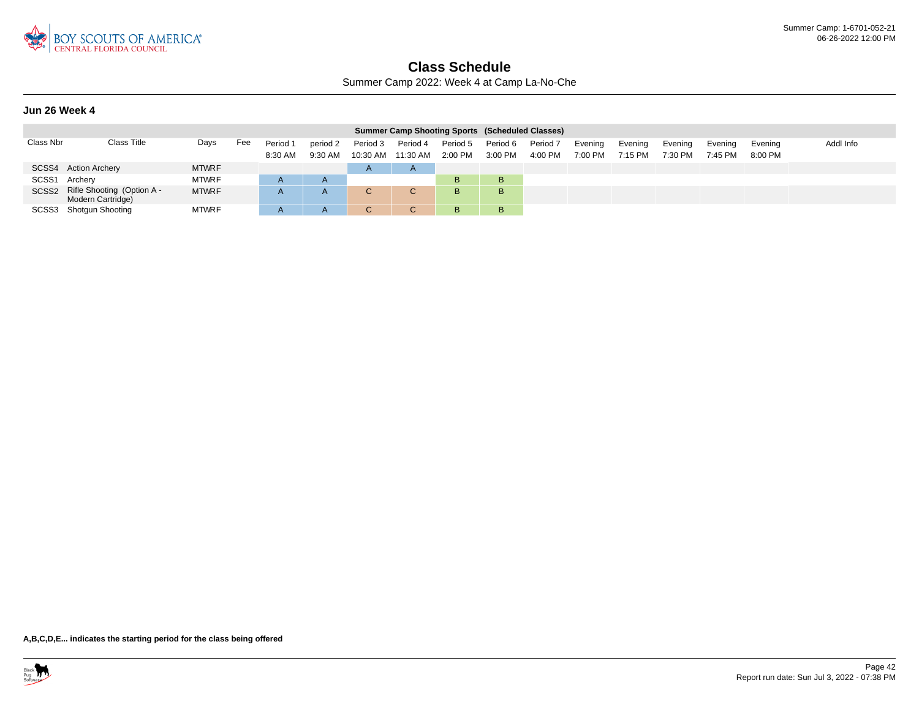# Class Schedule

Summer Camp 2022: Week 4 at Camp La-No-Che

### Jun 26 Week 4

| Summer Camp Shooting Sports (Scheduled Classes) | | | | | | | | | | | | | | | | | |
|---|---|---|---|---|---|---|---|---|---|---|---|---|---|---|---|---|---|
| Class Nbr | Class Title | Days | Fee | Period 1 8:30 AM | period 2 9:30 AM | Period 3 10:30 AM | Period 4 11:30 AM | Period 5 2:00 PM | Period 6 3:00 PM | Period 7 4:00 PM | Evening 7:00 PM | Evening 7:15 PM | Evening 7:30 PM | Evening 7:45 PM | Evening 8:00 PM | Addl Info |
| SCSS4 | Action Archery | MTWRF | | | | A | A | | | | | | | | | |
| SCSS1 | Archery | MTWRF | | A | A | | | B | B | | | | | | | |
| SCSS2 | Rifle Shooting (Option A - Modern Cartridge) | MTWRF | | A | A | C | C | B | B | | | | | | | |
| SCSS3 | Shotgun Shooting | MTWRF | | A | A | C | C | B | B | | | | | | | |

**A,B,C,D,E... indicates the starting period for the class being offered**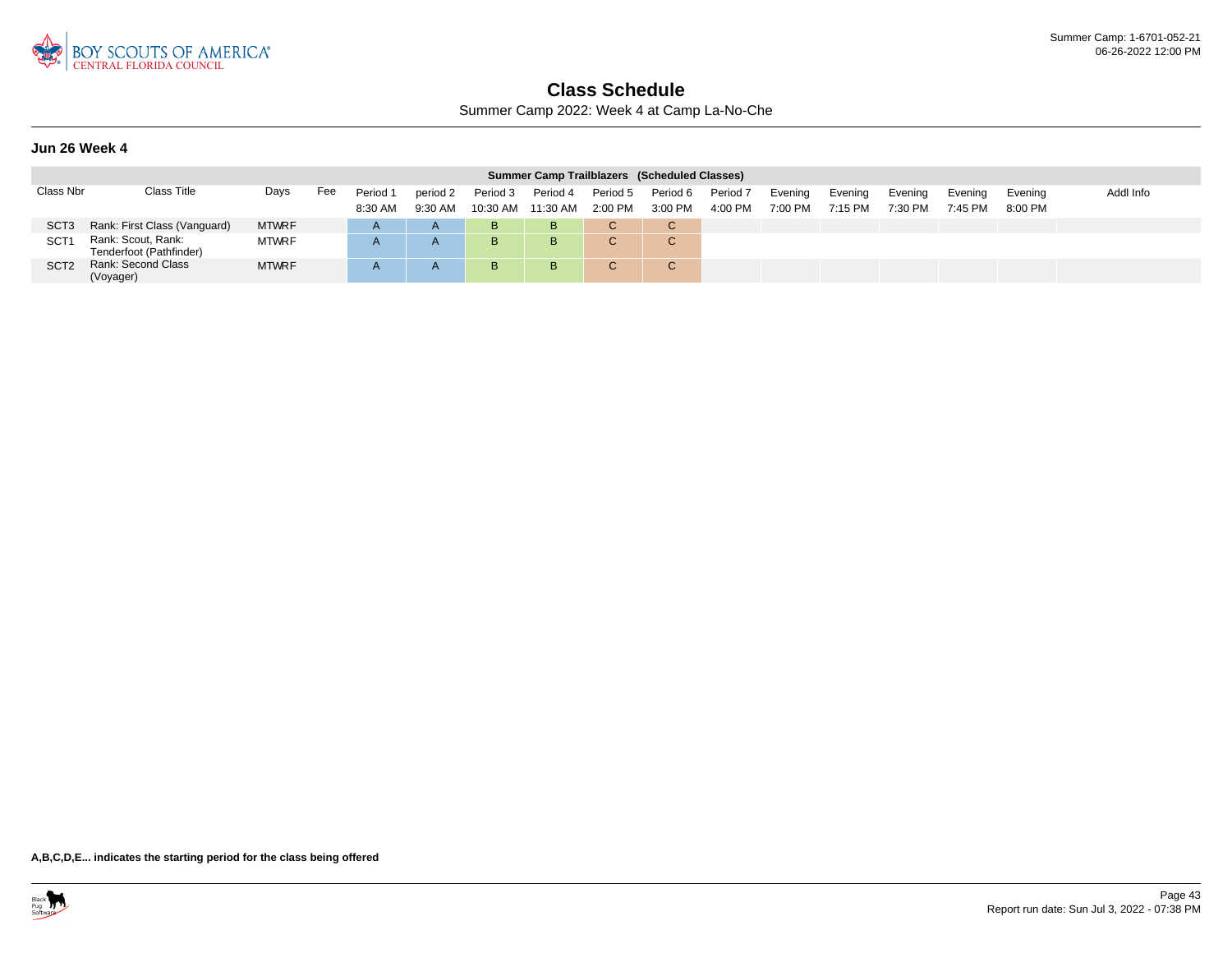# Class Schedule

Summer Camp 2022: Week 4 at Camp La-No-Che

### Jun 26 Week 4

| Summer Camp Trailblazers (Scheduled Classes) | | | | | | | | | | | | | | | | | |
|---|---|---|---|---|---|---|---|---|---|---|---|---|---|---|---|---|---|
| Class Nbr | Class Title | Days | Fee | Period 1 8:30 AM | period 2 9:30 AM | Period 3 10:30 AM | Period 4 11:30 AM | Period 5 2:00 PM | Period 6 3:00 PM | Period 7 4:00 PM | Evening 7:00 PM | Evening 7:15 PM | Evening 7:30 PM | Evening 7:45 PM | Evening 8:00 PM | Addl Info |
| SCT3 | Rank: First Class (Vanguard) | MTWRF | | A | A | B | B | C | C | | | | | | | |
| SCT1 | Rank: Scout, Rank: Tenderfoot (Pathfinder) | MTWRF | | A | A | B | B | C | C | | | | | | | |
| SCT2 | Rank: Second Class (Voyager) | MTWRF | | A | A | B | B | C | C | | | | | | | |

**A,B,C,D,E... indicates the starting period for the class being offered**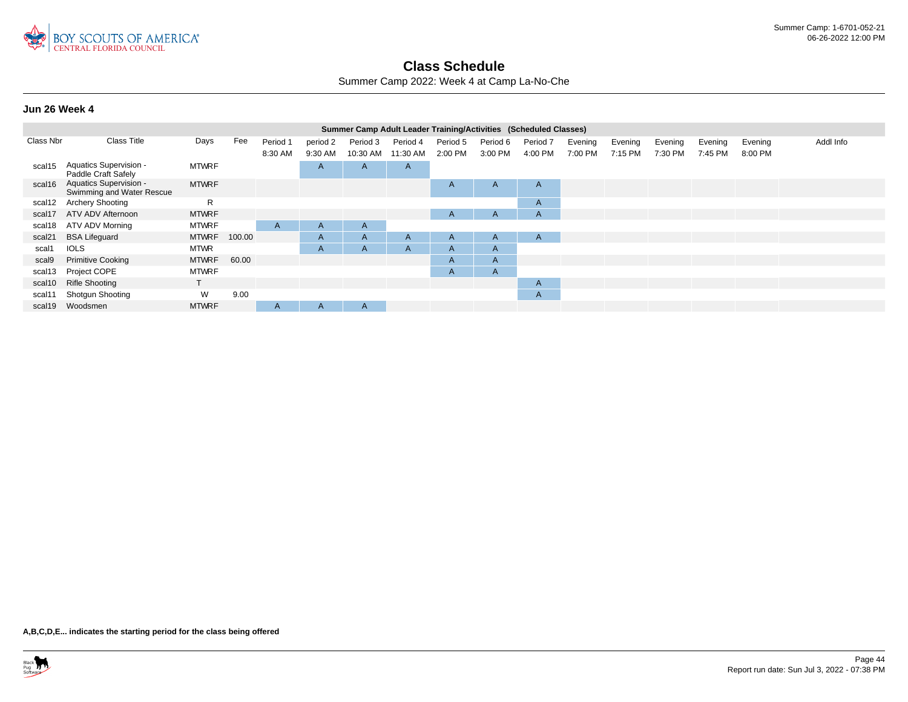# Class Schedule

Summer Camp 2022: Week 4 at Camp La-No-Che

### Jun 26 Week 4

| Summer Camp Adult Leader Training/Activities (Scheduled Classes) | | | | | | | | | | | | | | | | | |
|---|---|---|---|---|---|---|---|---|---|---|---|---|---|---|---|---|---|
| Class Nbr | Class Title | Days | Fee | Period 1 8:30 AM | period 2 9:30 AM | Period 3 10:30 AM | Period 4 11:30 AM | Period 5 2:00 PM | Period 6 3:00 PM | Period 7 4:00 PM | Evening 7:00 PM | Evening 7:15 PM | Evening 7:30 PM | Evening 7:45 PM | Evening 8:00 PM | Addl Info |
| scal15 | Aquatics Supervision - Paddle Craft Safely | MTWRF | | | A | A | A | | | | | | | | | |
| scal16 | Aquatics Supervision - Swimming and Water Rescue | MTWRF | | | | | | A | A | A | | | | | | |
| scal12 | Archery Shooting | R | | | | | | | | A | | | | | | |
| scal17 | ATV ADV Afternoon | MTWRF | | | | | | A | A | A | | | | | | |
| scal18 | ATV ADV Morning | MTWRF | | A | A | A | | | | | | | | | | |
| scal21 | BSA Lifeguard | MTWRF | 100.00 | | A | A | A | A | A | A | | | | | | |
| scal1 | IOLS | MTWR | | | A | A | A | A | A | | | | | | | |
| scal9 | Primitive Cooking | MTWRF | 60.00 | | | | | A | A | | | | | | | |
| scal13 | Project COPE | MTWRF | | | | | | A | A | | | | | | | |
| scal10 | Rifle Shooting | T | | | | | | | | A | | | | | | |
| scal11 | Shotgun Shooting | W | 9.00 | | | | | | | A | | | | | | |
| scal19 | Woodsmen | MTWRF | | A | A | A | | | | | | | | | | |

**A,B,C,D,E... indicates the starting period for the class being offered**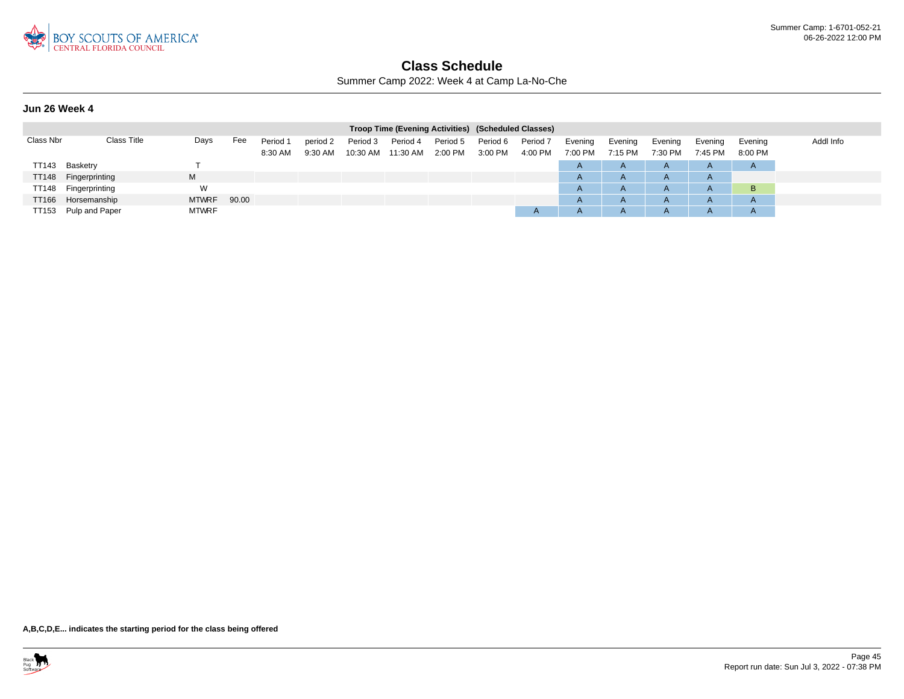# Class Schedule

Summer Camp 2022: Week 4 at Camp La-No-Che

## Jun 26 Week 4

| Class Nbr | Class Title | Days | Fee | Period 1 8:30 AM | period 2 9:30 AM | Period 3 10:30 AM | Period 4 11:30 AM | Period 5 2:00 PM | Period 6 3:00 PM | Period 7 4:00 PM | Evening 7:00 PM | Evening 7:15 PM | Evening 7:30 PM | Evening 7:45 PM | Evening 8:00 PM | Addl Info |
|---|---|---|---|---|---|---|---|---|---|---|---|---|---|---|---|---|
| | | | | Troop Time (Evening Activities) (Scheduled Classes) | | | | | | | | | | | | |
| TT143 | Basketry | T | | | | | | | | | A | A | A | A | A | |
| TT148 | Fingerprinting | M | | | | | | | | | A | A | A | A | | |
| TT148 | Fingerprinting | W | | | | | | | | | A | A | A | A | B | |
| TT166 | Horsemanship | MTWRF | 90.00 | | | | | | | | A | A | A | A | A | |
| TT153 | Pulp and Paper | MTWRF | | | | | | | | A | A | A | A | A | A | |

**A,B,C,D,E... indicates the starting period for the class being offered**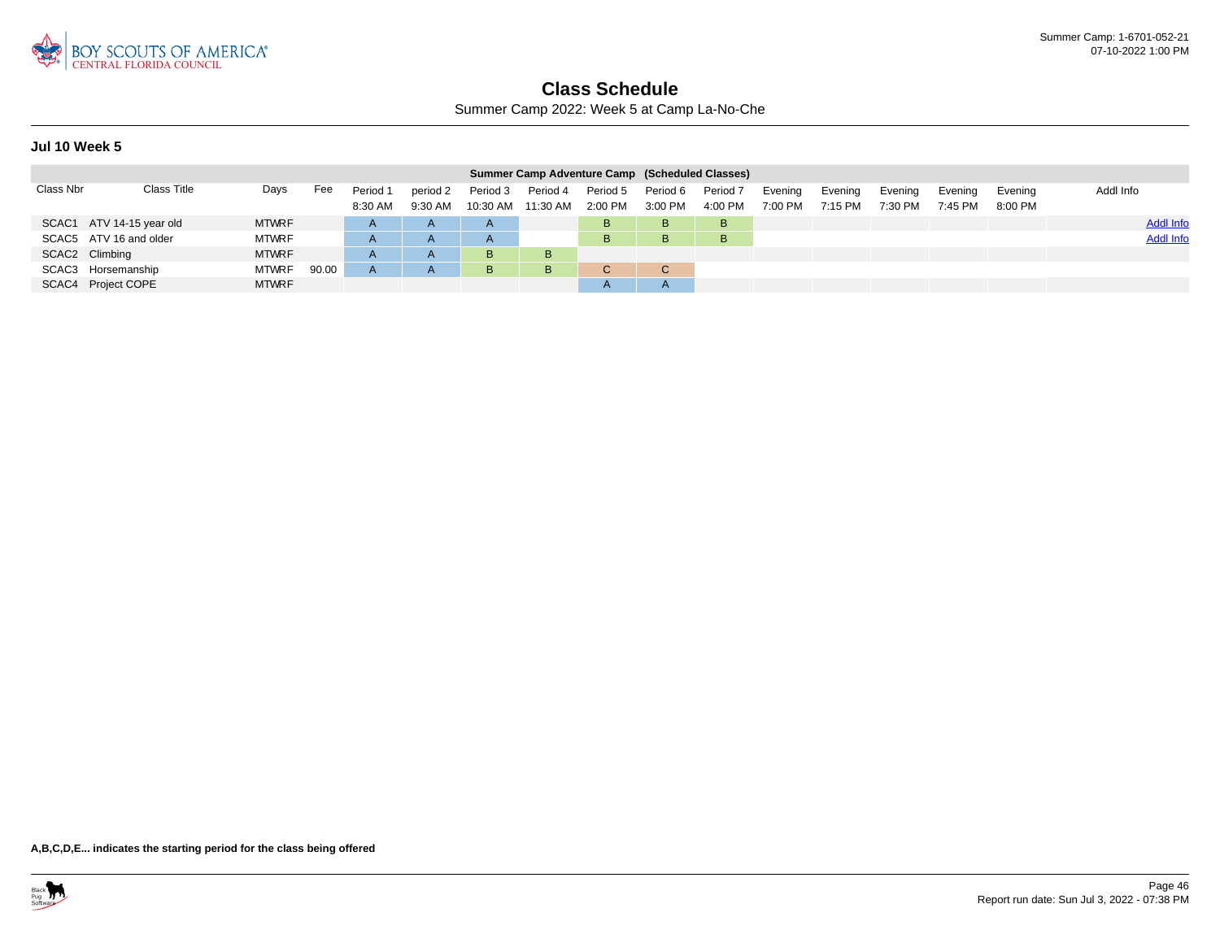# Class Schedule

Summer Camp 2022: Week 5 at Camp La-No-Che

Summer Camp: 1-6701-052-21
07-10-2022 1:00 PM

### Jul 10 Week 5

| Summer Camp Adventure Camp (Scheduled Classes) | | | | | | | | | | | | | | | | | |
|---|---|---|---|---|---|---|---|---|---|---|---|---|---|---|---|---|---|
| Class Nbr | Class Title | Days | Fee | Period 1 8:30 AM | period 2 9:30 AM | Period 3 10:30 AM | Period 4 11:30 AM | Period 5 2:00 PM | Period 6 3:00 PM | Period 7 4:00 PM | Evening 7:00 PM | Evening 7:15 PM | Evening 7:30 PM | Evening 7:45 PM | Evening 8:00 PM | Addl Info |
| SCAC1 | ATV 14-15 year old | MTWRF | | A | A | A | | B | B | B | | | | | | Addl Info |
| SCAC5 | ATV 16 and older | MTWRF | | A | A | A | | B | B | B | | | | | | Addl Info |
| SCAC2 | Climbing | MTWRF | | A | A | B | B | | | | | | | | | |
| SCAC3 | Horsemanship | MTWRF | 90.00 | A | A | B | B | C | C | | | | | | | |
| SCAC4 | Project COPE | MTWRF | | | | | | A | A | | | | | | | |

**A,B,C,D,E... indicates the starting period for the class being offered**

Report run date: Sun Jul 3, 2022 - 07:38 PM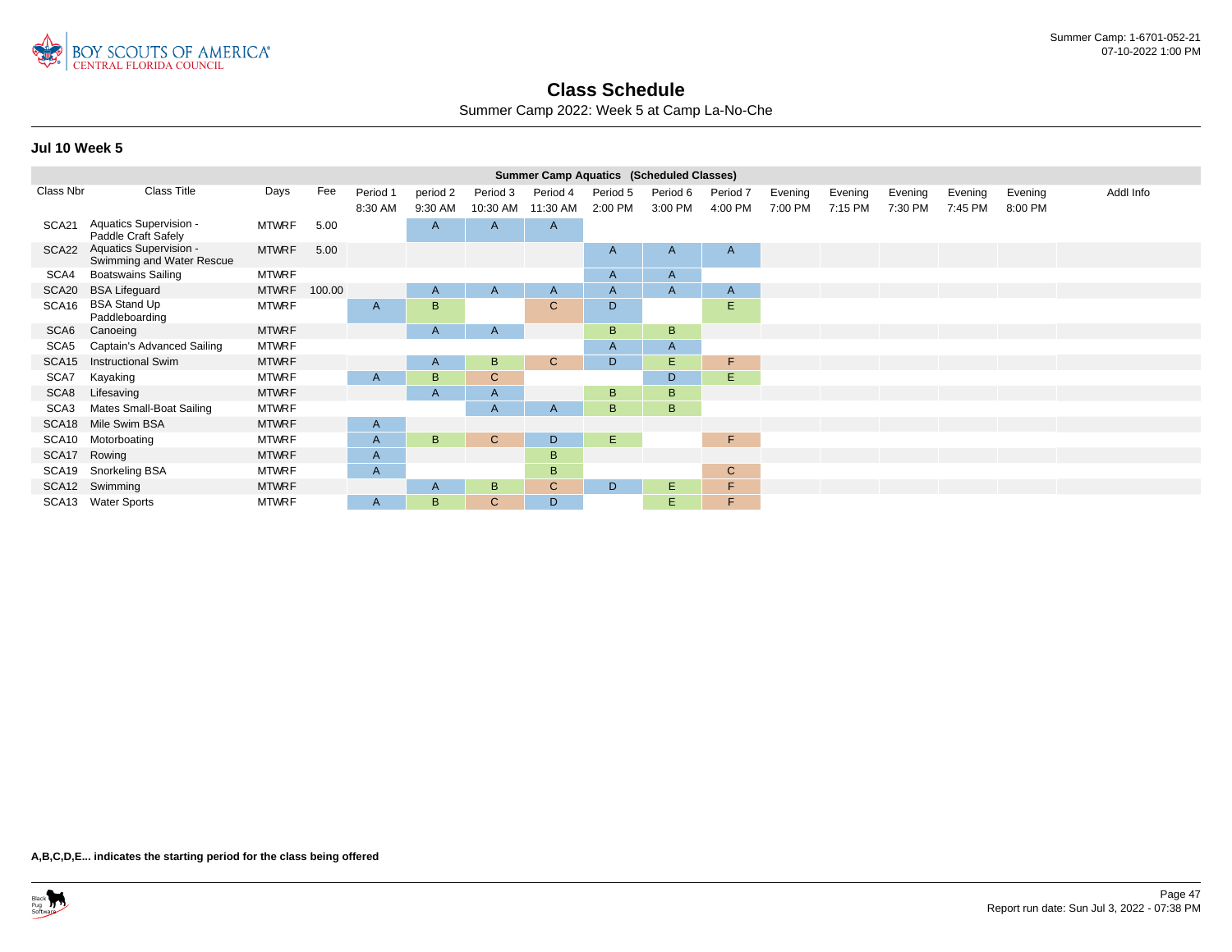# Class Schedule

Summer Camp 2022: Week 5 at Camp La-No-Che

### Jul 10 Week 5

| Summer Camp Aquatics (Scheduled Classes) | | | | | | | | | | | | | | | | | |
|---|---|---|---|---|---|---|---|---|---|---|---|---|---|---|---|---|---|
| Class Nbr | Class Title | Days | Fee | Period 1 8:30 AM | period 2 9:30 AM | Period 3 10:30 AM | Period 4 11:30 AM | Period 5 2:00 PM | Period 6 3:00 PM | Period 7 4:00 PM | Evening 7:00 PM | Evening 7:15 PM | Evening 7:30 PM | Evening 7:45 PM | Evening 8:00 PM | Addl Info |
| SCA21 | Aquatics Supervision - Paddle Craft Safely | MTWRF | 5.00 | | A | A | A | | | | | | | | | |
| SCA22 | Aquatics Supervision - Swimming and Water Rescue | MTWRF | 5.00 | | | | | A | A | A | | | | | | |
| SCA4 | Boatswains Sailing | MTWRF | | | | | | A | A | | | | | | | |
| SCA20 | BSA Lifeguard | MTWRF | 100.00 | | A | A | A | A | A | A | | | | | | |
| SCA16 | BSA Stand Up Paddleboarding | MTWRF | | A | B | | C | D | | E | | | | | | |
| SCA6 | Canoeing | MTWRF | | | A | A | | B | B | | | | | | | |
| SCA5 | Captain's Advanced Sailing | MTWRF | | | | | | A | A | | | | | | | |
| SCA15 | Instructional Swim | MTWRF | | | A | B | C | D | E | F | | | | | | |
| SCA7 | Kayaking | MTWRF | | A | B | C | | | D | E | | | | | | |
| SCA8 | Lifesaving | MTWRF | | | A | A | | B | B | | | | | | | |
| SCA3 | Mates Small-Boat Sailing | MTWRF | | | | A | A | B | B | | | | | | | |
| SCA18 | Mile Swim BSA | MTWRF | | A | | | | | | | | | | | | |
| SCA10 | Motorboating | MTWRF | | A | B | C | D | E | | F | | | | | | |
| SCA17 | Rowing | MTWRF | | A | | | B | | | | | | | | | |
| SCA19 | Snorkeling BSA | MTWRF | | A | | | B | | | C | | | | | | |
| SCA12 | Swimming | MTWRF | | | A | B | C | D | E | F | | | | | | |
| SCA13 | Water Sports | MTWRF | | A | B | C | D | | E | F | | | | | | |

**A,B,C,D,E... indicates the starting period for the class being offered**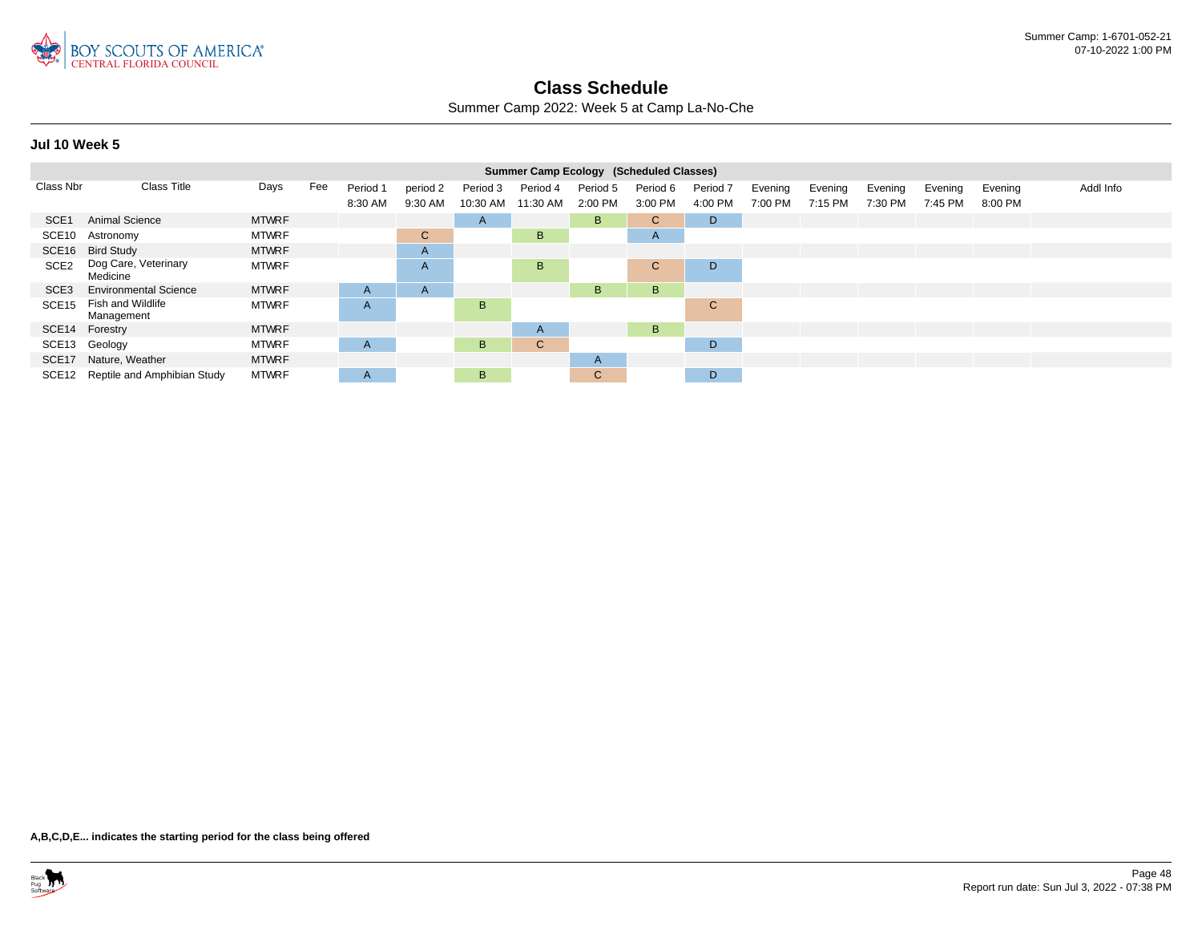# Class Schedule

Summer Camp 2022: Week 5 at Camp La-No-Che

## Jul 10 Week 5

| Summer Camp Ecology (Scheduled Classes) | | | | | | | | | | | | | | | | | |
|---|---|---|---|---|---|---|---|---|---|---|---|---|---|---|---|---|---|
| Class Nbr | Class Title | Days | Fee | Period 1 8:30 AM | period 2 9:30 AM | Period 3 10:30 AM | Period 4 11:30 AM | Period 5 2:00 PM | Period 6 3:00 PM | Period 7 4:00 PM | Evening 7:00 PM | Evening 7:15 PM | Evening 7:30 PM | Evening 7:45 PM | Evening 8:00 PM | Addl Info |
| SCE1 | Animal Science | MTWRF | | | | A | | B | C | D | | | | | | |
| SCE10 | Astronomy | MTWRF | | | C | | B | | A | | | | | | | |
| SCE16 | Bird Study | MTWRF | | | A | | | | | | | | | | | |
| SCE2 | Dog Care, Veterinary Medicine | MTWRF | | | A | | B | | C | D | | | | | | |
| SCE3 | Environmental Science | MTWRF | | A | A | | | B | B | | | | | | | |
| SCE15 | Fish and Wildlife Management | MTWRF | | A | | B | | | | C | | | | | | |
| SCE14 | Forestry | MTWRF | | | | | A | | B | | | | | | | |
| SCE13 | Geology | MTWRF | | A | | B | C | | | D | | | | | | |
| SCE17 | Nature, Weather | MTWRF | | | | | | A | | | | | | | | |
| SCE12 | Reptile and Amphibian Study | MTWRF | | A | | B | | C | | D | | | | | | |

**A,B,C,D,E... indicates the starting period for the class being offered**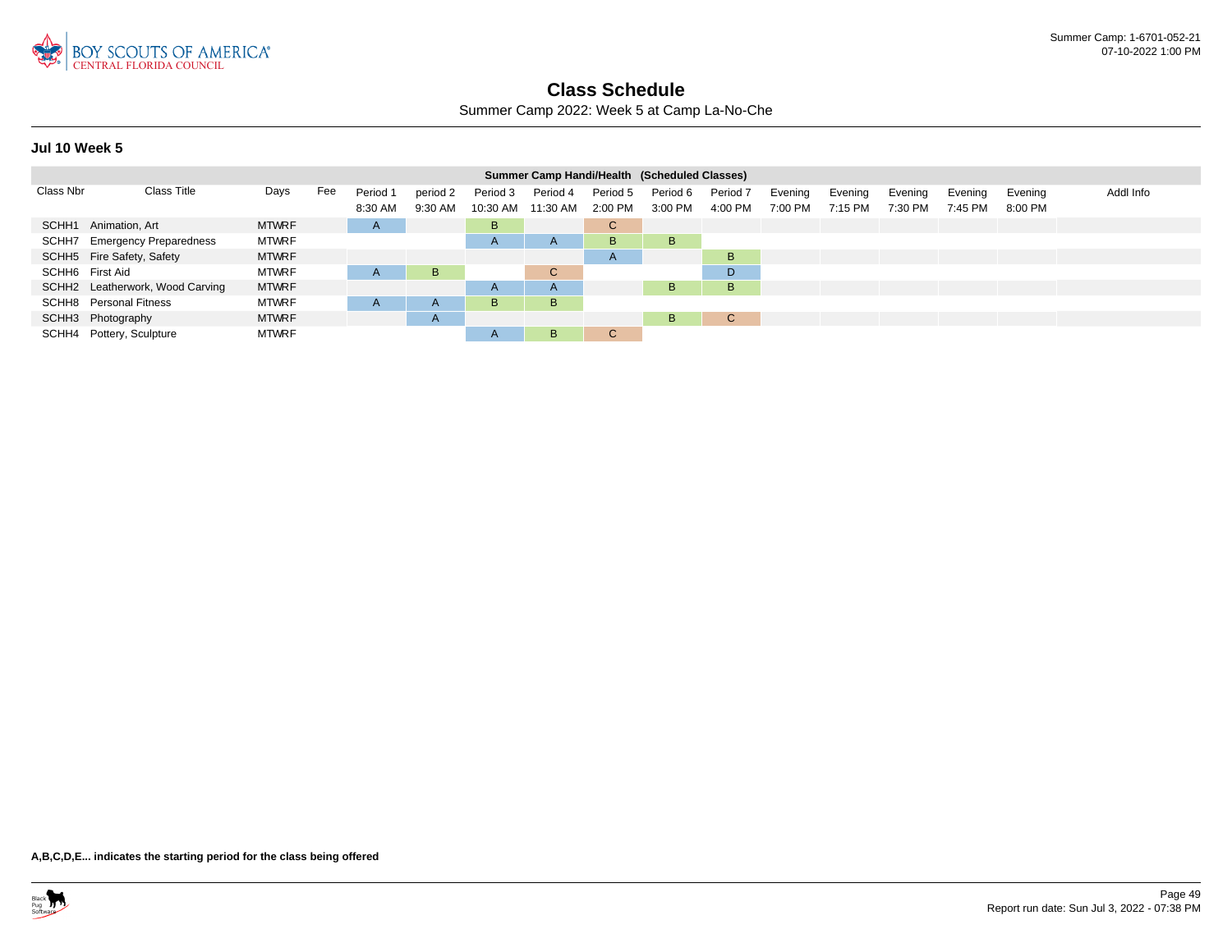# Class Schedule

Summer Camp 2022: Week 5 at Camp La-No-Che

### Jul 10 Week 5

| Summer Camp Handi/Health (Scheduled Classes) | | | | | | | | | | | | | | | | | |
|---|---|---|---|---|---|---|---|---|---|---|---|---|---|---|---|---|---|
| Class Nbr | Class Title | Days | Fee | Period 1 8:30 AM | period 2 9:30 AM | Period 3 10:30 AM | Period 4 11:30 AM | Period 5 2:00 PM | Period 6 3:00 PM | Period 7 4:00 PM | Evening 7:00 PM | Evening 7:15 PM | Evening 7:30 PM | Evening 7:45 PM | Evening 8:00 PM | Addl Info |
| SCHH1 | Animation, Art | MTWRF | | A | | B | | C | | | | | | | | |
| SCHH7 | Emergency Preparedness | MTWRF | | | | A | A | B | B | | | | | | | |
| SCHH5 | Fire Safety, Safety | MTWRF | | | | | | A | | B | | | | | | |
| SCHH6 | First Aid | MTWRF | | A | B | | C | | | D | | | | | | |
| SCHH2 | Leatherwork, Wood Carving | MTWRF | | | | A | A | | B | B | | | | | | |
| SCHH8 | Personal Fitness | MTWRF | | A | A | B | B | | | | | | | | | |
| SCHH3 | Photography | MTWRF | | | A | | | | B | C | | | | | | |
| SCHH4 | Pottery, Sculpture | MTWRF | | | | A | B | C | | | | | | | | |

**A,B,C,D,E... indicates the starting period for the class being offered**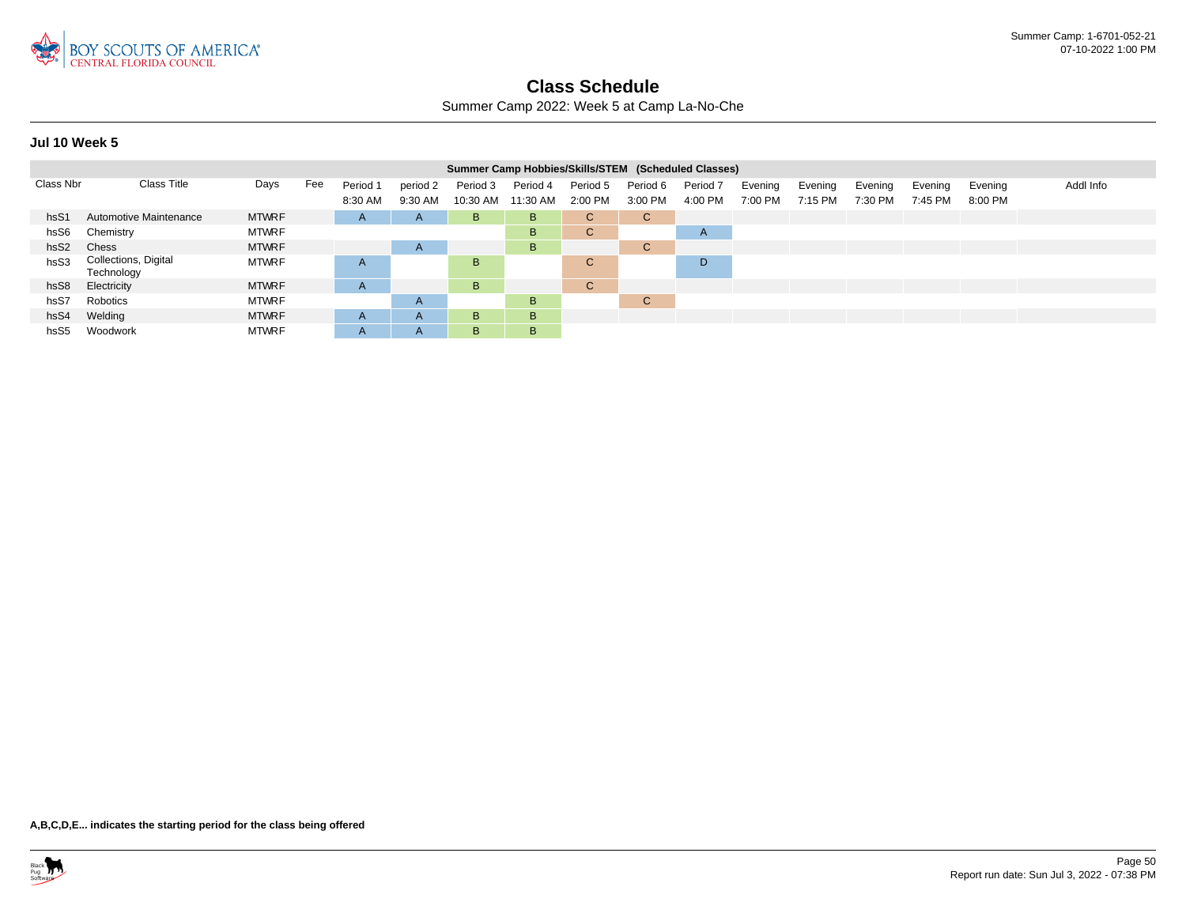## Class Schedule

Summer Camp 2022: Week 5 at Camp La-No-Che

### Jul 10 Week 5

| Summer Camp Hobbies/Skills/STEM (Scheduled Classes) | | | | | | | | | | | | | | | | | |
|---|---|---|---|---|---|---|---|---|---|---|---|---|---|---|---|---|---|
| Class Nbr | Class Title | Days | Fee | Period 1 8:30 AM | period 2 9:30 AM | Period 3 10:30 AM | Period 4 11:30 AM | Period 5 2:00 PM | Period 6 3:00 PM | Period 7 4:00 PM | Evening 7:00 PM | Evening 7:15 PM | Evening 7:30 PM | Evening 7:45 PM | Evening 8:00 PM | Addl Info |
| hsS1 | Automotive Maintenance | MTWRF | | A | A | B | B | C | C | | | | | | | |
| hsS6 | Chemistry | MTWRF | | | | | B | C | | A | | | | | | |
| hsS2 | Chess | MTWRF | | | A | | B | | C | | | | | | | |
| hsS3 | Collections, Digital Technology | MTWRF | | A | | B | | C | | D | | | | | | |
| hsS8 | Electricity | MTWRF | | A | | B | | C | | | | | | | | |
| hsS7 | Robotics | MTWRF | | | A | | B | | C | | | | | | | |
| hsS4 | Welding | MTWRF | | A | A | B | B | | | | | | | | | |
| hsS5 | Woodwork | MTWRF | | A | A | B | B | | | | | | | | | |

**A,B,C,D,E... indicates the starting period for the class being offered**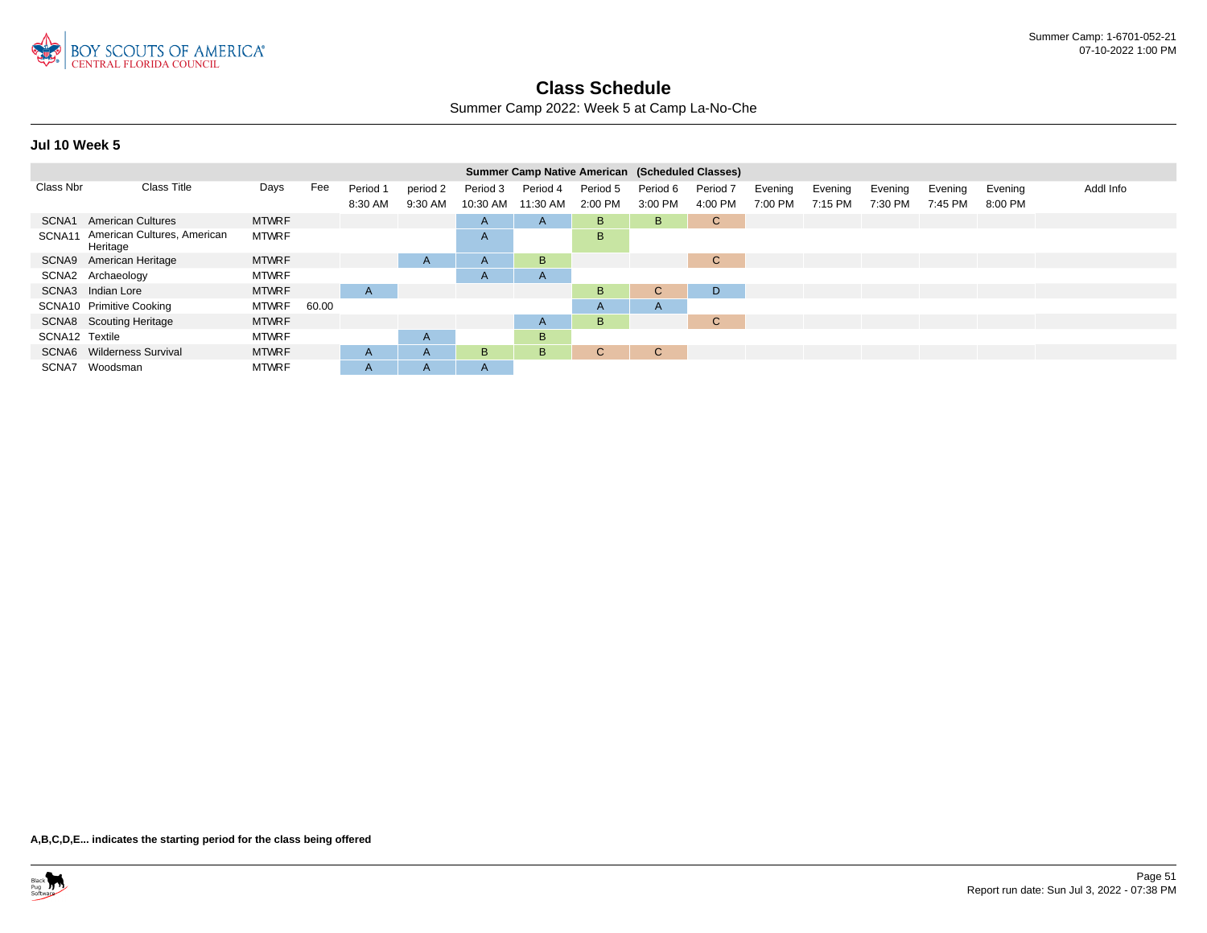# Class Schedule

Summer Camp 2022: Week 5 at Camp La-No-Che

### Jul 10 Week 5

| Summer Camp Native American (Scheduled Classes) | | | | | | | | | | | | | | | | | |
|---|---|---|---|---|---|---|---|---|---|---|---|---|---|---|---|---|---|
| Class Nbr | Class Title | Days | Fee | Period 1 8:30 AM | period 2 9:30 AM | Period 3 10:30 AM | Period 4 11:30 AM | Period 5 2:00 PM | Period 6 3:00 PM | Period 7 4:00 PM | Evening 7:00 PM | Evening 7:15 PM | Evening 7:30 PM | Evening 7:45 PM | Evening 8:00 PM | Addl Info |
| SCNA1 | American Cultures | MTWRF | | | | A | A | B | B | C | | | | | | |
| SCNA11 | American Cultures, American Heritage | MTWRF | | | | A | | B | | | | | | | | |
| SCNA9 | American Heritage | MTWRF | | | A | A | B | | | C | | | | | | |
| SCNA2 | Archaeology | MTWRF | | | | A | A | | | | | | | | | |
| SCNA3 | Indian Lore | MTWRF | | A | | | | B | C | D | | | | | | |
| SCNA10 | Primitive Cooking | MTWRF | 60.00 | | | | | A | A | | | | | | | |
| SCNA8 | Scouting Heritage | MTWRF | | | | | A | B | | C | | | | | | |
| SCNA12 | Textile | MTWRF | | | A | | B | | | | | | | | | |
| SCNA6 | Wilderness Survival | MTWRF | | A | A | B | B | C | C | | | | | | | |
| SCNA7 | Woodsman | MTWRF | | A | A | A | | | | | | | | | | |

**A,B,C,D,E... indicates the starting period for the class being offered**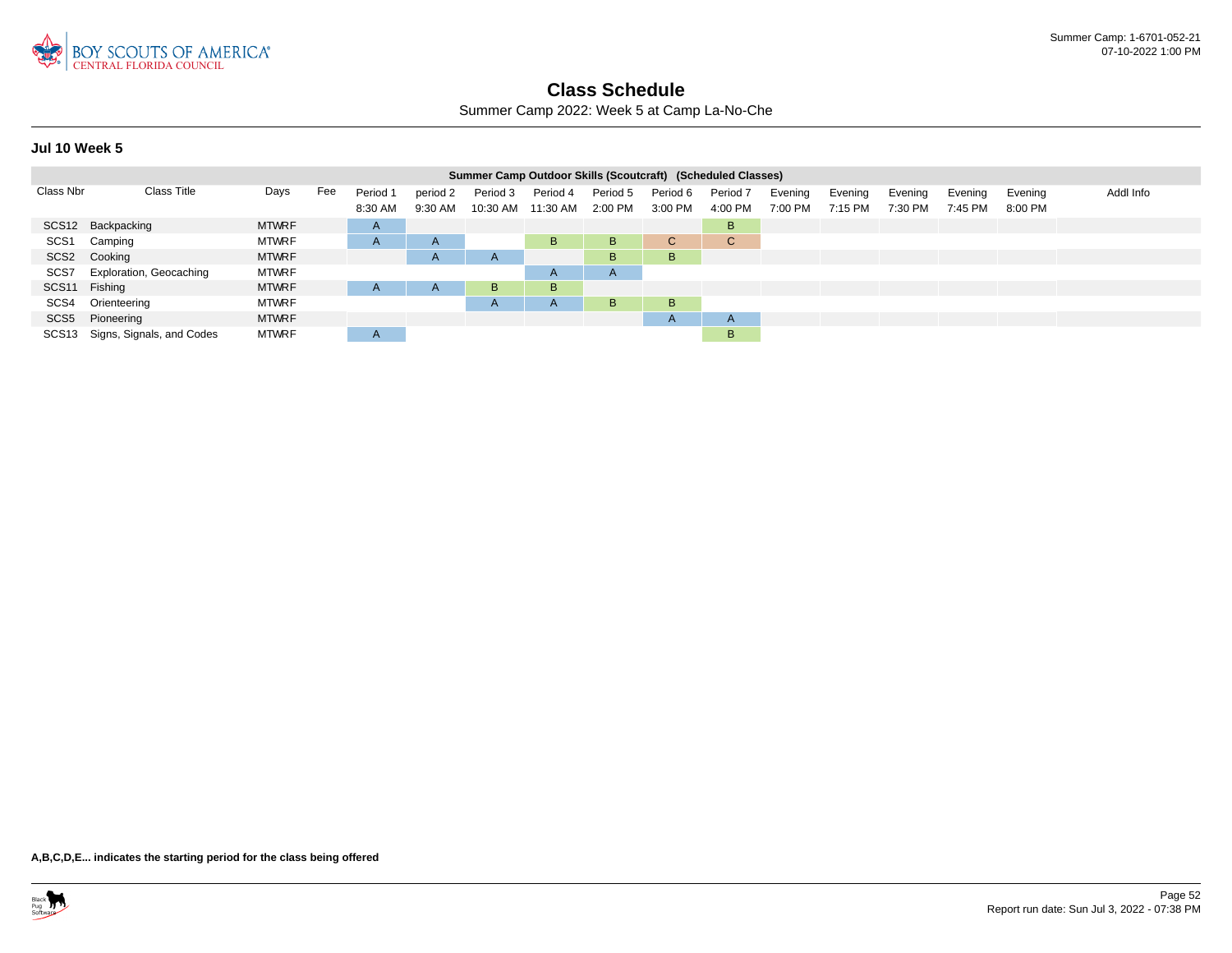# Class Schedule

Summer Camp 2022: Week 5 at Camp La-No-Che

### Jul 10 Week 5

| Summer Camp Outdoor Skills (Scoutcraft) (Scheduled Classes) | | | | | | | | | | | | | | | | | |
|---|---|---|---|---|---|---|---|---|---|---|---|---|---|---|---|---|---|
| Class Nbr | Class Title | Days | Fee | Period 1 8:30 AM | period 2 9:30 AM | Period 3 10:30 AM | Period 4 11:30 AM | Period 5 2:00 PM | Period 6 3:00 PM | Period 7 4:00 PM | Evening 7:00 PM | Evening 7:15 PM | Evening 7:30 PM | Evening 7:45 PM | Evening 8:00 PM | Addl Info |
| SCS12 | Backpacking | MTWRF | | A | | | | | | B | | | | | | |
| SCS1 | Camping | MTWRF | | A | A | | B | B | C | C | | | | | | |
| SCS2 | Cooking | MTWRF | | | A | A | | B | B | | | | | | | |
| SCS7 | Exploration, Geocaching | MTWRF | | | | | A | A | | | | | | | | |
| SCS11 | Fishing | MTWRF | | A | A | B | B | | | | | | | | | |
| SCS4 | Orienteering | MTWRF | | | | A | A | B | B | | | | | | | |
| SCS5 | Pioneering | MTWRF | | | | | | | A | A | | | | | | |
| SCS13 | Signs, Signals, and Codes | MTWRF | | A | | | | | | B | | | | | | |

**A,B,C,D,E... indicates the starting period for the class being offered**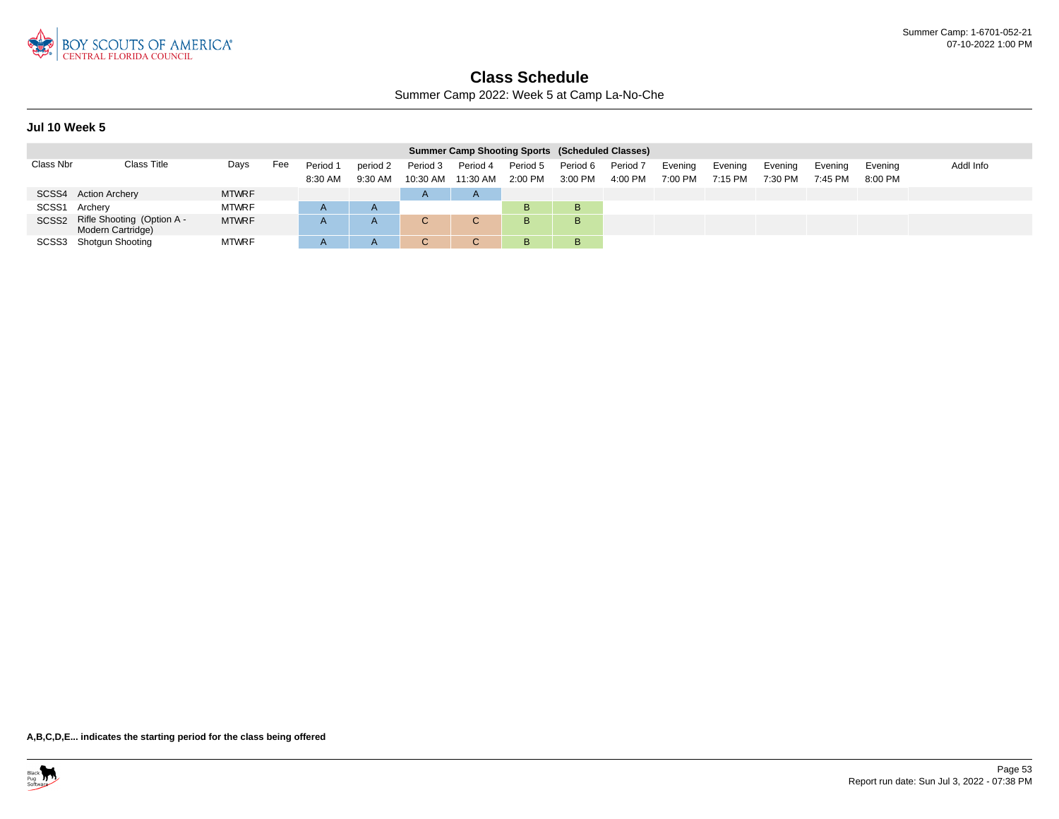# Class Schedule

Summer Camp 2022: Week 5 at Camp La-No-Che

### Jul 10 Week 5

| Summer Camp Shooting Sports (Scheduled Classes) | | | | | | | | | | | | | | | | | |
|---|---|---|---|---|---|---|---|---|---|---|---|---|---|---|---|---|---|
| Class Nbr | Class Title | Days | Fee | Period 1 8:30 AM | period 2 9:30 AM | Period 3 10:30 AM | Period 4 11:30 AM | Period 5 2:00 PM | Period 6 3:00 PM | Period 7 4:00 PM | Evening 7:00 PM | Evening 7:15 PM | Evening 7:30 PM | Evening 7:45 PM | Evening 8:00 PM | Addl Info |
| SCSS4 | Action Archery | MTWRF | | | | A | A | | | | | | | | | |
| SCSS1 | Archery | MTWRF | | A | A | | | B | B | | | | | | | |
| SCSS2 | Rifle Shooting (Option A - Modern Cartridge) | MTWRF | | A | A | C | C | B | B | | | | | | | |
| SCSS3 | Shotgun Shooting | MTWRF | | A | A | C | C | B | B | | | | | | | |

**A,B,C,D,E... indicates the starting period for the class being offered**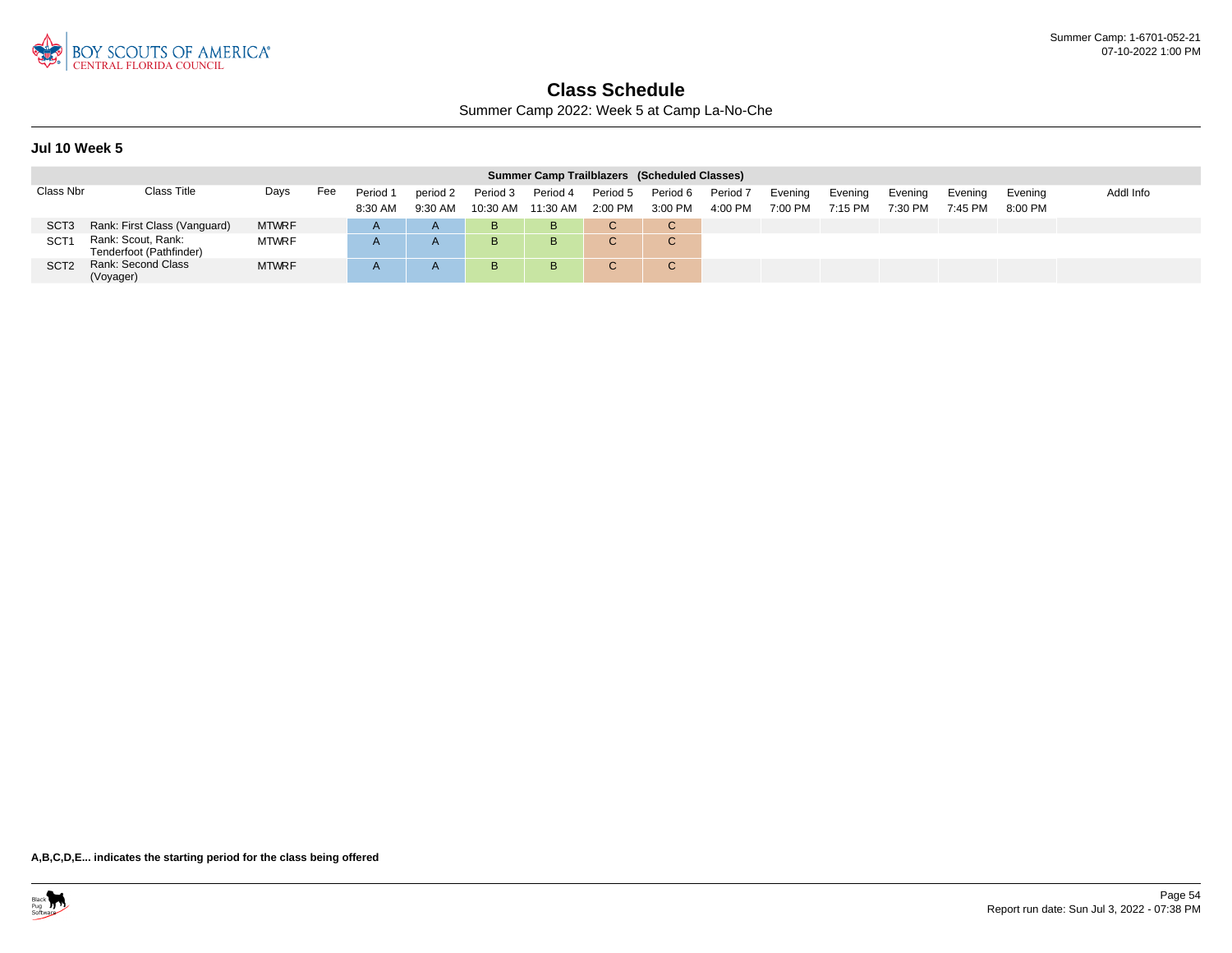# Class Schedule

Summer Camp 2022: Week 5 at Camp La-No-Che

### Jul 10 Week 5

| Summer Camp Trailblazers (Scheduled Classes) | | | | | | | | | | | | | | | | | |
|---|---|---|---|---|---|---|---|---|---|---|---|---|---|---|---|---|---|
| Class Nbr | Class Title | Days | Fee | Period 1 8:30 AM | period 2 9:30 AM | Period 3 10:30 AM | Period 4 11:30 AM | Period 5 2:00 PM | Period 6 3:00 PM | Period 7 4:00 PM | Evening 7:00 PM | Evening 7:15 PM | Evening 7:30 PM | Evening 7:45 PM | Evening 8:00 PM | Addl Info |
| SCT3 | Rank: First Class (Vanguard) | MTWRF | | A | A | B | B | C | C | | | | | | | |
| SCT1 | Rank: Scout, Rank: Tenderfoot (Pathfinder) | MTWRF | | A | A | B | B | C | C | | | | | | | |
| SCT2 | Rank: Second Class (Voyager) | MTWRF | | A | A | B | B | C | C | | | | | | | |

**A,B,C,D,E... indicates the starting period for the class being offered**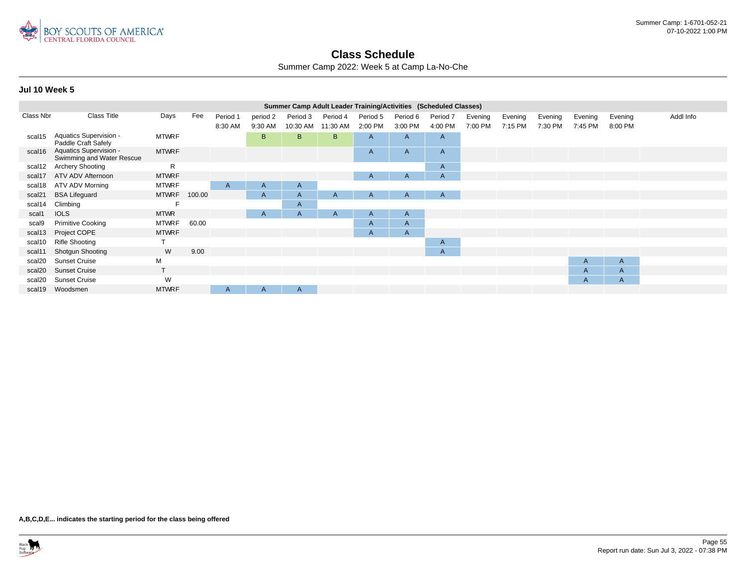# Class Schedule

Summer Camp 2022: Week 5 at Camp La-No-Che

### Jul 10 Week 5

| Summer Camp Adult Leader Training/Activities (Scheduled Classes) | | | | | | | | | | | | | | | | | |
|---|---|---|---|---|---|---|---|---|---|---|---|---|---|---|---|---|---|
| Class Nbr | Class Title | Days | Fee | Period 1 8:30 AM | period 2 9:30 AM | Period 3 10:30 AM | Period 4 11:30 AM | Period 5 2:00 PM | Period 6 3:00 PM | Period 7 4:00 PM | Evening 7:00 PM | Evening 7:15 PM | Evening 7:30 PM | Evening 7:45 PM | Evening 8:00 PM | Addl Info |
| scal15 | Aquatics Supervision - Paddle Craft Safely | MTWRF | | | B | B | B | A | A | A | | | | | | |
| scal16 | Aquatics Supervision - Swimming and Water Rescue | MTWRF | | | | | | A | A | A | | | | | | |
| scal12 | Archery Shooting | R | | | | | | | | A | | | | | | |
| scal17 | ATV ADV Afternoon | MTWRF | | | | | | A | A | A | | | | | | |
| scal18 | ATV ADV Morning | MTWRF | | A | A | A | | | | | | | | | | |
| scal21 | BSA Lifeguard | MTWRF | 100.00 | | A | A | A | A | A | A | | | | | | |
| scal14 | Climbing | F | | | | A | | | | | | | | | | |
| scal1 | IOLS | MTWR | | | A | A | A | A | A | | | | | | | |
| scal9 | Primitive Cooking | MTWRF | 60.00 | | | | | A | A | | | | | | | |
| scal13 | Project COPE | MTWRF | | | | | | A | A | | | | | | | |
| scal10 | Rifle Shooting | T | | | | | | | | A | | | | | | |
| scal11 | Shotgun Shooting | W | 9.00 | | | | | | | A | | | | | | |
| scal20 | Sunset Cruise | M | | | | | | | | | | | | A | A | |
| scal20 | Sunset Cruise | T | | | | | | | | | | | | A | A | |
| scal20 | Sunset Cruise | W | | | | | | | | | | | | A | A | |
| scal19 | Woodsmen | MTWRF | | A | A | A | | | | | | | | | | |

**A,B,C,D,E... indicates the starting period for the class being offered**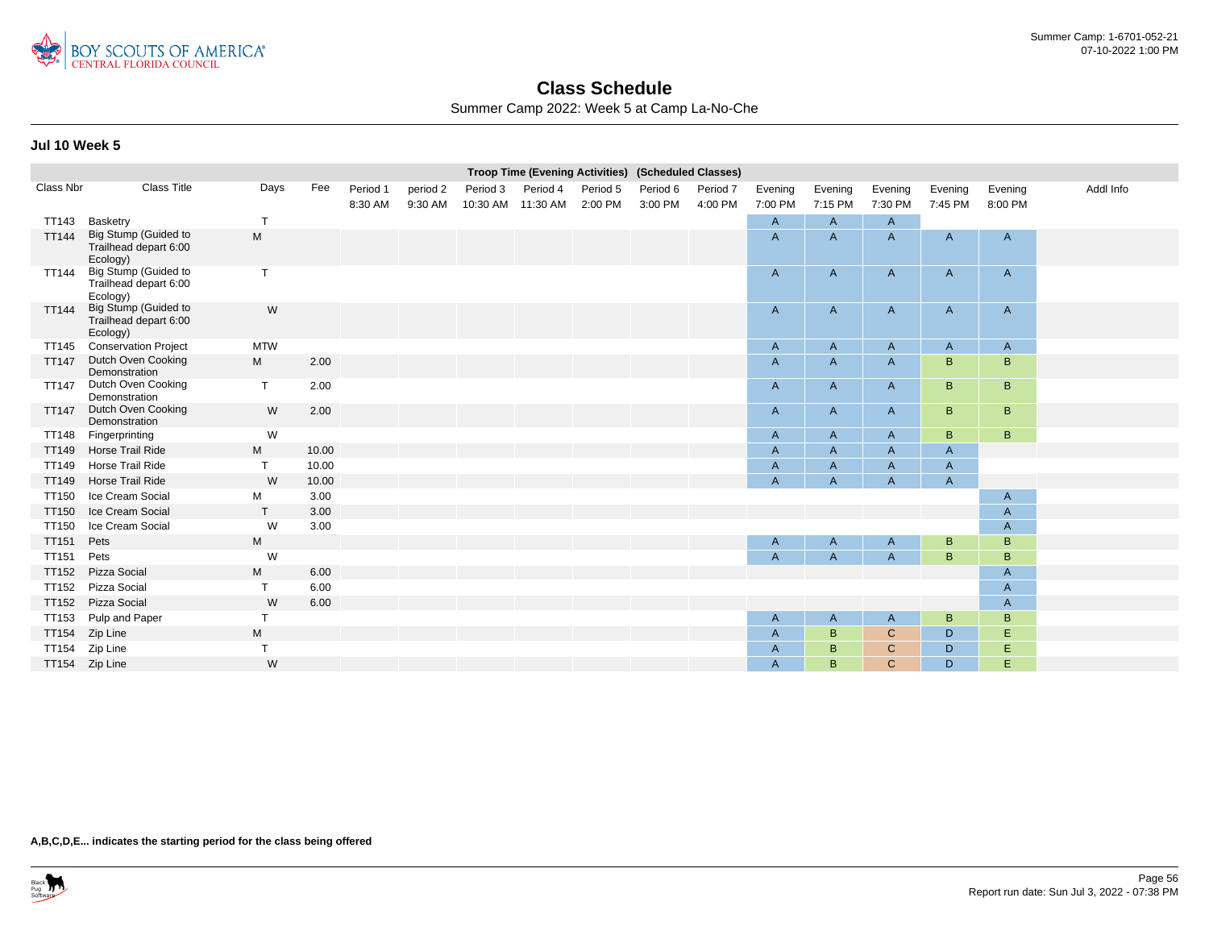# Class Schedule

Summer Camp 2022: Week 5 at Camp La-No-Che

## Jul 10 Week 5

| Class Nbr | Class Title | Days | Fee | Period 1 8:30 AM | period 2 9:30 AM | Period 3 10:30 AM | Period 4 11:30 AM | Period 5 2:00 PM | Period 6 3:00 PM | Period 7 4:00 PM | Evening 7:00 PM | Evening 7:15 PM | Evening 7:30 PM | Evening 7:45 PM | Evening 8:00 PM | Addl Info |
|---|---|---|---|---|---|---|---|---|---|---|---|---|---|---|---|---|
| TT143 | Basketry | T | | | | | | | | | A | A | A | | | |
| TT144 | Big Stump (Guided to Trailhead depart 6:00 Ecology) | M | | | | | | | | | A | A | A | A | A | |
| TT144 | Big Stump (Guided to Trailhead depart 6:00 Ecology) | T | | | | | | | | | A | A | A | A | A | |
| TT144 | Big Stump (Guided to Trailhead depart 6:00 Ecology) | W | | | | | | | | | A | A | A | A | A | |
| TT145 | Conservation Project | MTW | | | | | | | | | A | A | A | A | A | |
| TT147 | Dutch Oven Cooking Demonstration | M | 2.00 | | | | | | | | A | A | A | B | B | |
| TT147 | Dutch Oven Cooking Demonstration | T | 2.00 | | | | | | | | A | A | A | B | B | |
| TT147 | Dutch Oven Cooking Demonstration | W | 2.00 | | | | | | | | A | A | A | B | B | |
| TT148 | Fingerprinting | W | | | | | | | | | A | A | A | B | B | |
| TT149 | Horse Trail Ride | M | 10.00 | | | | | | | | A | A | A | A | | |
| TT149 | Horse Trail Ride | T | 10.00 | | | | | | | | A | A | A | A | | |
| TT149 | Horse Trail Ride | W | 10.00 | | | | | | | | A | A | A | A | | |
| TT150 | Ice Cream Social | M | 3.00 | | | | | | | | | | | | A | |
| TT150 | Ice Cream Social | T | 3.00 | | | | | | | | | | | | A | |
| TT150 | Ice Cream Social | W | 3.00 | | | | | | | | | | | | A | |
| TT151 | Pets | M | | | | | | | | | A | A | A | B | B | |
| TT151 | Pets | W | | | | | | | | | A | A | A | B | B | |
| TT152 | Pizza Social | M | 6.00 | | | | | | | | | | | | A | |
| TT152 | Pizza Social | T | 6.00 | | | | | | | | | | | | A | |
| TT152 | Pizza Social | W | 6.00 | | | | | | | | | | | | A | |
| TT153 | Pulp and Paper | T | | | | | | | | | A | A | A | B | B | |
| TT154 | Zip Line | M | | | | | | | | | A | B | C | D | E | |
| TT154 | Zip Line | T | | | | | | | | | A | B | C | D | E | |
| TT154 | Zip Line | W | | | | | | | | | A | B | C | D | E | |

**A,B,C,D,E... indicates the starting period for the class being offered**